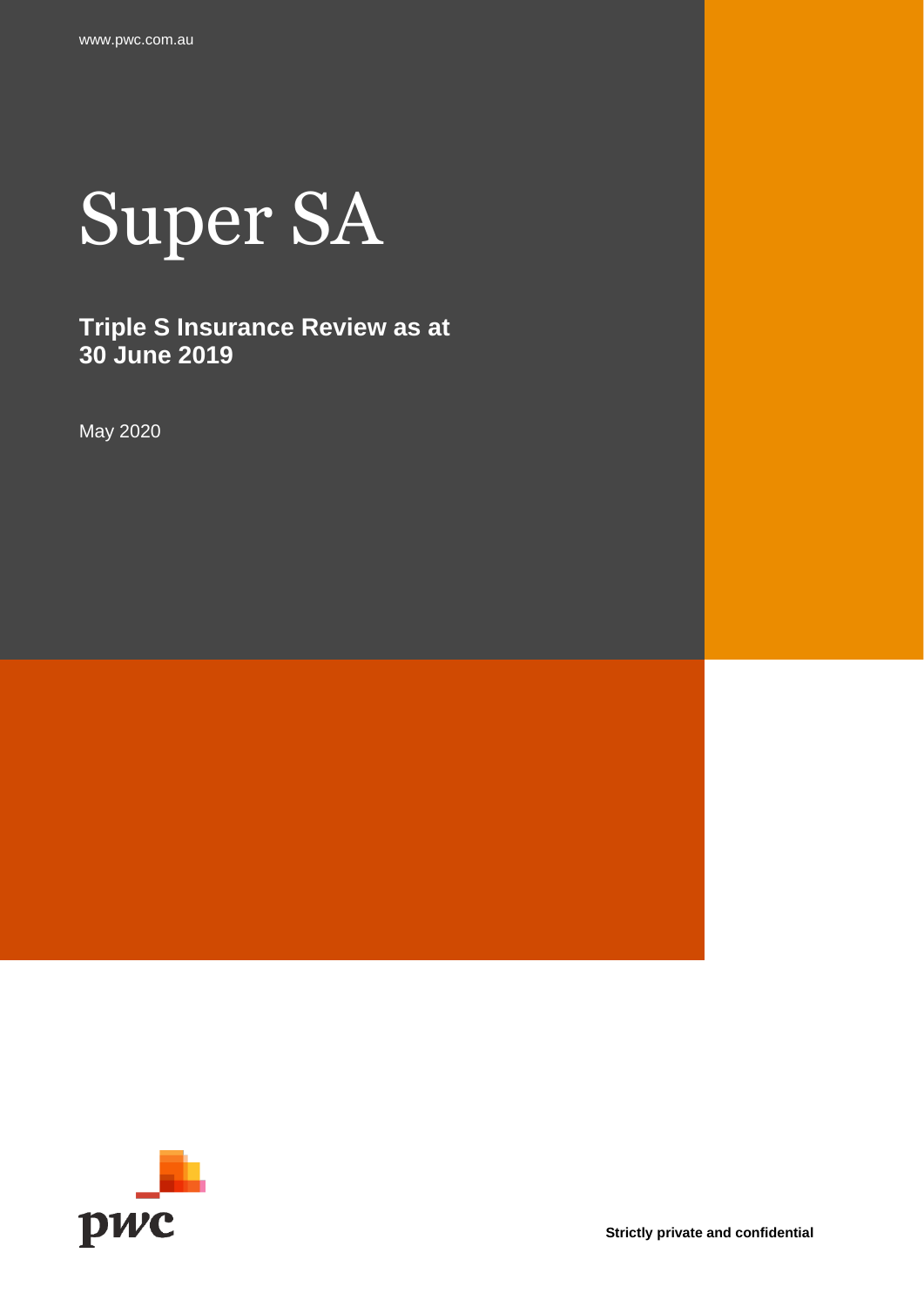www.pwc.com.au

# Super SA

## Triple S Insurance Review as at 30 June 2019

May 2020

**Strictly private and confidential**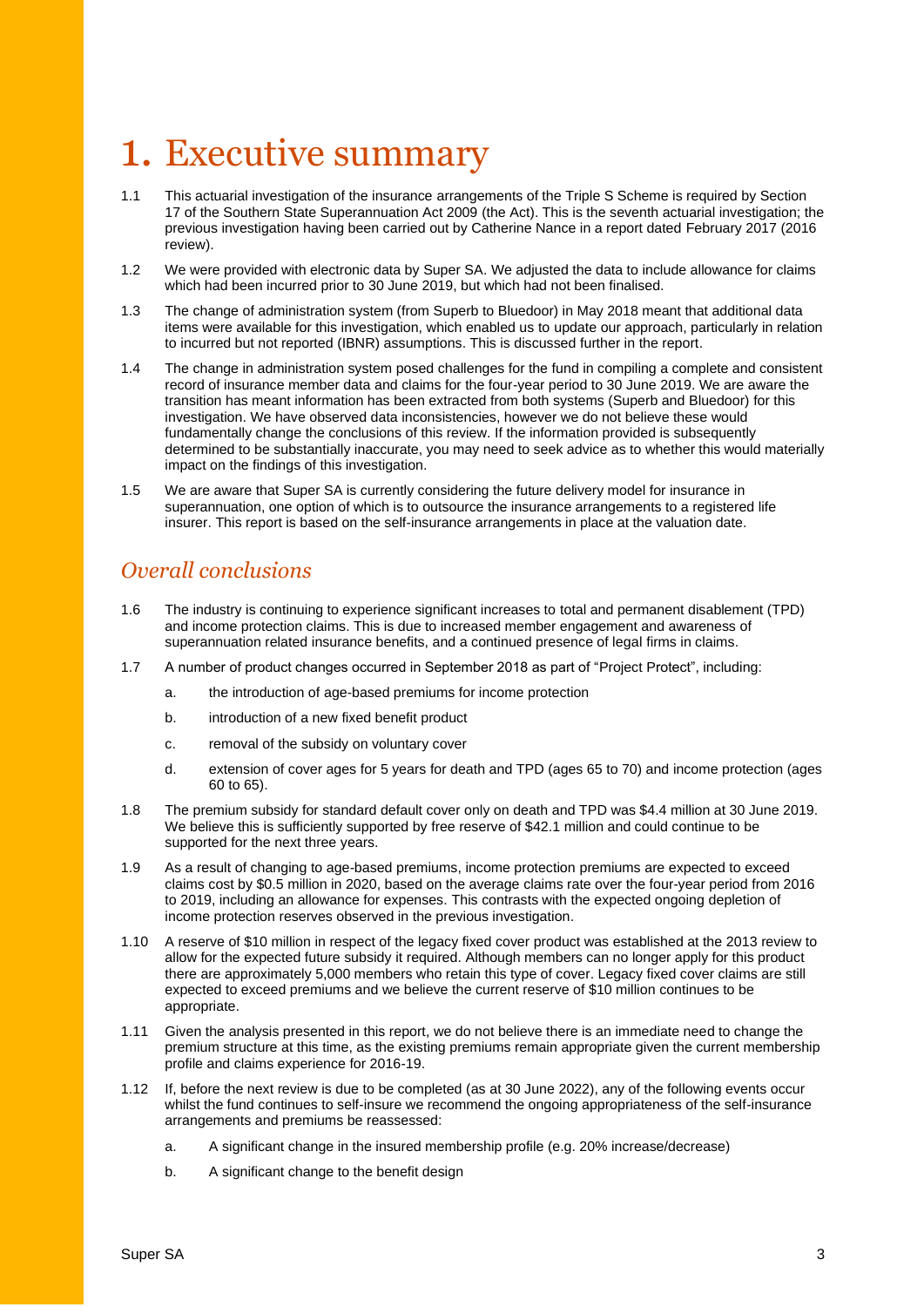# 1. Executive summary

1.1 This actuarial investigation of the insurance arrangements of the Triple S Scheme is required by Section 17 of the Southern State Superannuation Act 2009 (the Act). This is the seventh actuarial investigation; the previous investigation having been carried out by Catherine Nance in a report dated February 2017 (2016 review).

1.2 We were provided with electronic data by Super SA. We adjusted the data to include allowance for claims which had been incurred prior to 30 June 2019, but which had not been finalised.

1.3 The change of administration system (from Superb to Bluedoor) in May 2018 meant that additional data items were available for this investigation, which enabled us to update our approach, particularly in relation to incurred but not reported (IBNR) assumptions. This is discussed further in the report.

1.4 The change in administration system posed challenges for the fund in compiling a complete and consistent record of insurance member data and claims for the four-year period to 30 June 2019. We are aware the transition has meant information has been extracted from both systems (Superb and Bluedoor) for this investigation. We have observed data inconsistencies, however we do not believe these would fundamentally change the conclusions of this review. If the information provided is subsequently determined to be substantially inaccurate, you may need to seek advice as to whether this would materially impact on the findings of this investigation.

1.5 We are aware that Super SA is currently considering the future delivery model for insurance in superannuation, one option of which is to outsource the insurance arrangements to a registered life insurer. This report is based on the self-insurance arrangements in place at the valuation date.

## *Overall conclusions*

1.6 The industry is continuing to experience significant increases to total and permanent disablement (TPD) and income protection claims. This is due to increased member engagement and awareness of superannuation related insurance benefits, and a continued presence of legal firms in claims.

1.7 A number of product changes occurred in September 2018 as part of "Project Protect", including:

a. the introduction of age-based premiums for income protection

b. introduction of a new fixed benefit product

c. removal of the subsidy on voluntary cover

d. extension of cover ages for 5 years for death and TPD (ages 65 to 70) and income protection (ages 60 to 65).

1.8 The premium subsidy for standard default cover only on death and TPD was $4.4 million at 30 June 2019. We believe this is sufficiently supported by free reserve of $42.1 million and could continue to be supported for the next three years.

1.9 As a result of changing to age-based premiums, income protection premiums are expected to exceed claims cost by $0.5 million in 2020, based on the average claims rate over the four-year period from 2016 to 2019, including an allowance for expenses. This contrasts with the expected ongoing depletion of income protection reserves observed in the previous investigation.

1.10 A reserve of $10 million in respect of the legacy fixed cover product was established at the 2013 review to allow for the expected future subsidy it required. Although members can no longer apply for this product there are approximately 5,000 members who retain this type of cover. Legacy fixed cover claims are still expected to exceed premiums and we believe the current reserve of $10 million continues to be appropriate.

1.11 Given the analysis presented in this report, we do not believe there is an immediate need to change the premium structure at this time, as the existing premiums remain appropriate given the current membership profile and claims experience for 2016-19.

1.12 If, before the next review is due to be completed (as at 30 June 2022), any of the following events occur whilst the fund continues to self-insure we recommend the ongoing appropriateness of the self-insurance arrangements and premiums be reassessed:

a. A significant change in the insured membership profile (e.g. 20% increase/decrease)

b. A significant change to the benefit design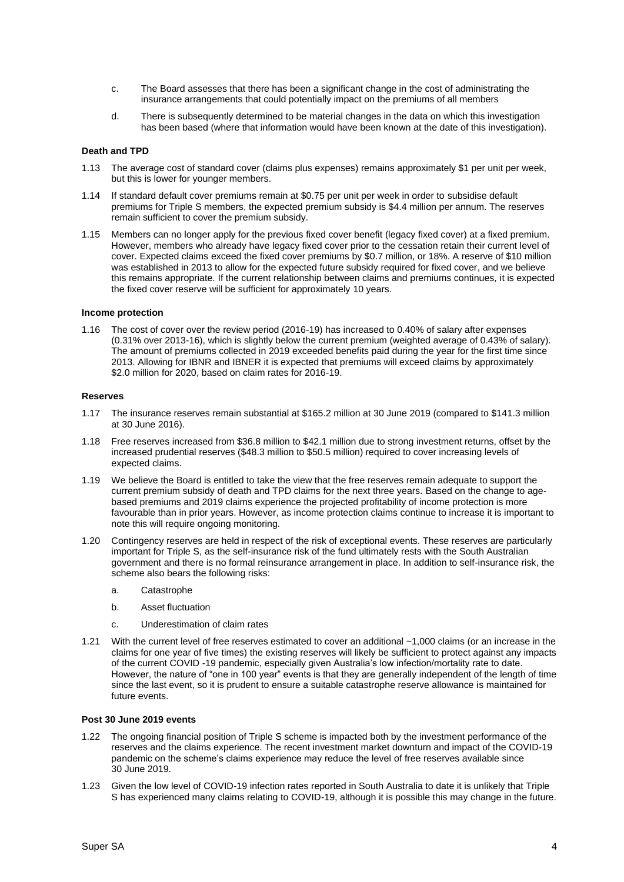c. The Board assesses that there has been a significant change in the cost of administrating the insurance arrangements that could potentially impact on the premiums of all members

d. There is subsequently determined to be material changes in the data on which this investigation has been based (where that information would have been known at the date of this investigation).

**Death and TPD**

1.13 The average cost of standard cover (claims plus expenses) remains approximately $1 per unit per week, but this is lower for younger members.

1.14 If standard default cover premiums remain at $0.75 per unit per week in order to subsidise default premiums for Triple S members, the expected premium subsidy is $4.4 million per annum. The reserves remain sufficient to cover the premium subsidy.

1.15 Members can no longer apply for the previous fixed cover benefit (legacy fixed cover) at a fixed premium. However, members who already have legacy fixed cover prior to the cessation retain their current level of cover. Expected claims exceed the fixed cover premiums by $0.7 million, or 18%. A reserve of $10 million was established in 2013 to allow for the expected future subsidy required for fixed cover, and we believe this remains appropriate. If the current relationship between claims and premiums continues, it is expected the fixed cover reserve will be sufficient for approximately 10 years.

**Income protection**

1.16 The cost of cover over the review period (2016-19) has increased to 0.40% of salary after expenses (0.31% over 2013-16), which is slightly below the current premium (weighted average of 0.43% of salary). The amount of premiums collected in 2019 exceeded benefits paid during the year for the first time since 2013. Allowing for IBNR and IBNER it is expected that premiums will exceed claims by approximately $2.0 million for 2020, based on claim rates for 2016-19.

**Reserves**

1.17 The insurance reserves remain substantial at $165.2 million at 30 June 2019 (compared to $141.3 million at 30 June 2016).

1.18 Free reserves increased from $36.8 million to $42.1 million due to strong investment returns, offset by the increased prudential reserves ($48.3 million to $50.5 million) required to cover increasing levels of expected claims.

1.19 We believe the Board is entitled to take the view that the free reserves remain adequate to support the current premium subsidy of death and TPD claims for the next three years. Based on the change to age-based premiums and 2019 claims experience the projected profitability of income protection is more favourable than in prior years. However, as income protection claims continue to increase it is important to note this will require ongoing monitoring.

1.20 Contingency reserves are held in respect of the risk of exceptional events. These reserves are particularly important for Triple S, as the self-insurance risk of the fund ultimately rests with the South Australian government and there is no formal reinsurance arrangement in place. In addition to self-insurance risk, the scheme also bears the following risks:

a. Catastrophe

b. Asset fluctuation

c. Underestimation of claim rates

1.21 With the current level of free reserves estimated to cover an additional ~1,000 claims (or an increase in the claims for one year of five times) the existing reserves will likely be sufficient to protect against any impacts of the current COVID -19 pandemic, especially given Australia's low infection/mortality rate to date. However, the nature of "one in 100 year" events is that they are generally independent of the length of time since the last event, so it is prudent to ensure a suitable catastrophe reserve allowance is maintained for future events.

**Post 30 June 2019 events**

1.22 The ongoing financial position of Triple S scheme is impacted both by the investment performance of the reserves and the claims experience. The recent investment market downturn and impact of the COVID-19 pandemic on the scheme's claims experience may reduce the level of free reserves available since 30 June 2019.

1.23 Given the low level of COVID-19 infection rates reported in South Australia to date it is unlikely that Triple S has experienced many claims relating to COVID-19, although it is possible this may change in the future.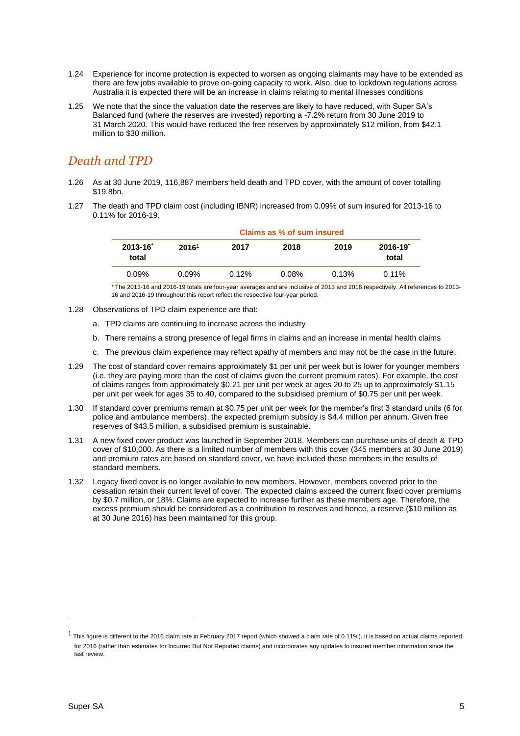1.24 Experience for income protection is expected to worsen as ongoing claimants may have to be extended as there are few jobs available to prove on-going capacity to work. Also, due to lockdown regulations across Australia it is expected there will be an increase in claims relating to mental illnesses conditions

1.25 We note that the since the valuation date the reserves are likely to have reduced, with Super SA's Balanced fund (where the reserves are invested) reporting a -7.2% return from 30 June 2019 to 31 March 2020. This would have reduced the free reserves by approximately $12 million, from $42.1 million to $30 million.

## *Death and TPD*

1.26 As at 30 June 2019, 116,887 members held death and TPD cover, with the amount of cover totalling $19.8bn.

1.27 The death and TPD claim cost (including IBNR) increased from 0.09% of sum insured for 2013-16 to 0.11% for 2016-19.

| Claims as % of sum insured | | | | | |
|---|---|---|---|---|---|
| **2013-16* total** | **2016**[1] | **2017** | **2018** | **2019** | **2016-19* total** |
| 0.09% | 0.09% | 0.12% | 0.08% | 0.13% | 0.11% |

\* The 2013-16 and 2016-19 totals are four-year averages and are inclusive of 2013 and 2016 respectively. All references to 2013-16 and 2016-19 throughout this report reflect the respective four-year period.

1.28 Observations of TPD claim experience are that:

a. TPD claims are continuing to increase across the industry

b. There remains a strong presence of legal firms in claims and an increase in mental health claims

c. The previous claim experience may reflect apathy of members and may not be the case in the future.

1.29 The cost of standard cover remains approximately $1 per unit per week but is lower for younger members (i.e. they are paying more than the cost of claims given the current premium rates). For example, the cost of claims ranges from approximately $0.21 per unit per week at ages 20 to 25 up to approximately $1.15 per unit per week for ages 35 to 40, compared to the subsidised premium of $0.75 per unit per week.

1.30 If standard cover premiums remain at $0.75 per unit per week for the member's first 3 standard units (6 for police and ambulance members), the expected premium subsidy is $4.4 million per annum. Given free reserves of $43.5 million, a subsidised premium is sustainable.

1.31 A new fixed cover product was launched in September 2018. Members can purchase units of death & TPD cover of $10,000. As there is a limited number of members with this cover (345 members at 30 June 2019) and premium rates are based on standard cover, we have included these members in the results of standard members.

1.32 Legacy fixed cover is no longer available to new members. However, members covered prior to the cessation retain their current level of cover. The expected claims exceed the current fixed cover premiums by $0.7 million, or 18%. Claims are expected to increase further as these members age. Therefore, the excess premium should be considered as a contribution to reserves and hence, a reserve ($10 million as at 30 June 2016) has been maintained for this group.

[1] This figure is different to the 2016 claim rate in February 2017 report (which showed a claim rate of 0.11%). It is based on actual claims reported for 2016 (rather than estimates for Incurred But Not Reported claims) and incorporates any updates to insured member information since the last review.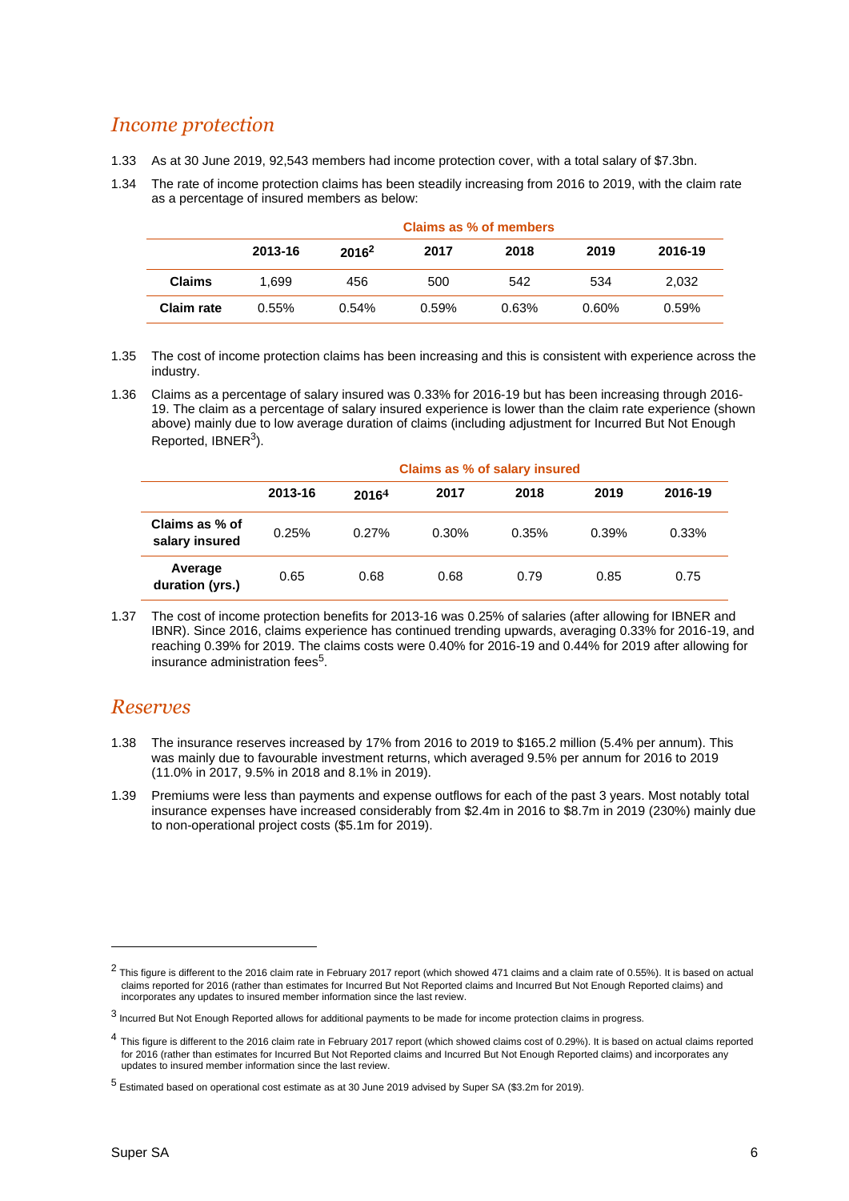## *Income protection*

1.33 As at 30 June 2019, 92,543 members had income protection cover, with a total salary of $7.3bn.

1.34 The rate of income protection claims has been steadily increasing from 2016 to 2019, with the claim rate as a percentage of insured members as below:

| | Claims as % of members | | | | | |
|---|---|---|---|---|---|---|
| | **2013-16** | **2016[2]** | **2017** | **2018** | **2019** | **2016-19** |
| **Claims** | 1,699 | 456 | 500 | 542 | 534 | 2,032 |
| **Claim rate** | 0.55% | 0.54% | 0.59% | 0.63% | 0.60% | 0.59% |

1.35 The cost of income protection claims has been increasing and this is consistent with experience across the industry.

1.36 Claims as a percentage of salary insured was 0.33% for 2016-19 but has been increasing through 2016-19. The claim as a percentage of salary insured experience is lower than the claim rate experience (shown above) mainly due to low average duration of claims (including adjustment for Incurred But Not Enough Reported, IBNER[3]).

| | Claims as % of salary insured | | | | | |
|---|---|---|---|---|---|---|
| | **2013-16** | **2016[4]** | **2017** | **2018** | **2019** | **2016-19** |
| **Claims as % of salary insured** | 0.25% | 0.27% | 0.30% | 0.35% | 0.39% | 0.33% |
| **Average duration (yrs.)** | 0.65 | 0.68 | 0.68 | 0.79 | 0.85 | 0.75 |

1.37 The cost of income protection benefits for 2013-16 was 0.25% of salaries (after allowing for IBNER and IBNR). Since 2016, claims experience has continued trending upwards, averaging 0.33% for 2016-19, and reaching 0.39% for 2019. The claims costs were 0.40% for 2016-19 and 0.44% for 2019 after allowing for insurance administration fees[5].

## *Reserves*

1.38 The insurance reserves increased by 17% from 2016 to 2019 to $165.2 million (5.4% per annum). This was mainly due to favourable investment returns, which averaged 9.5% per annum for 2016 to 2019 (11.0% in 2017, 9.5% in 2018 and 8.1% in 2019).

1.39 Premiums were less than payments and expense outflows for each of the past 3 years. Most notably total insurance expenses have increased considerably from $2.4m in 2016 to $8.7m in 2019 (230%) mainly due to non-operational project costs ($5.1m for 2019).

---

[2] This figure is different to the 2016 claim rate in February 2017 report (which showed 471 claims and a claim rate of 0.55%). It is based on actual claims reported for 2016 (rather than estimates for Incurred But Not Reported claims and Incurred But Not Enough Reported claims) and incorporates any updates to insured member information since the last review.

[3] Incurred But Not Enough Reported allows for additional payments to be made for income protection claims in progress.

[4] This figure is different to the 2016 claim rate in February 2017 report (which showed claims cost of 0.29%). It is based on actual claims reported for 2016 (rather than estimates for Incurred But Not Reported claims and Incurred But Not Enough Reported claims) and incorporates any updates to insured member information since the last review.

[5] Estimated based on operational cost estimate as at 30 June 2019 advised by Super SA ($3.2m for 2019).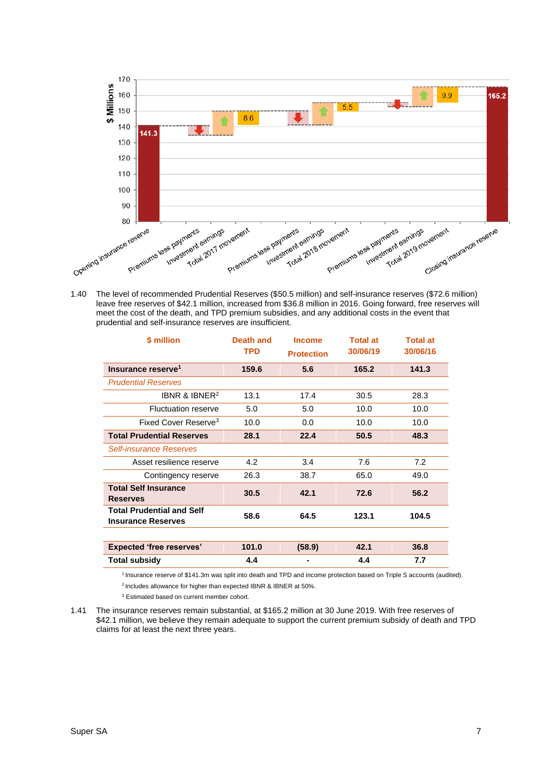1.40 The level of recommended Prudential Reserves ($50.5 million) and self-insurance reserves ($72.6 million) leave free reserves of $42.1 million, increased from $36.8 million in 2016. Going forward, free reserves will meet the cost of the death, and TPD premium subsidies, and any additional costs in the event that prudential and self-insurance reserves are insufficient.

| $ million | Death and TPD | Income Protection | Total at 30/06/19 | Total at 30/06/16 |
|---|---|---|---|---|
| **Insurance reserve**[1] | **159.6** | **5.6** | **165.2** | **141.3** |
| *Prudential Reserves* | | | | |
| IBNR & IBNER[2] | 13.1 | 17.4 | 30.5 | 28.3 |
| Fluctuation reserve | 5.0 | 5.0 | 10.0 | 10.0 |
| Fixed Cover Reserve[3] | 10.0 | 0.0 | 10.0 | 10.0 |
| **Total Prudential Reserves** | **28.1** | **22.4** | **50.5** | **48.3** |
| *Self-insurance Reserves* | | | | |
| Asset resilience reserve | 4.2 | 3.4 | 7.6 | 7.2 |
| Contingency reserve | 26.3 | 38.7 | 65.0 | 49.0 |
| **Total Self Insurance Reserves** | **30.5** | **42.1** | **72.6** | **56.2** |
| **Total Prudential and Self Insurance Reserves** | **58.6** | **64.5** | **123.1** | **104.5** |
| | | | | |
| **Expected 'free reserves'** | **101.0** | **(58.9)** | **42.1** | **36.8** |
| **Total subsidy** | **4.4** | **-** | **4.4** | **7.7** |

[1] Insurance reserve of $141.3m was split into death and TPD and income protection based on Triple S accounts (audited).

[2] Includes allowance for higher than expected IBNR & IBNER at 50%.

[3] Estimated based on current member cohort.

1.41 The insurance reserves remain substantial, at $165.2 million at 30 June 2019. With free reserves of $42.1 million, we believe they remain adequate to support the current premium subsidy of death and TPD claims for at least the next three years.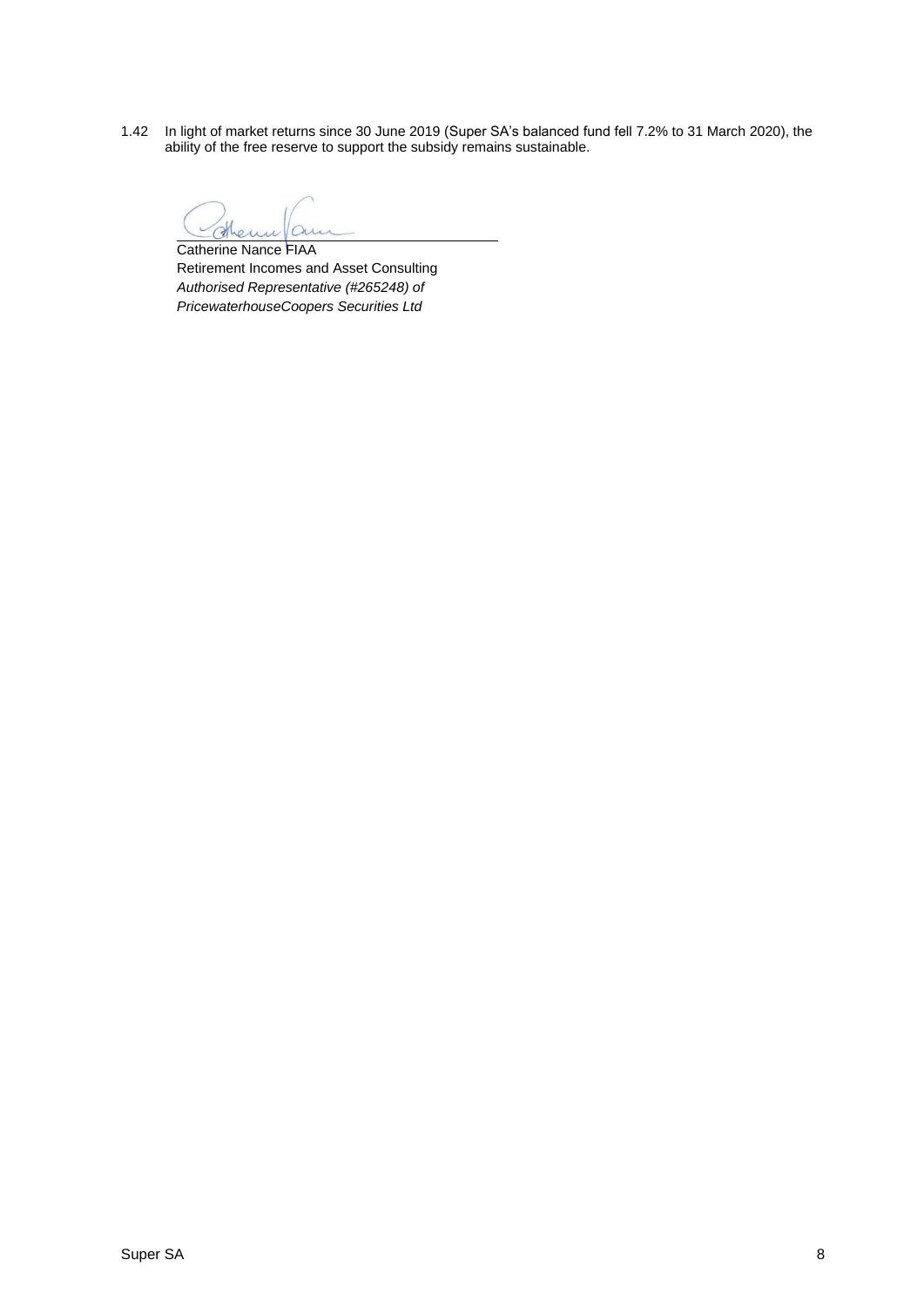1.42 In light of market returns since 30 June 2019 (Super SA's balanced fund fell 7.2% to 31 March 2020), the ability of the free reserve to support the subsidy remains sustainable.

Catherine Nance FIAA  
Retirement Incomes and Asset Consulting  
*Authorised Representative (#265248) of*  
*PricewaterhouseCoopers Securities Ltd*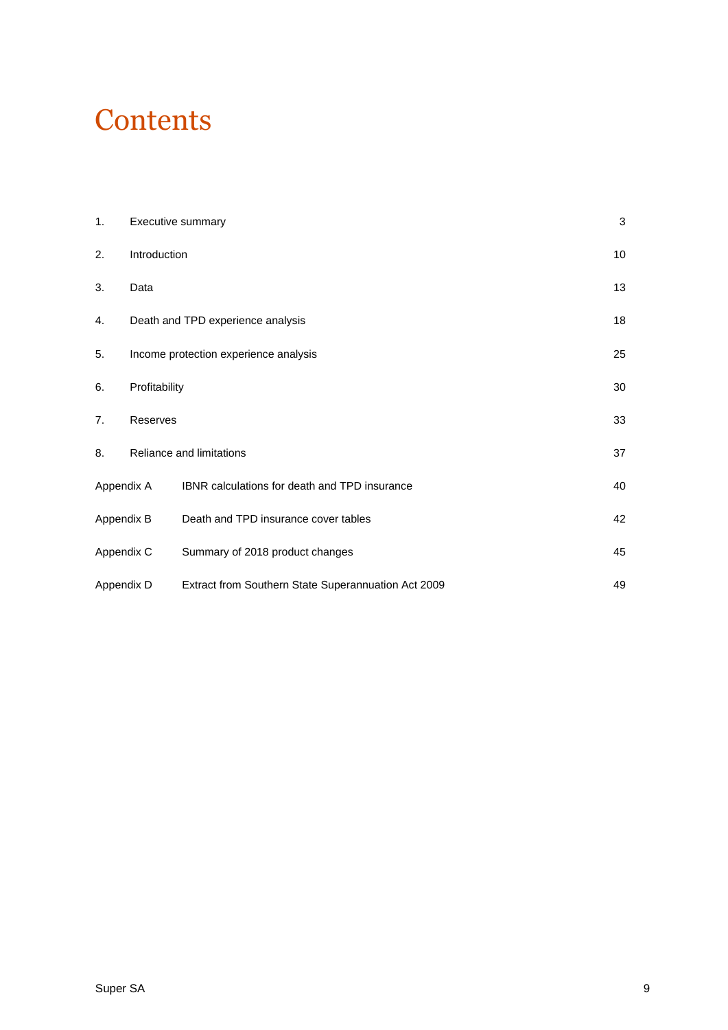# Contents

| | | |
|---|---|---|
| 1. | Executive summary | 3 |
| 2. | Introduction | 10 |
| 3. | Data | 13 |
| 4. | Death and TPD experience analysis | 18 |
| 5. | Income protection experience analysis | 25 |
| 6. | Profitability | 30 |
| 7. | Reserves | 33 |
| 8. | Reliance and limitations | 37 |
| Appendix A | IBNR calculations for death and TPD insurance | 40 |
| Appendix B | Death and TPD insurance cover tables | 42 |
| Appendix C | Summary of 2018 product changes | 45 |
| Appendix D | Extract from Southern State Superannuation Act 2009 | 49 |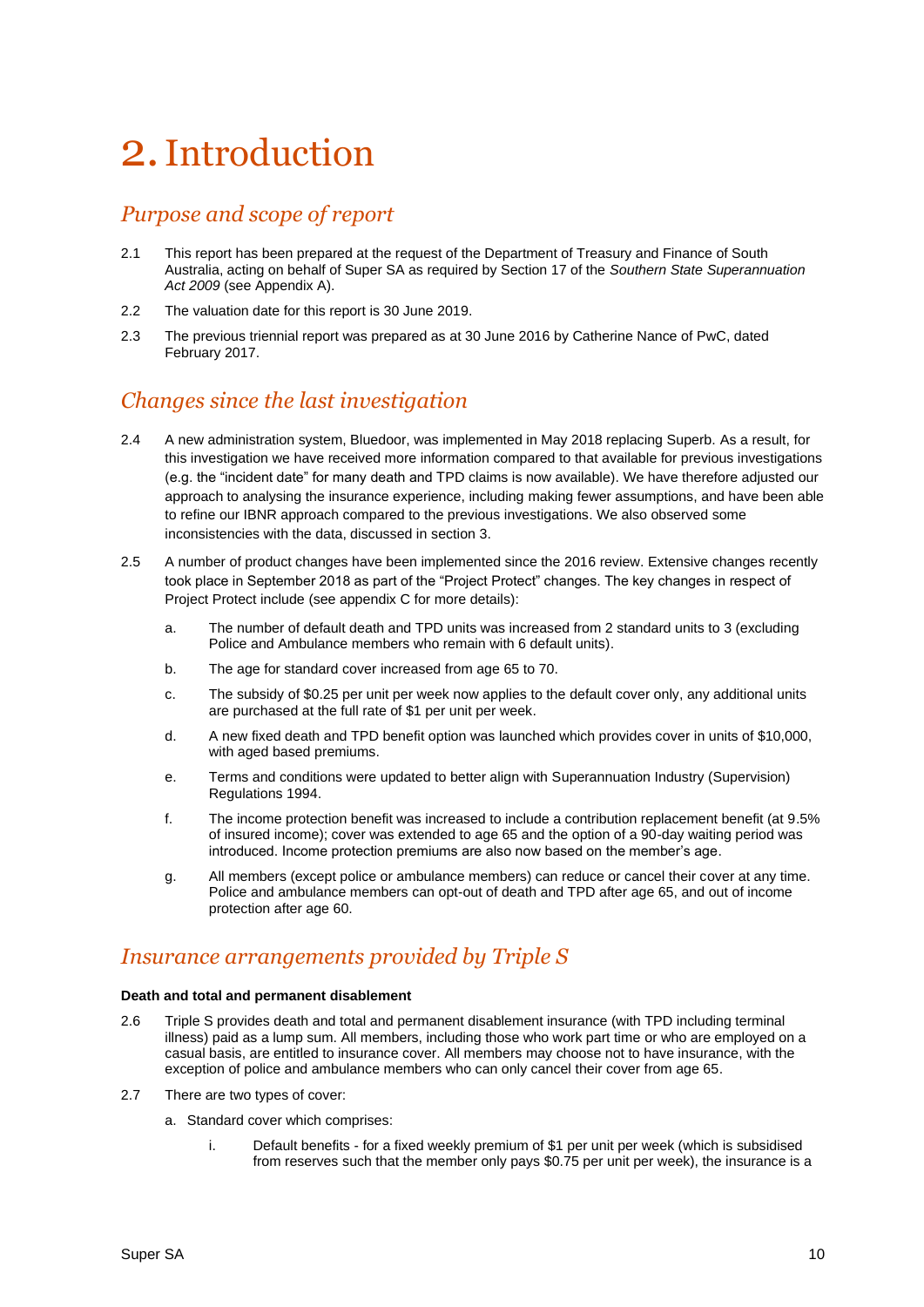# 2. Introduction

## *Purpose and scope of report*

2.1 This report has been prepared at the request of the Department of Treasury and Finance of South Australia, acting on behalf of Super SA as required by Section 17 of the *Southern State Superannuation Act 2009* (see Appendix A).

2.2 The valuation date for this report is 30 June 2019.

2.3 The previous triennial report was prepared as at 30 June 2016 by Catherine Nance of PwC, dated February 2017.

## *Changes since the last investigation*

2.4 A new administration system, Bluedoor, was implemented in May 2018 replacing Superb. As a result, for this investigation we have received more information compared to that available for previous investigations (e.g. the "incident date" for many death and TPD claims is now available). We have therefore adjusted our approach to analysing the insurance experience, including making fewer assumptions, and have been able to refine our IBNR approach compared to the previous investigations. We also observed some inconsistencies with the data, discussed in section 3.

2.5 A number of product changes have been implemented since the 2016 review. Extensive changes recently took place in September 2018 as part of the "Project Protect" changes. The key changes in respect of Project Protect include (see appendix C for more details):

   a. The number of default death and TPD units was increased from 2 standard units to 3 (excluding Police and Ambulance members who remain with 6 default units).

   b. The age for standard cover increased from age 65 to 70.

   c. The subsidy of $0.25 per unit per week now applies to the default cover only, any additional units are purchased at the full rate of $1 per unit per week.

   d. A new fixed death and TPD benefit option was launched which provides cover in units of $10,000, with aged based premiums.

   e. Terms and conditions were updated to better align with Superannuation Industry (Supervision) Regulations 1994.

   f. The income protection benefit was increased to include a contribution replacement benefit (at 9.5% of insured income); cover was extended to age 65 and the option of a 90-day waiting period was introduced. Income protection premiums are also now based on the member's age.

   g. All members (except police or ambulance members) can reduce or cancel their cover at any time. Police and ambulance members can opt-out of death and TPD after age 65, and out of income protection after age 60.

## *Insurance arrangements provided by Triple S*

**Death and total and permanent disablement**

2.6 Triple S provides death and total and permanent disablement insurance (with TPD including terminal illness) paid as a lump sum. All members, including those who work part time or who are employed on a casual basis, are entitled to insurance cover. All members may choose not to have insurance, with the exception of police and ambulance members who can only cancel their cover from age 65.

2.7 There are two types of cover:

   a. Standard cover which comprises:

      i. Default benefits - for a fixed weekly premium of $1 per unit per week (which is subsidised from reserves such that the member only pays $0.75 per unit per week), the insurance is a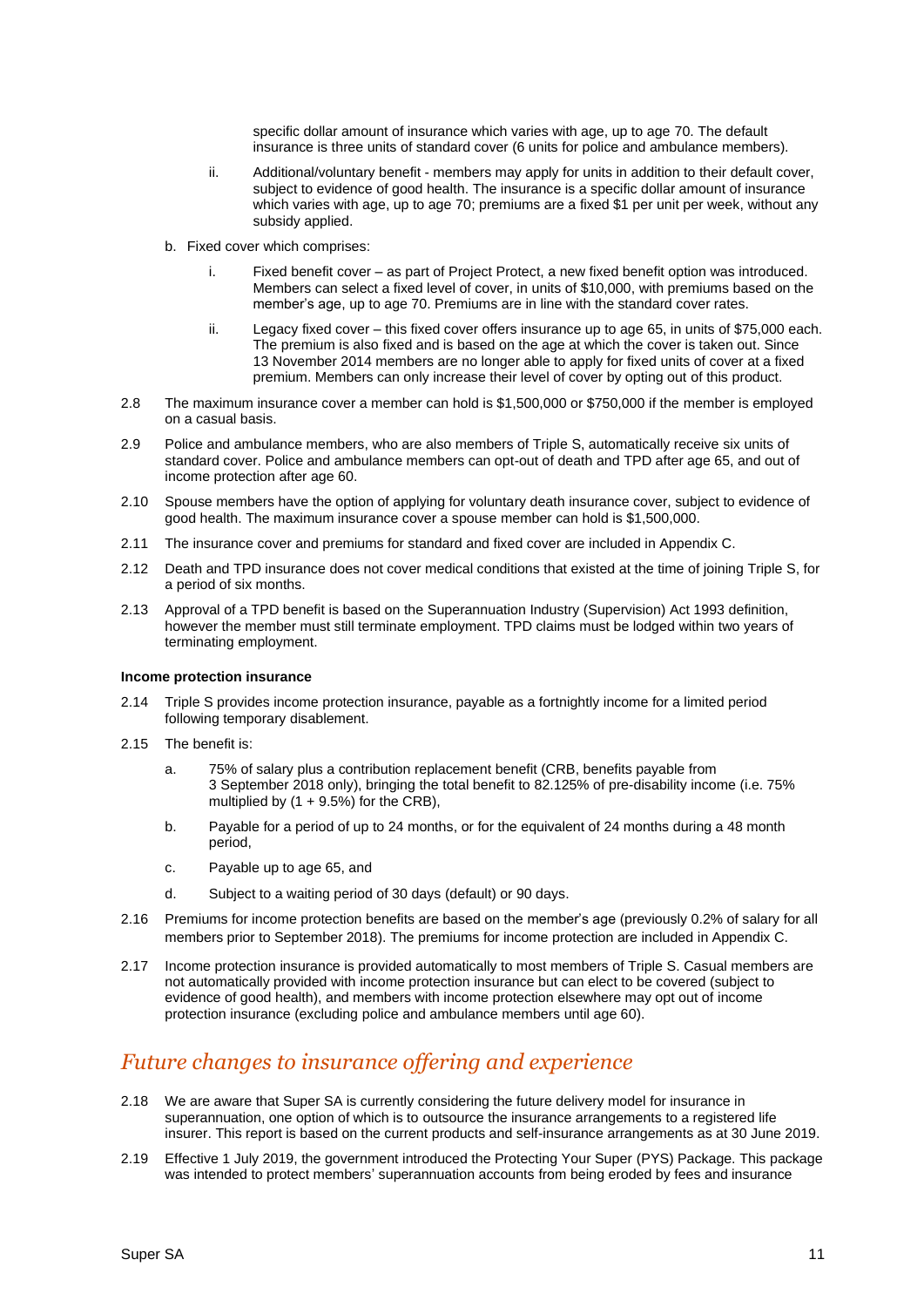specific dollar amount of insurance which varies with age, up to age 70. The default insurance is three units of standard cover (6 units for police and ambulance members).

   ii. Additional/voluntary benefit - members may apply for units in addition to their default cover, subject to evidence of good health. The insurance is a specific dollar amount of insurance which varies with age, up to age 70; premiums are a fixed $1 per unit per week, without any subsidy applied.

b. Fixed cover which comprises:

   i. Fixed benefit cover – as part of Project Protect, a new fixed benefit option was introduced. Members can select a fixed level of cover, in units of $10,000, with premiums based on the member's age, up to age 70. Premiums are in line with the standard cover rates.

   ii. Legacy fixed cover – this fixed cover offers insurance up to age 65, in units of $75,000 each. The premium is also fixed and is based on the age at which the cover is taken out. Since 13 November 2014 members are no longer able to apply for fixed units of cover at a fixed premium. Members can only increase their level of cover by opting out of this product.

2.8 The maximum insurance cover a member can hold is $1,500,000 or $750,000 if the member is employed on a casual basis.

2.9 Police and ambulance members, who are also members of Triple S, automatically receive six units of standard cover. Police and ambulance members can opt-out of death and TPD after age 65, and out of income protection after age 60.

2.10 Spouse members have the option of applying for voluntary death insurance cover, subject to evidence of good health. The maximum insurance cover a spouse member can hold is $1,500,000.

2.11 The insurance cover and premiums for standard and fixed cover are included in Appendix C.

2.12 Death and TPD insurance does not cover medical conditions that existed at the time of joining Triple S, for a period of six months.

2.13 Approval of a TPD benefit is based on the Superannuation Industry (Supervision) Act 1993 definition, however the member must still terminate employment. TPD claims must be lodged within two years of terminating employment.

**Income protection insurance**

2.14 Triple S provides income protection insurance, payable as a fortnightly income for a limited period following temporary disablement.

2.15 The benefit is:

a. 75% of salary plus a contribution replacement benefit (CRB, benefits payable from 3 September 2018 only), bringing the total benefit to 82.125% of pre-disability income (i.e. 75% multiplied by (1 + 9.5%) for the CRB),

b. Payable for a period of up to 24 months, or for the equivalent of 24 months during a 48 month period,

c. Payable up to age 65, and

d. Subject to a waiting period of 30 days (default) or 90 days.

2.16 Premiums for income protection benefits are based on the member's age (previously 0.2% of salary for all members prior to September 2018). The premiums for income protection are included in Appendix C.

2.17 Income protection insurance is provided automatically to most members of Triple S. Casual members are not automatically provided with income protection insurance but can elect to be covered (subject to evidence of good health), and members with income protection elsewhere may opt out of income protection insurance (excluding police and ambulance members until age 60).

## *Future changes to insurance offering and experience*

2.18 We are aware that Super SA is currently considering the future delivery model for insurance in superannuation, one option of which is to outsource the insurance arrangements to a registered life insurer. This report is based on the current products and self-insurance arrangements as at 30 June 2019.

2.19 Effective 1 July 2019, the government introduced the Protecting Your Super (PYS) Package. This package was intended to protect members' superannuation accounts from being eroded by fees and insurance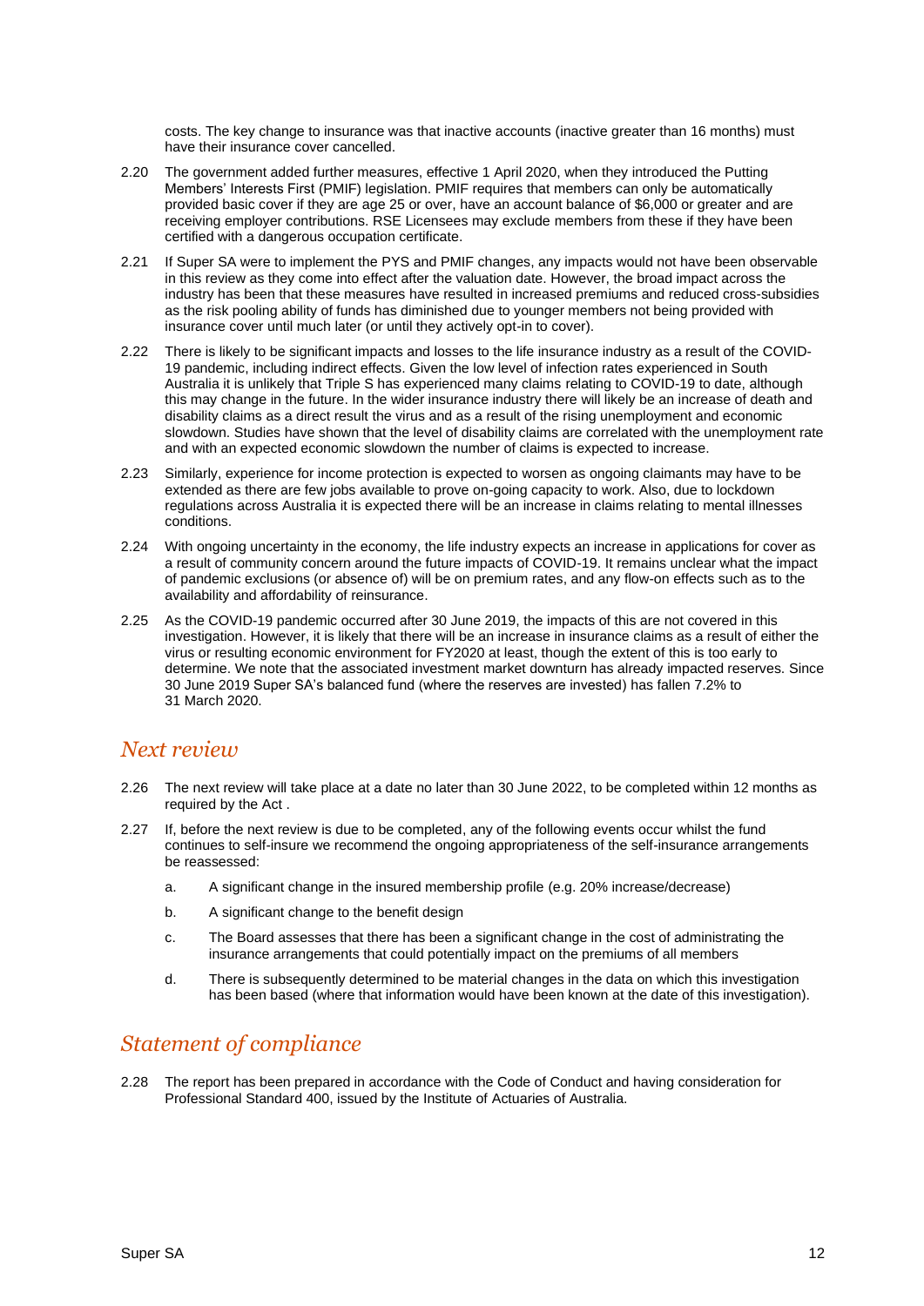costs. The key change to insurance was that inactive accounts (inactive greater than 16 months) must have their insurance cover cancelled.

2.20 The government added further measures, effective 1 April 2020, when they introduced the Putting Members' Interests First (PMIF) legislation. PMIF requires that members can only be automatically provided basic cover if they are age 25 or over, have an account balance of $6,000 or greater and are receiving employer contributions. RSE Licensees may exclude members from these if they have been certified with a dangerous occupation certificate.

2.21 If Super SA were to implement the PYS and PMIF changes, any impacts would not have been observable in this review as they come into effect after the valuation date. However, the broad impact across the industry has been that these measures have resulted in increased premiums and reduced cross-subsidies as the risk pooling ability of funds has diminished due to younger members not being provided with insurance cover until much later (or until they actively opt-in to cover).

2.22 There is likely to be significant impacts and losses to the life insurance industry as a result of the COVID-19 pandemic, including indirect effects. Given the low level of infection rates experienced in South Australia it is unlikely that Triple S has experienced many claims relating to COVID-19 to date, although this may change in the future. In the wider insurance industry there will likely be an increase of death and disability claims as a direct result the virus and as a result of the rising unemployment and economic slowdown. Studies have shown that the level of disability claims are correlated with the unemployment rate and with an expected economic slowdown the number of claims is expected to increase.

2.23 Similarly, experience for income protection is expected to worsen as ongoing claimants may have to be extended as there are few jobs available to prove on-going capacity to work. Also, due to lockdown regulations across Australia it is expected there will be an increase in claims relating to mental illnesses conditions.

2.24 With ongoing uncertainty in the economy, the life industry expects an increase in applications for cover as a result of community concern around the future impacts of COVID-19. It remains unclear what the impact of pandemic exclusions (or absence of) will be on premium rates, and any flow-on effects such as to the availability and affordability of reinsurance.

2.25 As the COVID-19 pandemic occurred after 30 June 2019, the impacts of this are not covered in this investigation. However, it is likely that there will be an increase in insurance claims as a result of either the virus or resulting economic environment for FY2020 at least, though the extent of this is too early to determine. We note that the associated investment market downturn has already impacted reserves. Since 30 June 2019 Super SA's balanced fund (where the reserves are invested) has fallen 7.2% to 31 March 2020.

## *Next review*

2.26 The next review will take place at a date no later than 30 June 2022, to be completed within 12 months as required by the Act .

2.27 If, before the next review is due to be completed, any of the following events occur whilst the fund continues to self-insure we recommend the ongoing appropriateness of the self-insurance arrangements be reassessed:

a. A significant change in the insured membership profile (e.g. 20% increase/decrease)

b. A significant change to the benefit design

c. The Board assesses that there has been a significant change in the cost of administrating the insurance arrangements that could potentially impact on the premiums of all members

d. There is subsequently determined to be material changes in the data on which this investigation has been based (where that information would have been known at the date of this investigation).

## *Statement of compliance*

2.28 The report has been prepared in accordance with the Code of Conduct and having consideration for Professional Standard 400, issued by the Institute of Actuaries of Australia.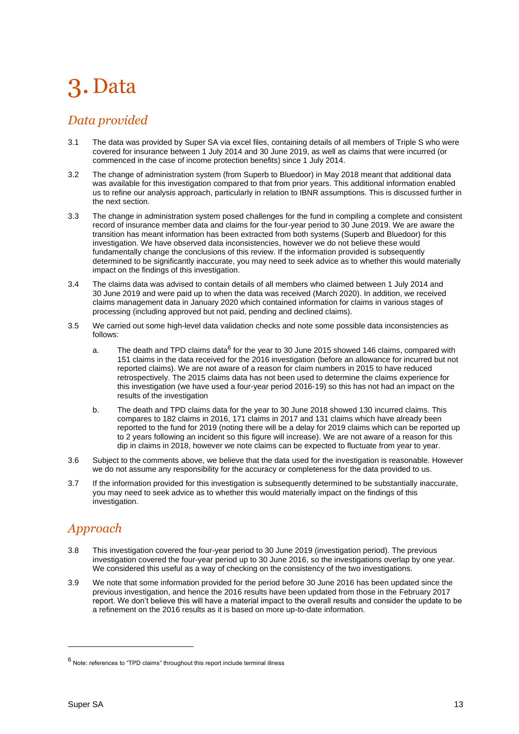# 3. Data

## Data provided

3.1 The data was provided by Super SA via excel files, containing details of all members of Triple S who were covered for insurance between 1 July 2014 and 30 June 2019, as well as claims that were incurred (or commenced in the case of income protection benefits) since 1 July 2014.

3.2 The change of administration system (from Superb to Bluedoor) in May 2018 meant that additional data was available for this investigation compared to that from prior years. This additional information enabled us to refine our analysis approach, particularly in relation to IBNR assumptions. This is discussed further in the next section.

3.3 The change in administration system posed challenges for the fund in compiling a complete and consistent record of insurance member data and claims for the four-year period to 30 June 2019. We are aware the transition has meant information has been extracted from both systems (Superb and Bluedoor) for this investigation. We have observed data inconsistencies, however we do not believe these would fundamentally change the conclusions of this review. If the information provided is subsequently determined to be significantly inaccurate, you may need to seek advice as to whether this would materially impact on the findings of this investigation.

3.4 The claims data was advised to contain details of all members who claimed between 1 July 2014 and 30 June 2019 and were paid up to when the data was received (March 2020). In addition, we received claims management data in January 2020 which contained information for claims in various stages of processing (including approved but not paid, pending and declined claims).

3.5 We carried out some high-level data validation checks and note some possible data inconsistencies as follows:

   a. The death and TPD claims data[6] for the year to 30 June 2015 showed 146 claims, compared with 151 claims in the data received for the 2016 investigation (before an allowance for incurred but not reported claims). We are not aware of a reason for claim numbers in 2015 to have reduced retrospectively. The 2015 claims data has not been used to determine the claims experience for this investigation (we have used a four-year period 2016-19) so this has not had an impact on the results of the investigation

   b. The death and TPD claims data for the year to 30 June 2018 showed 130 incurred claims. This compares to 182 claims in 2016, 171 claims in 2017 and 131 claims which have already been reported to the fund for 2019 (noting there will be a delay for 2019 claims which can be reported up to 2 years following an incident so this figure will increase). We are not aware of a reason for this dip in claims in 2018, however we note claims can be expected to fluctuate from year to year.

3.6 Subject to the comments above, we believe that the data used for the investigation is reasonable. However we do not assume any responsibility for the accuracy or completeness for the data provided to us.

3.7 If the information provided for this investigation is subsequently determined to be substantially inaccurate, you may need to seek advice as to whether this would materially impact on the findings of this investigation.

## Approach

3.8 This investigation covered the four-year period to 30 June 2019 (investigation period). The previous investigation covered the four-year period up to 30 June 2016, so the investigations overlap by one year. We considered this useful as a way of checking on the consistency of the two investigations.

3.9 We note that some information provided for the period before 30 June 2016 has been updated since the previous investigation, and hence the 2016 results have been updated from those in the February 2017 report. We don't believe this will have a material impact to the overall results and consider the update to be a refinement on the 2016 results as it is based on more up-to-date information.

---

[6] Note: references to "TPD claims" throughout this report include terminal illness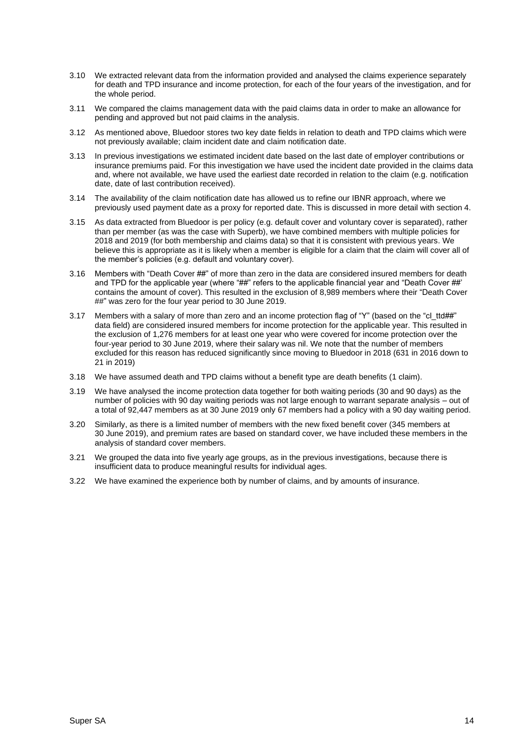3.10 We extracted relevant data from the information provided and analysed the claims experience separately for death and TPD insurance and income protection, for each of the four years of the investigation, and for the whole period.

3.11 We compared the claims management data with the paid claims data in order to make an allowance for pending and approved but not paid claims in the analysis.

3.12 As mentioned above, Bluedoor stores two key date fields in relation to death and TPD claims which were not previously available; claim incident date and claim notification date.

3.13 In previous investigations we estimated incident date based on the last date of employer contributions or insurance premiums paid. For this investigation we have used the incident date provided in the claims data and, where not available, we have used the earliest date recorded in relation to the claim (e.g. notification date, date of last contribution received).

3.14 The availability of the claim notification date has allowed us to refine our IBNR approach, where we previously used payment date as a proxy for reported date. This is discussed in more detail with section 4.

3.15 As data extracted from Bluedoor is per policy (e.g. default cover and voluntary cover is separated), rather than per member (as was the case with Superb), we have combined members with multiple policies for 2018 and 2019 (for both membership and claims data) so that it is consistent with previous years. We believe this is appropriate as it is likely when a member is eligible for a claim that the claim will cover all of the member's policies (e.g. default and voluntary cover).

3.16 Members with "Death Cover ##" of more than zero in the data are considered insured members for death and TPD for the applicable year (where "##" refers to the applicable financial year and "Death Cover ##' contains the amount of cover). This resulted in the exclusion of 8,989 members where their "Death Cover ##" was zero for the four year period to 30 June 2019.

3.17 Members with a salary of more than zero and an income protection flag of "Y" (based on the "cl_ttd##" data field) are considered insured members for income protection for the applicable year. This resulted in the exclusion of 1,276 members for at least one year who were covered for income protection over the four-year period to 30 June 2019, where their salary was nil. We note that the number of members excluded for this reason has reduced significantly since moving to Bluedoor in 2018 (631 in 2016 down to 21 in 2019)

3.18 We have assumed death and TPD claims without a benefit type are death benefits (1 claim).

3.19 We have analysed the income protection data together for both waiting periods (30 and 90 days) as the number of policies with 90 day waiting periods was not large enough to warrant separate analysis – out of a total of 92,447 members as at 30 June 2019 only 67 members had a policy with a 90 day waiting period.

3.20 Similarly, as there is a limited number of members with the new fixed benefit cover (345 members at 30 June 2019), and premium rates are based on standard cover, we have included these members in the analysis of standard cover members.

3.21 We grouped the data into five yearly age groups, as in the previous investigations, because there is insufficient data to produce meaningful results for individual ages.

3.22 We have examined the experience both by number of claims, and by amounts of insurance.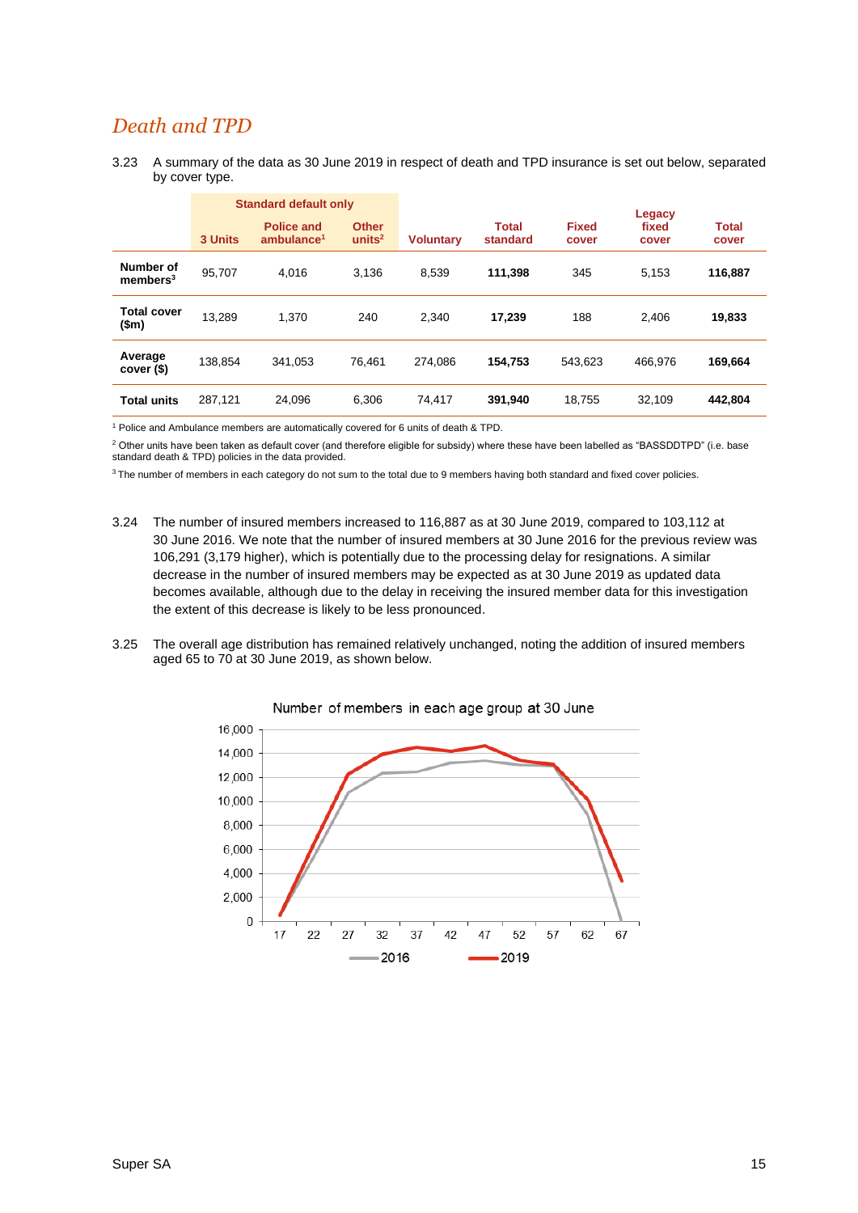## *Death and TPD*

3.23 A summary of the data as 30 June 2019 in respect of death and TPD insurance is set out below, separated by cover type.

| | Standard default only | | | | | | | |
|---|---|---|---|---|---|---|---|---|
| | 3 Units | Police and ambulance[1] | Other units[2] | Voluntary | Total standard | Fixed cover | Legacy fixed cover | Total cover |
| **Number of members[3]** | 95,707 | 4,016 | 3,136 | 8,539 | **111,398** | 345 | 5,153 | **116,887** |
| **Total cover ($m)** | 13,289 | 1,370 | 240 | 2,340 | **17,239** | 188 | 2,406 | **19,833** |
| **Average cover ($)** | 138,854 | 341,053 | 76,461 | 274,086 | **154,753** | 543,623 | 466,976 | **169,664** |
| **Total units** | 287,121 | 24,096 | 6,306 | 74,417 | **391,940** | 18,755 | 32,109 | **442,804** |

[1] Police and Ambulance members are automatically covered for 6 units of death & TPD.

[2] Other units have been taken as default cover (and therefore eligible for subsidy) where these have been labelled as "BASSDDTPD" (i.e. base standard death & TPD) policies in the data provided.

[3] The number of members in each category do not sum to the total due to 9 members having both standard and fixed cover policies.

3.24 The number of insured members increased to 116,887 as at 30 June 2019, compared to 103,112 at 30 June 2016. We note that the number of insured members at 30 June 2016 for the previous review was 106,291 (3,179 higher), which is potentially due to the processing delay for resignations. A similar decrease in the number of insured members may be expected as at 30 June 2019 as updated data becomes available, although due to the delay in receiving the insured member data for this investigation the extent of this decrease is likely to be less pronounced.

3.25 The overall age distribution has remained relatively unchanged, noting the addition of insured members aged 65 to 70 at 30 June 2019, as shown below.

Number of members in each age group at 30 June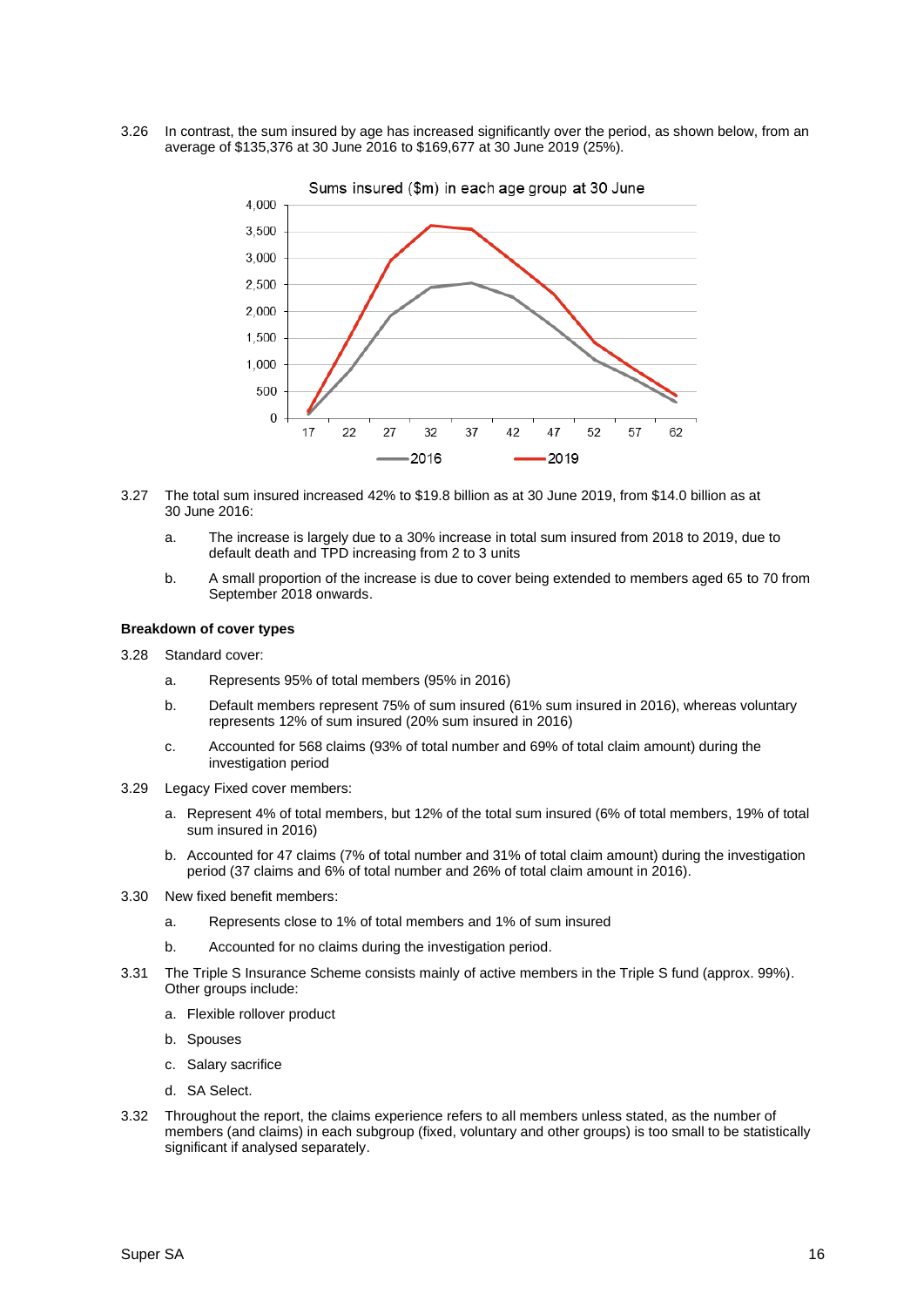3.26 In contrast, the sum insured by age has increased significantly over the period, as shown below, from an average of $135,376 at 30 June 2016 to $169,677 at 30 June 2019 (25%).

3.27 The total sum insured increased 42% to $19.8 billion as at 30 June 2019, from $14.0 billion as at 30 June 2016:

   a. The increase is largely due to a 30% increase in total sum insured from 2018 to 2019, due to default death and TPD increasing from 2 to 3 units

   b. A small proportion of the increase is due to cover being extended to members aged 65 to 70 from September 2018 onwards.

**Breakdown of cover types**

3.28 Standard cover:

   a. Represents 95% of total members (95% in 2016)

   b. Default members represent 75% of sum insured (61% sum insured in 2016), whereas voluntary represents 12% of sum insured (20% sum insured in 2016)

   c. Accounted for 568 claims (93% of total number and 69% of total claim amount) during the investigation period

3.29 Legacy Fixed cover members:

   a. Represent 4% of total members, but 12% of the total sum insured (6% of total members, 19% of total sum insured in 2016)

   b. Accounted for 47 claims (7% of total number and 31% of total claim amount) during the investigation period (37 claims and 6% of total number and 26% of total claim amount in 2016).

3.30 New fixed benefit members:

   a. Represents close to 1% of total members and 1% of sum insured

   b. Accounted for no claims during the investigation period.

3.31 The Triple S Insurance Scheme consists mainly of active members in the Triple S fund (approx. 99%). Other groups include:

   a. Flexible rollover product

   b. Spouses

   c. Salary sacrifice

   d. SA Select.

3.32 Throughout the report, the claims experience refers to all members unless stated, as the number of members (and claims) in each subgroup (fixed, voluntary and other groups) is too small to be statistically significant if analysed separately.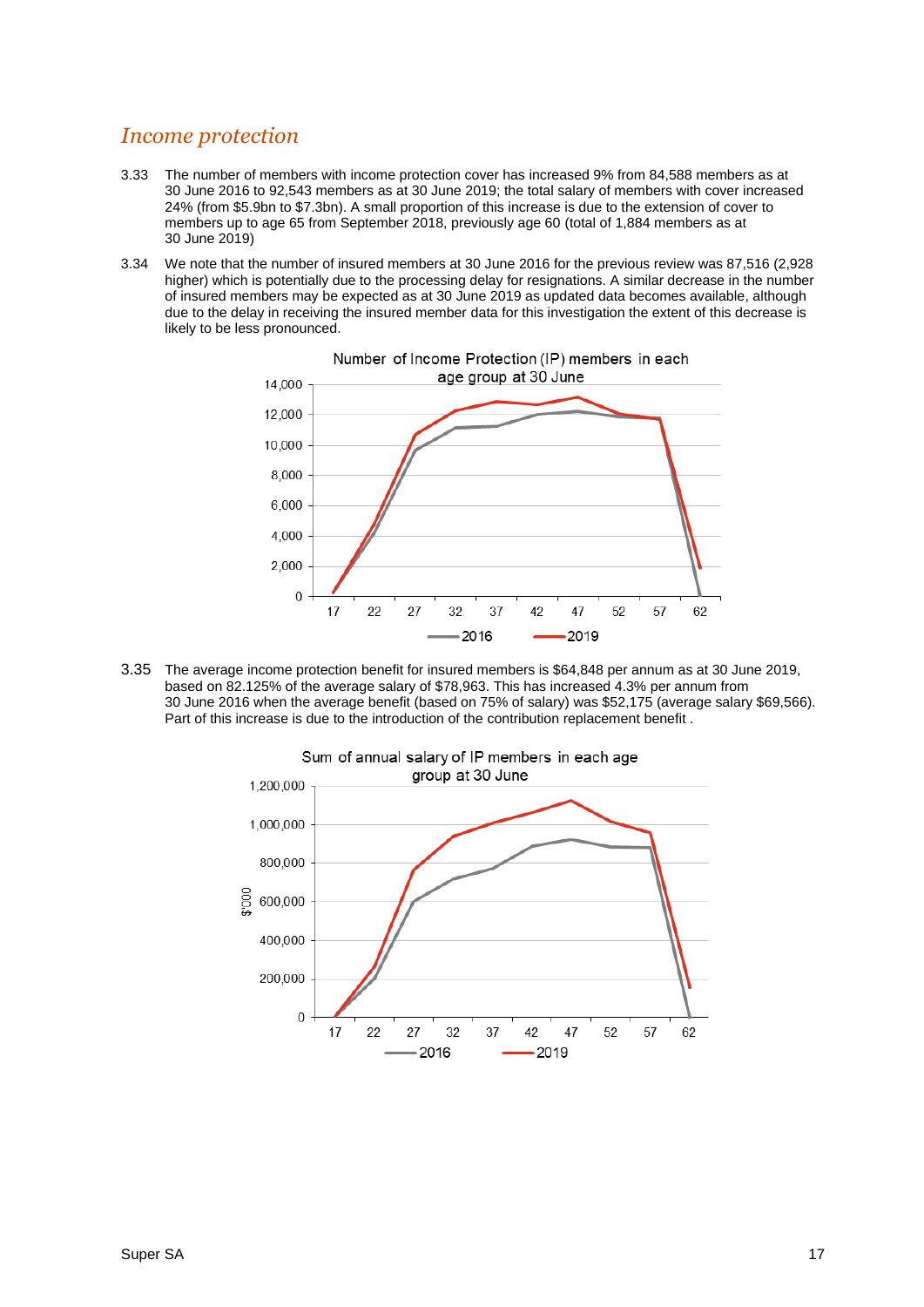## *Income protection*

3.33 The number of members with income protection cover has increased 9% from 84,588 members as at 30 June 2016 to 92,543 members as at 30 June 2019; the total salary of members with cover increased 24% (from $5.9bn to $7.3bn). A small proportion of this increase is due to the extension of cover to members up to age 65 from September 2018, previously age 60 (total of 1,884 members as at 30 June 2019)

3.34 We note that the number of insured members at 30 June 2016 for the previous review was 87,516 (2,928 higher) which is potentially due to the processing delay for resignations. A similar decrease in the number of insured members may be expected as at 30 June 2019 as updated data becomes available, although due to the delay in receiving the insured member data for this investigation the extent of this decrease is likely to be less pronounced.

Number of Income Protection (IP) members in each age group at 30 June

3.35 The average income protection benefit for insured members is $64,848 per annum as at 30 June 2019, based on 82.125% of the average salary of $78,963. This has increased 4.3% per annum from 30 June 2016 when the average benefit (based on 75% of salary) was $52,175 (average salary $69,566). Part of this increase is due to the introduction of the contribution replacement benefit .

Sum of annual salary of IP members in each age group at 30 June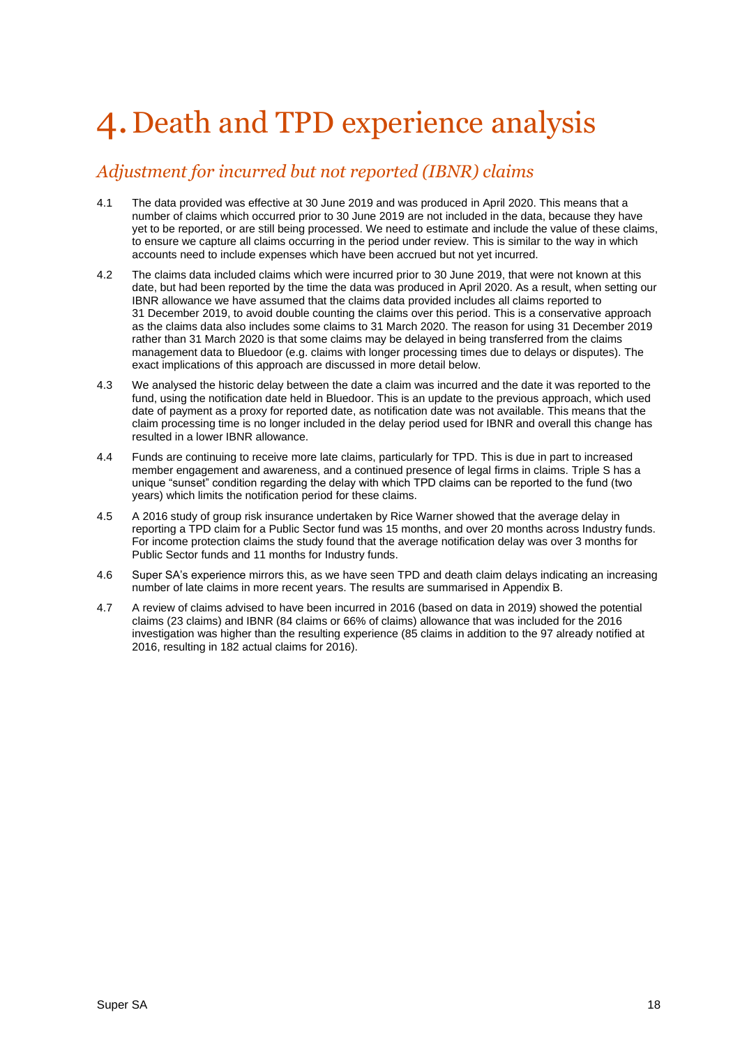# 4. Death and TPD experience analysis

## *Adjustment for incurred but not reported (IBNR) claims*

4.1 The data provided was effective at 30 June 2019 and was produced in April 2020. This means that a number of claims which occurred prior to 30 June 2019 are not included in the data, because they have yet to be reported, or are still being processed. We need to estimate and include the value of these claims, to ensure we capture all claims occurring in the period under review. This is similar to the way in which accounts need to include expenses which have been accrued but not yet incurred.

4.2 The claims data included claims which were incurred prior to 30 June 2019, that were not known at this date, but had been reported by the time the data was produced in April 2020. As a result, when setting our IBNR allowance we have assumed that the claims data provided includes all claims reported to 31 December 2019, to avoid double counting the claims over this period. This is a conservative approach as the claims data also includes some claims to 31 March 2020. The reason for using 31 December 2019 rather than 31 March 2020 is that some claims may be delayed in being transferred from the claims management data to Bluedoor (e.g. claims with longer processing times due to delays or disputes). The exact implications of this approach are discussed in more detail below.

4.3 We analysed the historic delay between the date a claim was incurred and the date it was reported to the fund, using the notification date held in Bluedoor. This is an update to the previous approach, which used date of payment as a proxy for reported date, as notification date was not available. This means that the claim processing time is no longer included in the delay period used for IBNR and overall this change has resulted in a lower IBNR allowance.

4.4 Funds are continuing to receive more late claims, particularly for TPD. This is due in part to increased member engagement and awareness, and a continued presence of legal firms in claims. Triple S has a unique "sunset" condition regarding the delay with which TPD claims can be reported to the fund (two years) which limits the notification period for these claims.

4.5 A 2016 study of group risk insurance undertaken by Rice Warner showed that the average delay in reporting a TPD claim for a Public Sector fund was 15 months, and over 20 months across Industry funds. For income protection claims the study found that the average notification delay was over 3 months for Public Sector funds and 11 months for Industry funds.

4.6 Super SA's experience mirrors this, as we have seen TPD and death claim delays indicating an increasing number of late claims in more recent years. The results are summarised in Appendix B.

4.7 A review of claims advised to have been incurred in 2016 (based on data in 2019) showed the potential claims (23 claims) and IBNR (84 claims or 66% of claims) allowance that was included for the 2016 investigation was higher than the resulting experience (85 claims in addition to the 97 already notified at 2016, resulting in 182 actual claims for 2016).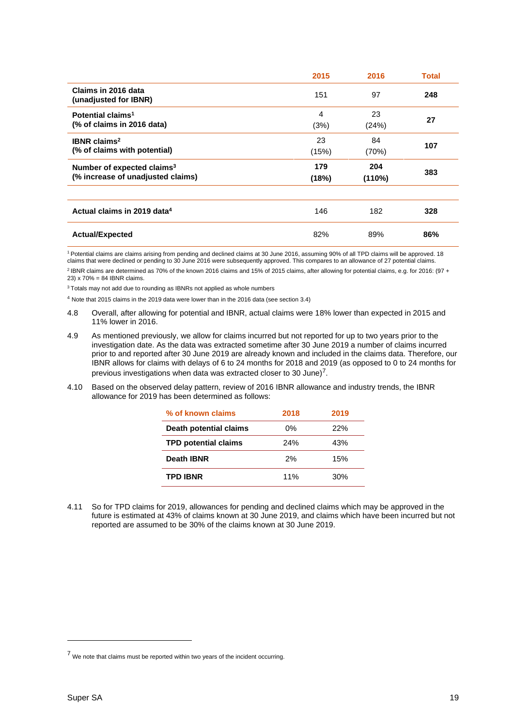| | 2015 | 2016 | Total |
|---|---|---|---|
| **Claims in 2016 data (unadjusted for IBNR)** | 151 | 97 | **248** |
| **Potential claims[1] (% of claims in 2016 data)** | 4 (3%) | 23 (24%) | **27** |
| **IBNR claims[2] (% of claims with potential)** | 23 (15%) | 84 (70%) | **107** |
| **Number of expected claims[3] (% increase of unadjusted claims)** | **179 (18%)** | **204 (110%)** | **383** |
| | | | |
| **Actual claims in 2019 data[4]** | 146 | 182 | **328** |
| **Actual/Expected** | 82% | 89% | **86%** |

[1] Potential claims are claims arising from pending and declined claims at 30 June 2016, assuming 90% of all TPD claims will be approved. 18 claims that were declined or pending to 30 June 2016 were subsequently approved. This compares to an allowance of 27 potential claims.

[2] IBNR claims are determined as 70% of the known 2016 claims and 15% of 2015 claims, after allowing for potential claims, e.g. for 2016: (97 + 23) x 70% = 84 IBNR claims.

[3] Totals may not add due to rounding as IBNRs not applied as whole numbers

[4] Note that 2015 claims in the 2019 data were lower than in the 2016 data (see section 3.4)

4.8 Overall, after allowing for potential and IBNR, actual claims were 18% lower than expected in 2015 and 11% lower in 2016.

4.9 As mentioned previously, we allow for claims incurred but not reported for up to two years prior to the investigation date. As the data was extracted sometime after 30 June 2019 a number of claims incurred prior to and reported after 30 June 2019 are already known and included in the claims data. Therefore, our IBNR allows for claims with delays of 6 to 24 months for 2018 and 2019 (as opposed to 0 to 24 months for previous investigations when data was extracted closer to 30 June)[7].

4.10 Based on the observed delay pattern, review of 2016 IBNR allowance and industry trends, the IBNR allowance for 2019 has been determined as follows:

| % of known claims | 2018 | 2019 |
|---|---|---|
| **Death potential claims** | 0% | 22% |
| **TPD potential claims** | 24% | 43% |
| **Death IBNR** | 2% | 15% |
| **TPD IBNR** | 11% | 30% |

4.11 So for TPD claims for 2019, allowances for pending and declined claims which may be approved in the future is estimated at 43% of claims known at 30 June 2019, and claims which have been incurred but not reported are assumed to be 30% of the claims known at 30 June 2019.

[7] We note that claims must be reported within two years of the incident occurring.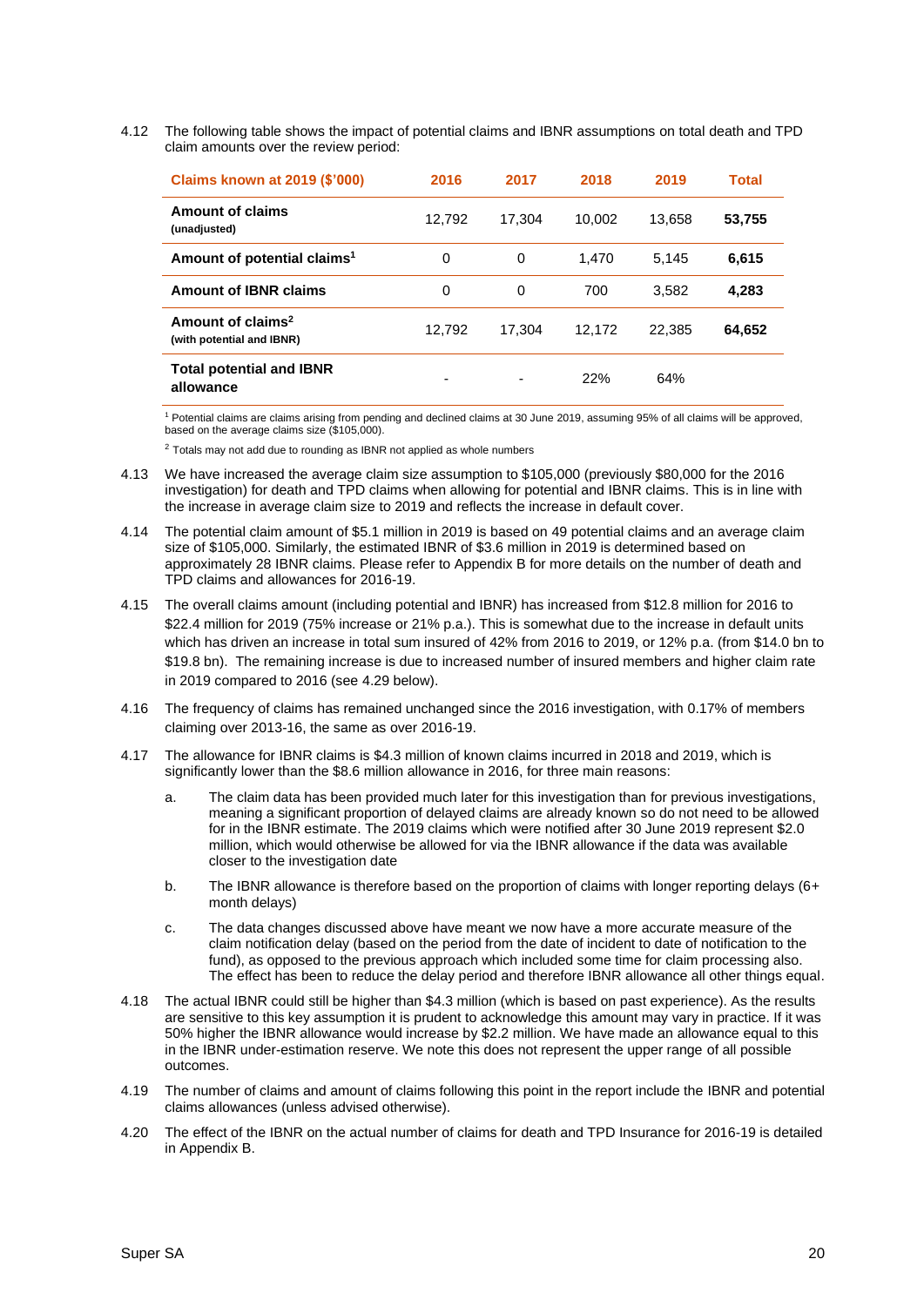4.12 The following table shows the impact of potential claims and IBNR assumptions on total death and TPD claim amounts over the review period:

| Claims known at 2019 ($'000) | 2016 | 2017 | 2018 | 2019 | Total |
|---|---|---|---|---|---|
| **Amount of claims** (unadjusted) | 12,792 | 17,304 | 10,002 | 13,658 | **53,755** |
| **Amount of potential claims**[1] | 0 | 0 | 1,470 | 5,145 | **6,615** |
| **Amount of IBNR claims** | 0 | 0 | 700 | 3,582 | **4,283** |
| **Amount of claims**[2] (with potential and IBNR) | 12,792 | 17,304 | 12,172 | 22,385 | **64,652** |
| **Total potential and IBNR allowance** | - | - | 22% | 64% | |

[1] Potential claims are claims arising from pending and declined claims at 30 June 2019, assuming 95% of all claims will be approved, based on the average claims size ($105,000).

[2] Totals may not add due to rounding as IBNR not applied as whole numbers

4.13 We have increased the average claim size assumption to $105,000 (previously $80,000 for the 2016 investigation) for death and TPD claims when allowing for potential and IBNR claims. This is in line with the increase in average claim size to 2019 and reflects the increase in default cover.

4.14 The potential claim amount of $5.1 million in 2019 is based on 49 potential claims and an average claim size of $105,000. Similarly, the estimated IBNR of $3.6 million in 2019 is determined based on approximately 28 IBNR claims. Please refer to Appendix B for more details on the number of death and TPD claims and allowances for 2016-19.

4.15 The overall claims amount (including potential and IBNR) has increased from $12.8 million for 2016 to $22.4 million for 2019 (75% increase or 21% p.a.). This is somewhat due to the increase in default units which has driven an increase in total sum insured of 42% from 2016 to 2019, or 12% p.a. (from $14.0 bn to $19.8 bn). The remaining increase is due to increased number of insured members and higher claim rate in 2019 compared to 2016 (see 4.29 below).

4.16 The frequency of claims has remained unchanged since the 2016 investigation, with 0.17% of members claiming over 2013-16, the same as over 2016-19.

4.17 The allowance for IBNR claims is $4.3 million of known claims incurred in 2018 and 2019, which is significantly lower than the $8.6 million allowance in 2016, for three main reasons:

a. The claim data has been provided much later for this investigation than for previous investigations, meaning a significant proportion of delayed claims are already known so do not need to be allowed for in the IBNR estimate. The 2019 claims which were notified after 30 June 2019 represent $2.0 million, which would otherwise be allowed for via the IBNR allowance if the data was available closer to the investigation date

b. The IBNR allowance is therefore based on the proportion of claims with longer reporting delays (6+ month delays)

c. The data changes discussed above have meant we now have a more accurate measure of the claim notification delay (based on the period from the date of incident to date of notification to the fund), as opposed to the previous approach which included some time for claim processing also. The effect has been to reduce the delay period and therefore IBNR allowance all other things equal.

4.18 The actual IBNR could still be higher than $4.3 million (which is based on past experience). As the results are sensitive to this key assumption it is prudent to acknowledge this amount may vary in practice. If it was 50% higher the IBNR allowance would increase by $2.2 million. We have made an allowance equal to this in the IBNR under-estimation reserve. We note this does not represent the upper range of all possible outcomes.

4.19 The number of claims and amount of claims following this point in the report include the IBNR and potential claims allowances (unless advised otherwise).

4.20 The effect of the IBNR on the actual number of claims for death and TPD Insurance for 2016-19 is detailed in Appendix B.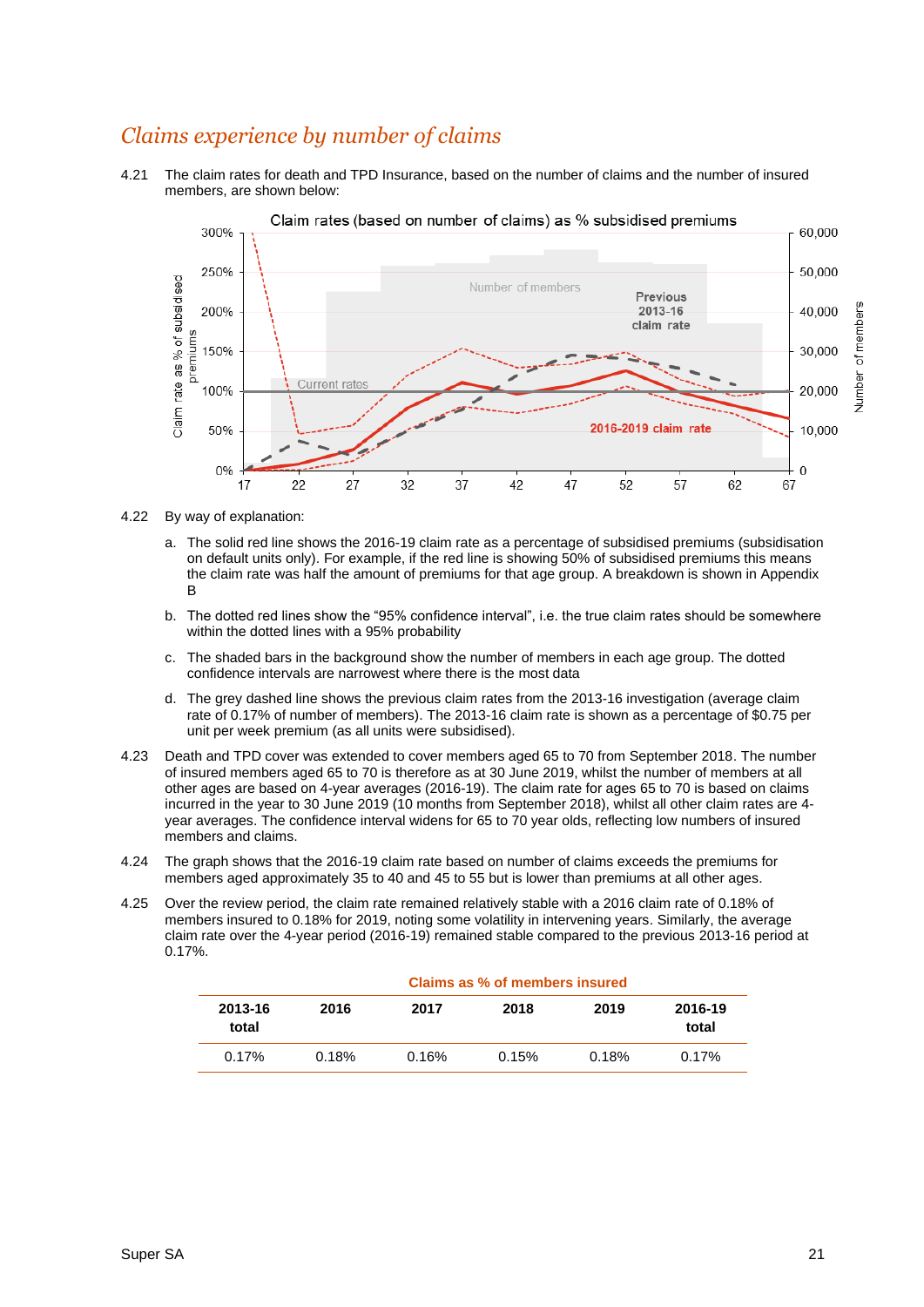## *Claims experience by number of claims*

4.21 The claim rates for death and TPD Insurance, based on the number of claims and the number of insured members, are shown below:

Claim rates (based on number of claims) as % subsidised premiums

4.22 By way of explanation:

a. The solid red line shows the 2016-19 claim rate as a percentage of subsidised premiums (subsidisation on default units only). For example, if the red line is showing 50% of subsidised premiums this means the claim rate was half the amount of premiums for that age group. A breakdown is shown in Appendix B

b. The dotted red lines show the "95% confidence interval", i.e. the true claim rates should be somewhere within the dotted lines with a 95% probability

c. The shaded bars in the background show the number of members in each age group. The dotted confidence intervals are narrowest where there is the most data

d. The grey dashed line shows the previous claim rates from the 2013-16 investigation (average claim rate of 0.17% of number of members). The 2013-16 claim rate is shown as a percentage of $0.75 per unit per week premium (as all units were subsidised).

4.23 Death and TPD cover was extended to cover members aged 65 to 70 from September 2018. The number of insured members aged 65 to 70 is therefore as at 30 June 2019, whilst the number of members at all other ages are based on 4-year averages (2016-19). The claim rate for ages 65 to 70 is based on claims incurred in the year to 30 June 2019 (10 months from September 2018), whilst all other claim rates are 4-year averages. The confidence interval widens for 65 to 70 year olds, reflecting low numbers of insured members and claims.

4.24 The graph shows that the 2016-19 claim rate based on number of claims exceeds the premiums for members aged approximately 35 to 40 and 45 to 55 but is lower than premiums at all other ages.

4.25 Over the review period, the claim rate remained relatively stable with a 2016 claim rate of 0.18% of members insured to 0.18% for 2019, noting some volatility in intervening years. Similarly, the average claim rate over the 4-year period (2016-19) remained stable compared to the previous 2013-16 period at 0.17%.

**Claims as % of members insured**

| 2013-16 total | 2016 | 2017 | 2018 | 2019 | 2016-19 total |
|---|---|---|---|---|---|
| 0.17% | 0.18% | 0.16% | 0.15% | 0.18% | 0.17% |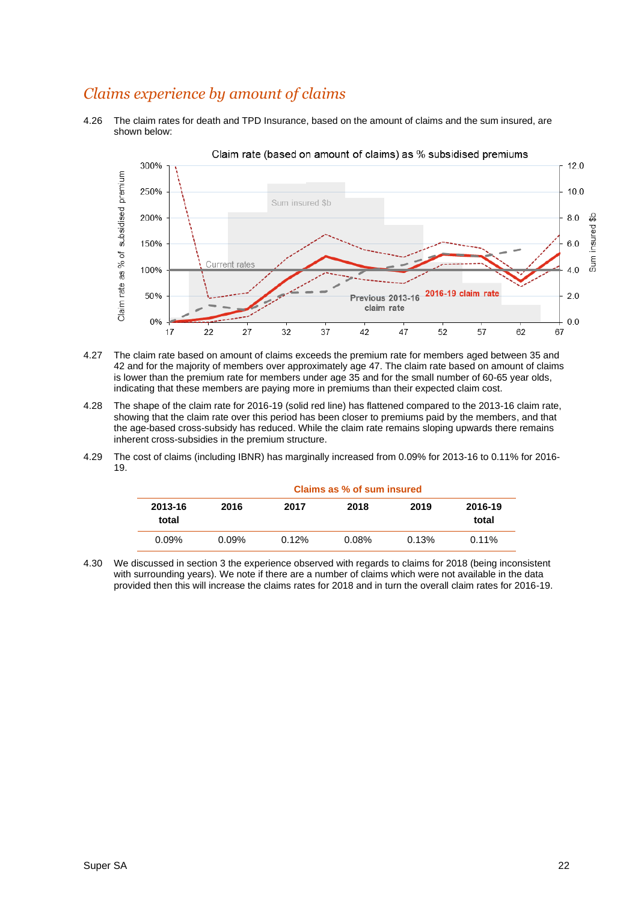## *Claims experience by amount of claims*

4.26 The claim rates for death and TPD Insurance, based on the amount of claims and the sum insured, are shown below:

4.27 The claim rate based on amount of claims exceeds the premium rate for members aged between 35 and 42 and for the majority of members over approximately age 47. The claim rate based on amount of claims is lower than the premium rate for members under age 35 and for the small number of 60-65 year olds, indicating that these members are paying more in premiums than their expected claim cost.

4.28 The shape of the claim rate for 2016-19 (solid red line) has flattened compared to the 2013-16 claim rate, showing that the claim rate over this period has been closer to premiums paid by the members, and that the age-based cross-subsidy has reduced. While the claim rate remains sloping upwards there remains inherent cross-subsidies in the premium structure.

4.29 The cost of claims (including IBNR) has marginally increased from 0.09% for 2013-16 to 0.11% for 2016-19.

**Claims as % of sum insured**

| 2013-16 total | 2016 | 2017 | 2018 | 2019 | 2016-19 total |
|---|---|---|---|---|---|
| 0.09% | 0.09% | 0.12% | 0.08% | 0.13% | 0.11% |

4.30 We discussed in section 3 the experience observed with regards to claims for 2018 (being inconsistent with surrounding years). We note if there are a number of claims which were not available in the data provided then this will increase the claims rates for 2018 and in turn the overall claim rates for 2016-19.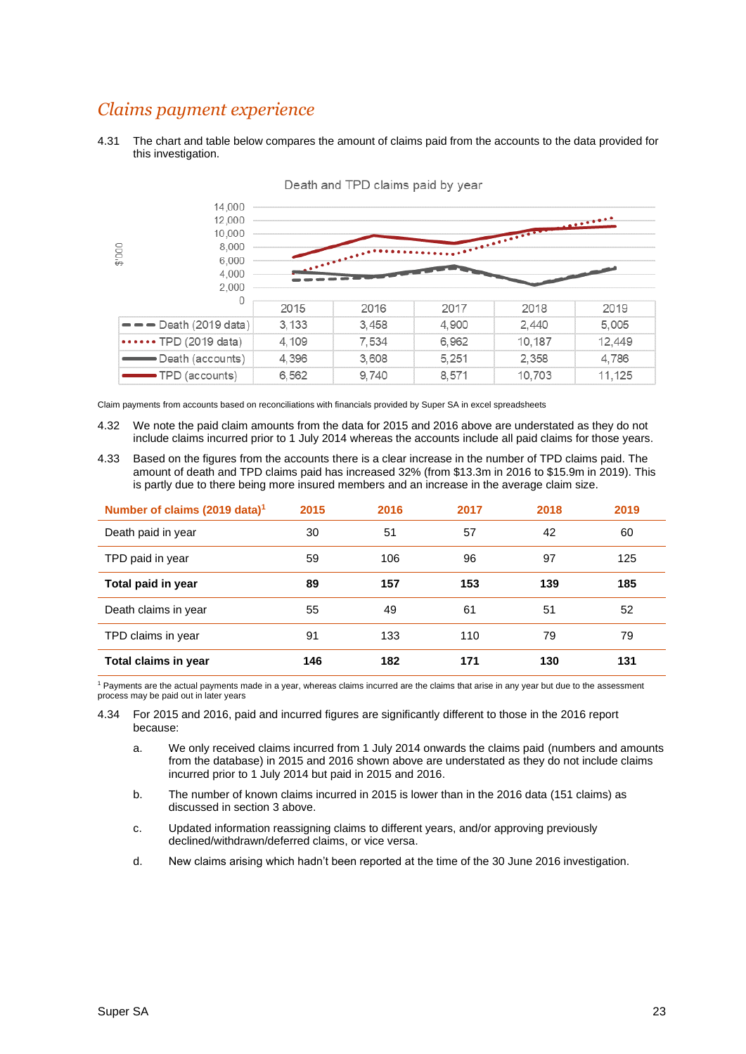## *Claims payment experience*

4.31 The chart and table below compares the amount of claims paid from the accounts to the data provided for this investigation.

Death and TPD claims paid by year

| $'000 | 2015 | 2016 | 2017 | 2018 | 2019 |
|---|---|---|---|---|---|
| Death (2019 data) | 3,133 | 3,458 | 4,900 | 2,440 | 5,005 |
| TPD (2019 data) | 4,109 | 7,534 | 6,962 | 10,187 | 12,449 |
| Death (accounts) | 4,396 | 3,608 | 5,251 | 2,358 | 4,786 |
| TPD (accounts) | 6,562 | 9,740 | 8,571 | 10,703 | 11,125 |

Claim payments from accounts based on reconciliations with financials provided by Super SA in excel spreadsheets

4.32 We note the paid claim amounts from the data for 2015 and 2016 above are understated as they do not include claims incurred prior to 1 July 2014 whereas the accounts include all paid claims for those years.

4.33 Based on the figures from the accounts there is a clear increase in the number of TPD claims paid. The amount of death and TPD claims paid has increased 32% (from $13.3m in 2016 to $15.9m in 2019). This is partly due to there being more insured members and an increase in the average claim size.

| Number of claims (2019 data)[1] | 2015 | 2016 | 2017 | 2018 | 2019 |
|---|---|---|---|---|---|
| Death paid in year | 30 | 51 | 57 | 42 | 60 |
| TPD paid in year | 59 | 106 | 96 | 97 | 125 |
| **Total paid in year** | **89** | **157** | **153** | **139** | **185** |
| Death claims in year | 55 | 49 | 61 | 51 | 52 |
| TPD claims in year | 91 | 133 | 110 | 79 | 79 |
| **Total claims in year** | **146** | **182** | **171** | **130** | **131** |

[1] Payments are the actual payments made in a year, whereas claims incurred are the claims that arise in any year but due to the assessment process may be paid out in later years

4.34 For 2015 and 2016, paid and incurred figures are significantly different to those in the 2016 report because:

a. We only received claims incurred from 1 July 2014 onwards the claims paid (numbers and amounts from the database) in 2015 and 2016 shown above are understated as they do not include claims incurred prior to 1 July 2014 but paid in 2015 and 2016.

b. The number of known claims incurred in 2015 is lower than in the 2016 data (151 claims) as discussed in section 3 above.

c. Updated information reassigning claims to different years, and/or approving previously declined/withdrawn/deferred claims, or vice versa.

d. New claims arising which hadn't been reported at the time of the 30 June 2016 investigation.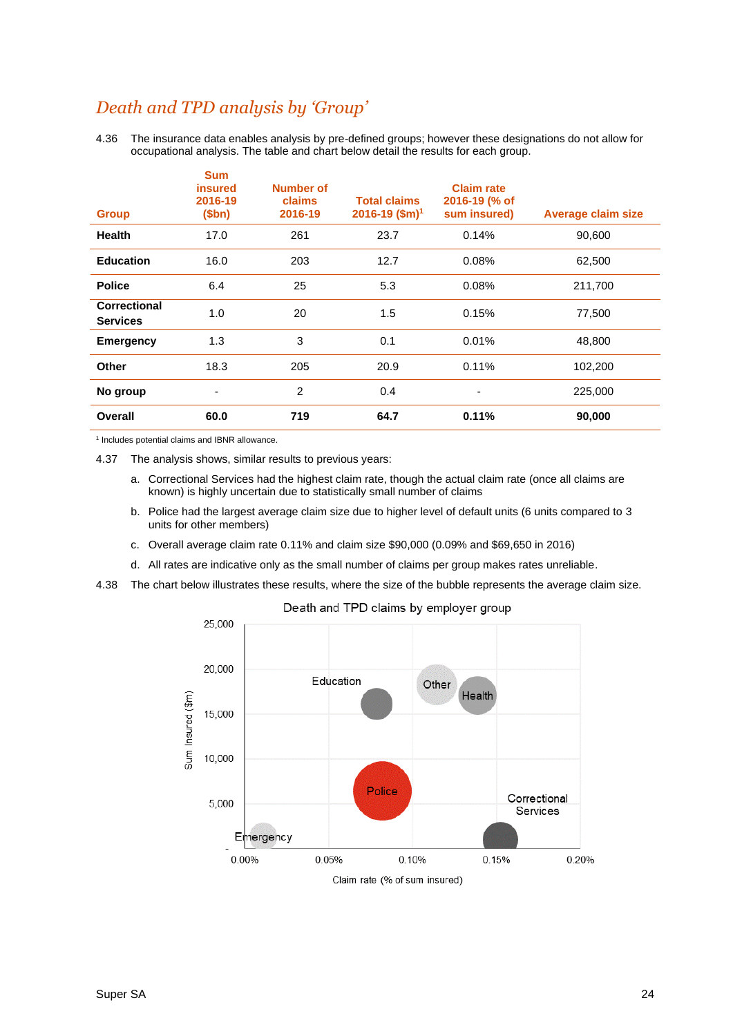## *Death and TPD analysis by 'Group'*

4.36 The insurance data enables analysis by pre-defined groups; however these designations do not allow for occupational analysis. The table and chart below detail the results for each group.

| Group | Sum insured 2016-19 ($bn) | Number of claims 2016-19 | Total claims 2016-19 ($m)[1] | Claim rate 2016-19 (% of sum insured) | Average claim size |
|---|---|---|---|---|---|
| **Health** | 17.0 | 261 | 23.7 | 0.14% | 90,600 |
| **Education** | 16.0 | 203 | 12.7 | 0.08% | 62,500 |
| **Police** | 6.4 | 25 | 5.3 | 0.08% | 211,700 |
| **Correctional Services** | 1.0 | 20 | 1.5 | 0.15% | 77,500 |
| **Emergency** | 1.3 | 3 | 0.1 | 0.01% | 48,800 |
| **Other** | 18.3 | 205 | 20.9 | 0.11% | 102,200 |
| **No group** | - | 2 | 0.4 | - | 225,000 |
| **Overall** | **60.0** | **719** | **64.7** | **0.11%** | **90,000** |

[1] Includes potential claims and IBNR allowance.

4.37 The analysis shows, similar results to previous years:

a. Correctional Services had the highest claim rate, though the actual claim rate (once all claims are known) is highly uncertain due to statistically small number of claims

b. Police had the largest average claim size due to higher level of default units (6 units compared to 3 units for other members)

c. Overall average claim rate 0.11% and claim size $90,000 (0.09% and $69,650 in 2016)

d. All rates are indicative only as the small number of claims per group makes rates unreliable.

4.38 The chart below illustrates these results, where the size of the bubble represents the average claim size.

Death and TPD claims by employer group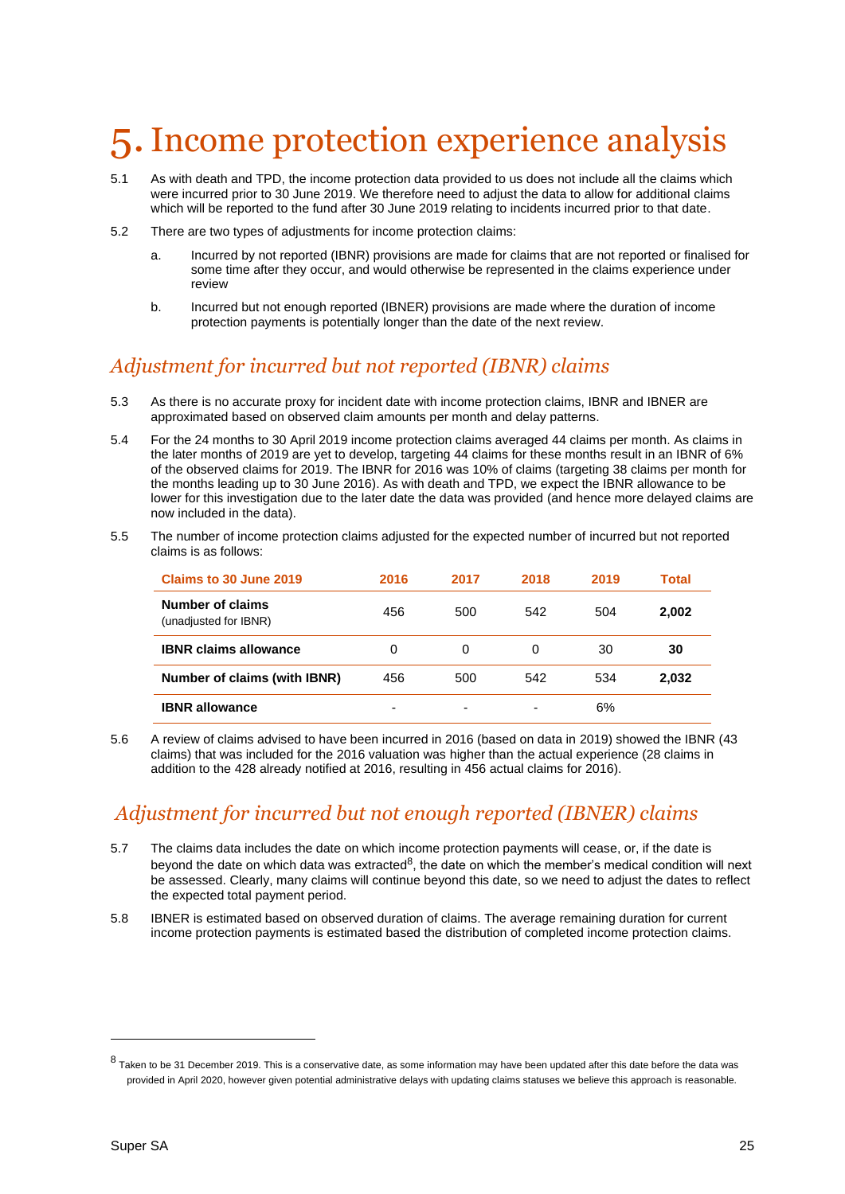# 5. Income protection experience analysis

5.1 As with death and TPD, the income protection data provided to us does not include all the claims which were incurred prior to 30 June 2019. We therefore need to adjust the data to allow for additional claims which will be reported to the fund after 30 June 2019 relating to incidents incurred prior to that date.

5.2 There are two types of adjustments for income protection claims:

a. Incurred by not reported (IBNR) provisions are made for claims that are not reported or finalised for some time after they occur, and would otherwise be represented in the claims experience under review

b. Incurred but not enough reported (IBNER) provisions are made where the duration of income protection payments is potentially longer than the date of the next review.

## *Adjustment for incurred but not reported (IBNR) claims*

5.3 As there is no accurate proxy for incident date with income protection claims, IBNR and IBNER are approximated based on observed claim amounts per month and delay patterns.

5.4 For the 24 months to 30 April 2019 income protection claims averaged 44 claims per month. As claims in the later months of 2019 are yet to develop, targeting 44 claims for these months result in an IBNR of 6% of the observed claims for 2019. The IBNR for 2016 was 10% of claims (targeting 38 claims per month for the months leading up to 30 June 2016). As with death and TPD, we expect the IBNR allowance to be lower for this investigation due to the later date the data was provided (and hence more delayed claims are now included in the data).

5.5 The number of income protection claims adjusted for the expected number of incurred but not reported claims is as follows:

| Claims to 30 June 2019 | 2016 | 2017 | 2018 | 2019 | Total |
|---|---|---|---|---|---|
| **Number of claims** (unadjusted for IBNR) | 456 | 500 | 542 | 504 | **2,002** |
| **IBNR claims allowance** | 0 | 0 | 0 | 30 | **30** |
| **Number of claims (with IBNR)** | 456 | 500 | 542 | 534 | **2,032** |
| **IBNR allowance** | - | - | - | 6% | |

5.6 A review of claims advised to have been incurred in 2016 (based on data in 2019) showed the IBNR (43 claims) that was included for the 2016 valuation was higher than the actual experience (28 claims in addition to the 428 already notified at 2016, resulting in 456 actual claims for 2016).

## *Adjustment for incurred but not enough reported (IBNER) claims*

5.7 The claims data includes the date on which income protection payments will cease, or, if the date is beyond the date on which data was extracted[8], the date on which the member's medical condition will next be assessed. Clearly, many claims will continue beyond this date, so we need to adjust the dates to reflect the expected total payment period.

5.8 IBNER is estimated based on observed duration of claims. The average remaining duration for current income protection payments is estimated based the distribution of completed income protection claims.

---

[8] Taken to be 31 December 2019. This is a conservative date, as some information may have been updated after this date before the data was provided in April 2020, however given potential administrative delays with updating claims statuses we believe this approach is reasonable.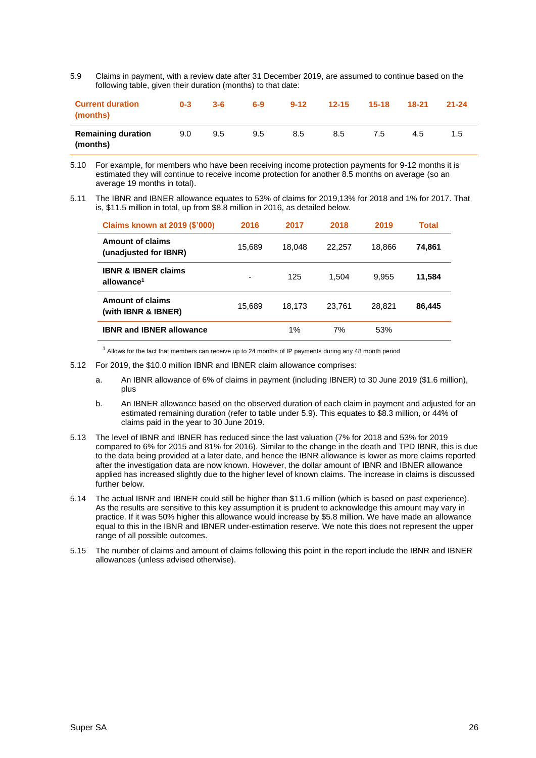5.9 Claims in payment, with a review date after 31 December 2019, are assumed to continue based on the following table, given their duration (months) to that date:

| Current duration (months) | 0-3 | 3-6 | 6-9 | 9-12 | 12-15 | 15-18 | 18-21 | 21-24 |
|---|---|---|---|---|---|---|---|---|
| **Remaining duration (months)** | 9.0 | 9.5 | 9.5 | 8.5 | 8.5 | 7.5 | 4.5 | 1.5 |

5.10 For example, for members who have been receiving income protection payments for 9-12 months it is estimated they will continue to receive income protection for another 8.5 months on average (so an average 19 months in total).

5.11 The IBNR and IBNER allowance equates to 53% of claims for 2019,13% for 2018 and 1% for 2017. That is, $11.5 million in total, up from $8.8 million in 2016, as detailed below.

| Claims known at 2019 ($'000) | 2016 | 2017 | 2018 | 2019 | Total |
|---|---|---|---|---|---|
| **Amount of claims (unadjusted for IBNR)** | 15,689 | 18,048 | 22,257 | 18,866 | **74,861** |
| **IBNR & IBNER claims allowance[1]** | - | 125 | 1,504 | 9,955 | **11,584** |
| **Amount of claims (with IBNR & IBNER)** | 15,689 | 18,173 | 23,761 | 28,821 | **86,445** |
| **IBNR and IBNER allowance** | | 1% | 7% | 53% | |

[1] Allows for the fact that members can receive up to 24 months of IP payments during any 48 month period

5.12 For 2019, the $10.0 million IBNR and IBNER claim allowance comprises:

a. An IBNR allowance of 6% of claims in payment (including IBNER) to 30 June 2019 ($1.6 million), plus

b. An IBNER allowance based on the observed duration of each claim in payment and adjusted for an estimated remaining duration (refer to table under 5.9). This equates to $8.3 million, or 44% of claims paid in the year to 30 June 2019.

5.13 The level of IBNR and IBNER has reduced since the last valuation (7% for 2018 and 53% for 2019 compared to 6% for 2015 and 81% for 2016). Similar to the change in the death and TPD IBNR, this is due to the data being provided at a later date, and hence the IBNR allowance is lower as more claims reported after the investigation data are now known. However, the dollar amount of IBNR and IBNER allowance applied has increased slightly due to the higher level of known claims. The increase in claims is discussed further below.

5.14 The actual IBNR and IBNER could still be higher than $11.6 million (which is based on past experience). As the results are sensitive to this key assumption it is prudent to acknowledge this amount may vary in practice. If it was 50% higher this allowance would increase by $5.8 million. We have made an allowance equal to this in the IBNR and IBNER under-estimation reserve. We note this does not represent the upper range of all possible outcomes.

5.15 The number of claims and amount of claims following this point in the report include the IBNR and IBNER allowances (unless advised otherwise).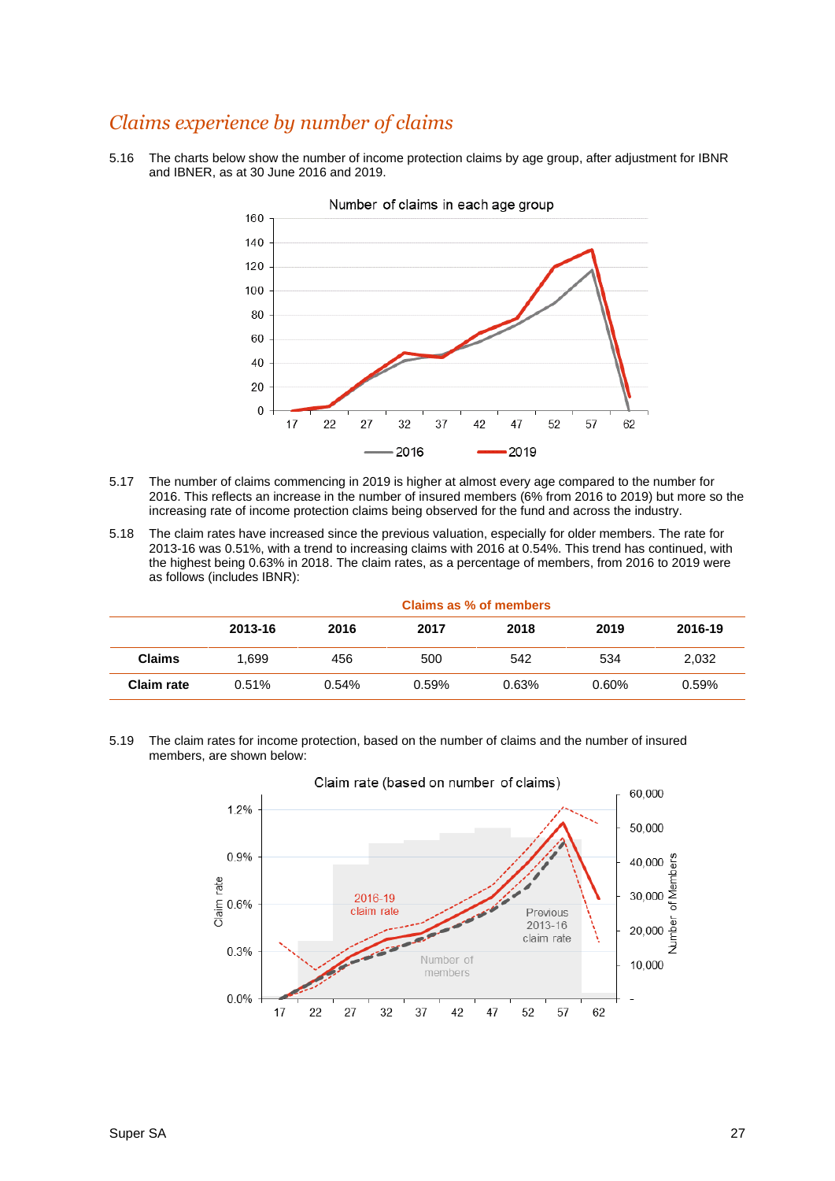## *Claims experience by number of claims*

5.16 The charts below show the number of income protection claims by age group, after adjustment for IBNR and IBNER, as at 30 June 2016 and 2019.

5.17 The number of claims commencing in 2019 is higher at almost every age compared to the number for 2016. This reflects an increase in the number of insured members (6% from 2016 to 2019) but more so the increasing rate of income protection claims being observed for the fund and across the industry.

5.18 The claim rates have increased since the previous valuation, especially for older members. The rate for 2013-16 was 0.51%, with a trend to increasing claims with 2016 at 0.54%. This trend has continued, with the highest being 0.63% in 2018. The claim rates, as a percentage of members, from 2016 to 2019 were as follows (includes IBNR):

**Claims as % of members**

| | 2013-16 | 2016 | 2017 | 2018 | 2019 | 2016-19 |
|---|---|---|---|---|---|---|
| **Claims** | 1,699 | 456 | 500 | 542 | 534 | 2,032 |
| **Claim rate** | 0.51% | 0.54% | 0.59% | 0.63% | 0.60% | 0.59% |

5.19 The claim rates for income protection, based on the number of claims and the number of insured members, are shown below: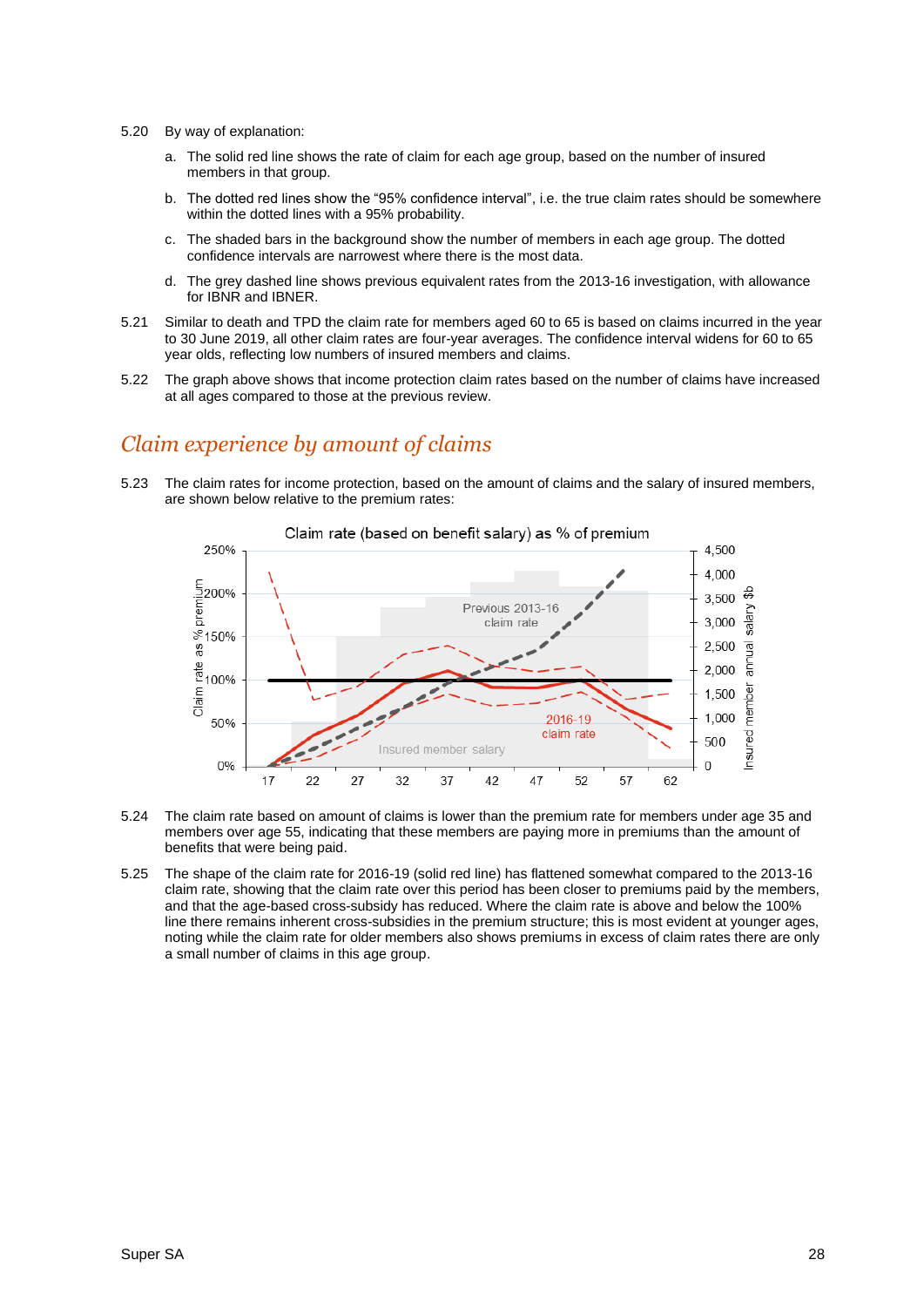5.20 By way of explanation:

a. The solid red line shows the rate of claim for each age group, based on the number of insured members in that group.

b. The dotted red lines show the “95% confidence interval”, i.e. the true claim rates should be somewhere within the dotted lines with a 95% probability.

c. The shaded bars in the background show the number of members in each age group. The dotted confidence intervals are narrowest where there is the most data.

d. The grey dashed line shows previous equivalent rates from the 2013-16 investigation, with allowance for IBNR and IBNER.

5.21 Similar to death and TPD the claim rate for members aged 60 to 65 is based on claims incurred in the year to 30 June 2019, all other claim rates are four-year averages. The confidence interval widens for 60 to 65 year olds, reflecting low numbers of insured members and claims.

5.22 The graph above shows that income protection claim rates based on the number of claims have increased at all ages compared to those at the previous review.

## Claim experience by amount of claims

5.23 The claim rates for income protection, based on the amount of claims and the salary of insured members, are shown below relative to the premium rates:

Claim rate (based on benefit salary) as % of premium

5.24 The claim rate based on amount of claims is lower than the premium rate for members under age 35 and members over age 55, indicating that these members are paying more in premiums than the amount of benefits that were being paid.

5.25 The shape of the claim rate for 2016-19 (solid red line) has flattened somewhat compared to the 2013-16 claim rate, showing that the claim rate over this period has been closer to premiums paid by the members, and that the age-based cross-subsidy has reduced. Where the claim rate is above and below the 100% line there remains inherent cross-subsidies in the premium structure; this is most evident at younger ages, noting while the claim rate for older members also shows premiums in excess of claim rates there are only a small number of claims in this age group.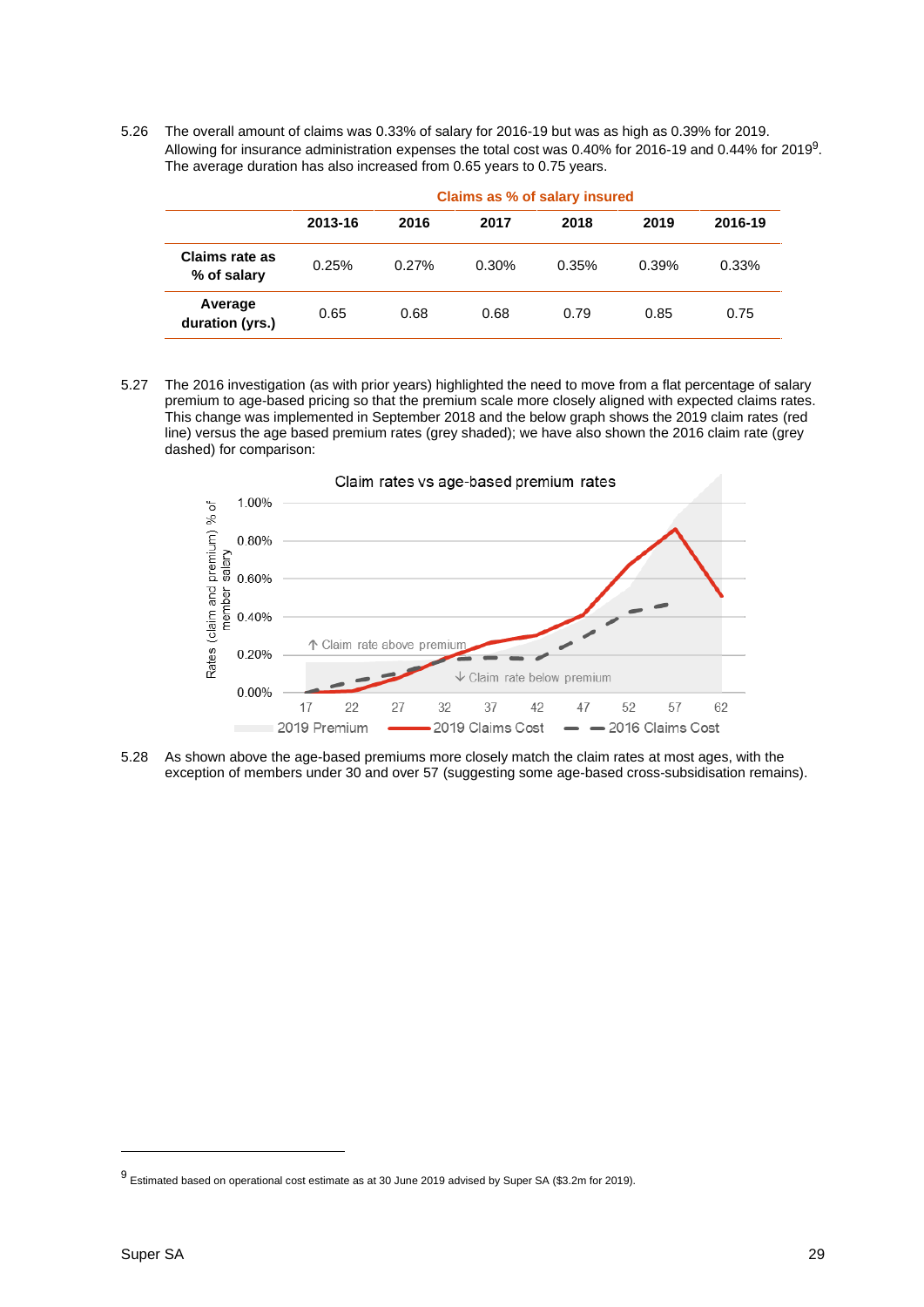5.26 The overall amount of claims was 0.33% of salary for 2016-19 but was as high as 0.39% for 2019. Allowing for insurance administration expenses the total cost was 0.40% for 2016-19 and 0.44% for 2019[9]. The average duration has also increased from 0.65 years to 0.75 years.

**Claims as % of salary insured**

| | 2013-16 | 2016 | 2017 | 2018 | 2019 | 2016-19 |
|---|---|---|---|---|---|---|
| **Claims rate as % of salary** | 0.25% | 0.27% | 0.30% | 0.35% | 0.39% | 0.33% |
| **Average duration (yrs.)** | 0.65 | 0.68 | 0.68 | 0.79 | 0.85 | 0.75 |

5.27 The 2016 investigation (as with prior years) highlighted the need to move from a flat percentage of salary premium to age-based pricing so that the premium scale more closely aligned with expected claims rates. This change was implemented in September 2018 and the below graph shows the 2019 claim rates (red line) versus the age based premium rates (grey shaded); we have also shown the 2016 claim rate (grey dashed) for comparison:

Claim rates vs age-based premium rates

Rates (claim and premium) % of member salary: 0.00%, 0.20%, 0.40%, 0.60%, 0.80%, 1.00%

Age: 17, 22, 27, 32, 37, 42, 47, 52, 57, 62

↑ Claim rate above premium

↓ Claim rate below premium

2019 Premium — 2019 Claims Cost — 2016 Claims Cost

5.28 As shown above the age-based premiums more closely match the claim rates at most ages, with the exception of members under 30 and over 57 (suggesting some age-based cross-subsidisation remains).

[9] Estimated based on operational cost estimate as at 30 June 2019 advised by Super SA ($3.2m for 2019).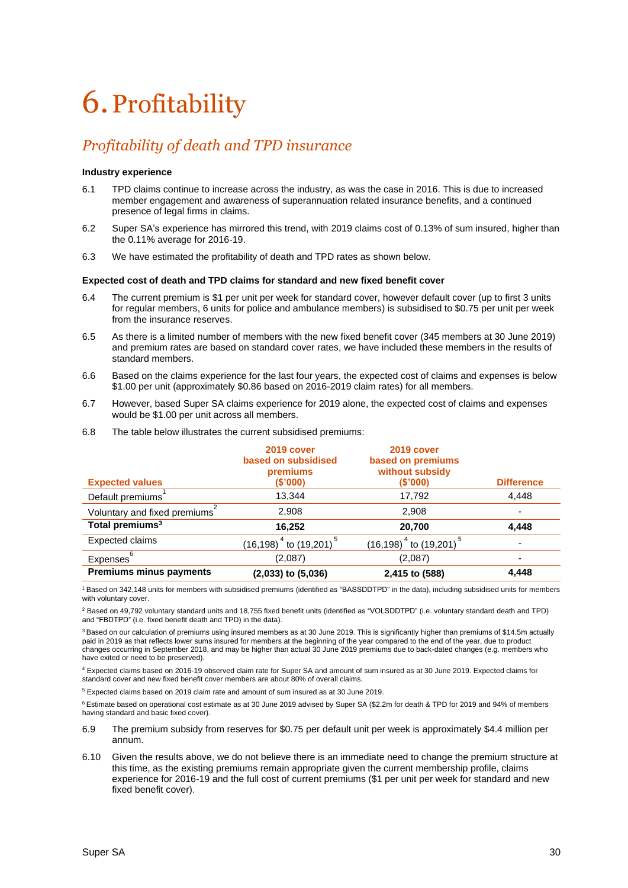# 6. Profitability

## *Profitability of death and TPD insurance*

**Industry experience**

6.1 TPD claims continue to increase across the industry, as was the case in 2016. This is due to increased member engagement and awareness of superannuation related insurance benefits, and a continued presence of legal firms in claims.

6.2 Super SA's experience has mirrored this trend, with 2019 claims cost of 0.13% of sum insured, higher than the 0.11% average for 2016-19.

6.3 We have estimated the profitability of death and TPD rates as shown below.

**Expected cost of death and TPD claims for standard and new fixed benefit cover**

6.4 The current premium is $1 per unit per week for standard cover, however default cover (up to first 3 units for regular members, 6 units for police and ambulance members) is subsidised to $0.75 per unit per week from the insurance reserves.

6.5 As there is a limited number of members with the new fixed benefit cover (345 members at 30 June 2019) and premium rates are based on standard cover rates, we have included these members in the results of standard members.

6.6 Based on the claims experience for the last four years, the expected cost of claims and expenses is below $1.00 per unit (approximately $0.86 based on 2016-2019 claim rates) for all members.

6.7 However, based Super SA claims experience for 2019 alone, the expected cost of claims and expenses would be $1.00 per unit across all members.

6.8 The table below illustrates the current subsidised premiums:

| Expected values | 2019 cover based on subsidised premiums ($'000) | 2019 cover based on premiums without subsidy ($'000) | Difference |
|---|---|---|---|
| Default premiums[1] | 13,344 | 17,792 | 4,448 |
| Voluntary and fixed premiums[2] | 2,908 | 2,908 | - |
| **Total premiums[3]** | **16,252** | **20,700** | **4,448** |
| Expected claims | (16,198)[4] to (19,201)[5] | (16,198)[4] to (19,201)[5] | - |
| Expenses[6] | (2,087) | (2,087) | - |
| **Premiums minus payments** | **(2,033) to (5,036)** | **2,415 to (588)** | **4,448** |

[1] Based on 342,148 units for members with subsidised premiums (identified as "BASSDDTPD" in the data), including subsidised units for members with voluntary cover.

[2] Based on 49,792 voluntary standard units and 18,755 fixed benefit units (identified as "VOLSDDTPD" (i.e. voluntary standard death and TPD) and "FBDTPD" (i.e. fixed benefit death and TPD) in the data).

[3] Based on our calculation of premiums using insured members as at 30 June 2019. This is significantly higher than premiums of $14.5m actually paid in 2019 as that reflects lower sums insured for members at the beginning of the year compared to the end of the year, due to product changes occurring in September 2018, and may be higher than actual 30 June 2019 premiums due to back-dated changes (e.g. members who have exited or need to be preserved).

[4] Expected claims based on 2016-19 observed claim rate for Super SA and amount of sum insured as at 30 June 2019. Expected claims for standard cover and new fixed benefit cover members are about 80% of overall claims.

[5] Expected claims based on 2019 claim rate and amount of sum insured as at 30 June 2019.

[6] Estimate based on operational cost estimate as at 30 June 2019 advised by Super SA ($2.2m for death & TPD for 2019 and 94% of members having standard and basic fixed cover).

6.9 The premium subsidy from reserves for $0.75 per default unit per week is approximately $4.4 million per annum.

6.10 Given the results above, we do not believe there is an immediate need to change the premium structure at this time, as the existing premiums remain appropriate given the current membership profile, claims experience for 2016-19 and the full cost of current premiums ($1 per unit per week for standard and new fixed benefit cover).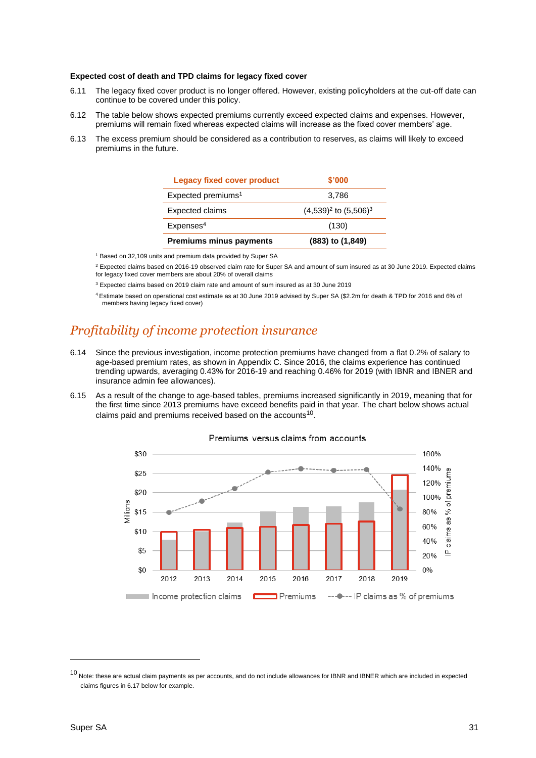**Expected cost of death and TPD claims for legacy fixed cover**

6.11 The legacy fixed cover product is no longer offered. However, existing policyholders at the cut-off date can continue to be covered under this policy.

6.12 The table below shows expected premiums currently exceed expected claims and expenses. However, premiums will remain fixed whereas expected claims will increase as the fixed cover members' age.

6.13 The excess premium should be considered as a contribution to reserves, as claims will likely to exceed premiums in the future.

| Legacy fixed cover product | $'000 |
|---|---|
| Expected premiums[1] | 3,786 |
| Expected claims | (4,539)[2] to (5,506)[3] |
| Expenses[4] | (130) |
| **Premiums minus payments** | **(883) to (1,849)** |

[1] Based on 32,109 units and premium data provided by Super SA

[2] Expected claims based on 2016-19 observed claim rate for Super SA and amount of sum insured as at 30 June 2019. Expected claims for legacy fixed cover members are about 20% of overall claims

[3] Expected claims based on 2019 claim rate and amount of sum insured as at 30 June 2019

[4] Estimate based on operational cost estimate as at 30 June 2019 advised by Super SA ($2.2m for death & TPD for 2016 and 6% of members having legacy fixed cover)

## *Profitability of income protection insurance*

6.14 Since the previous investigation, income protection premiums have changed from a flat 0.2% of salary to age-based premium rates, as shown in Appendix C. Since 2016, the claims experience has continued trending upwards, averaging 0.43% for 2016-19 and reaching 0.46% for 2019 (with IBNR and IBNER and insurance admin fee allowances).

6.15 As a result of the change to age-based tables, premiums increased significantly in 2019, meaning that for the first time since 2013 premiums have exceed benefits paid in that year. The chart below shows actual claims paid and premiums received based on the accounts[10].

Premiums versus claims from accounts

[10] Note: these are actual claim payments as per accounts, and do not include allowances for IBNR and IBNER which are included in expected claims figures in 6.17 below for example.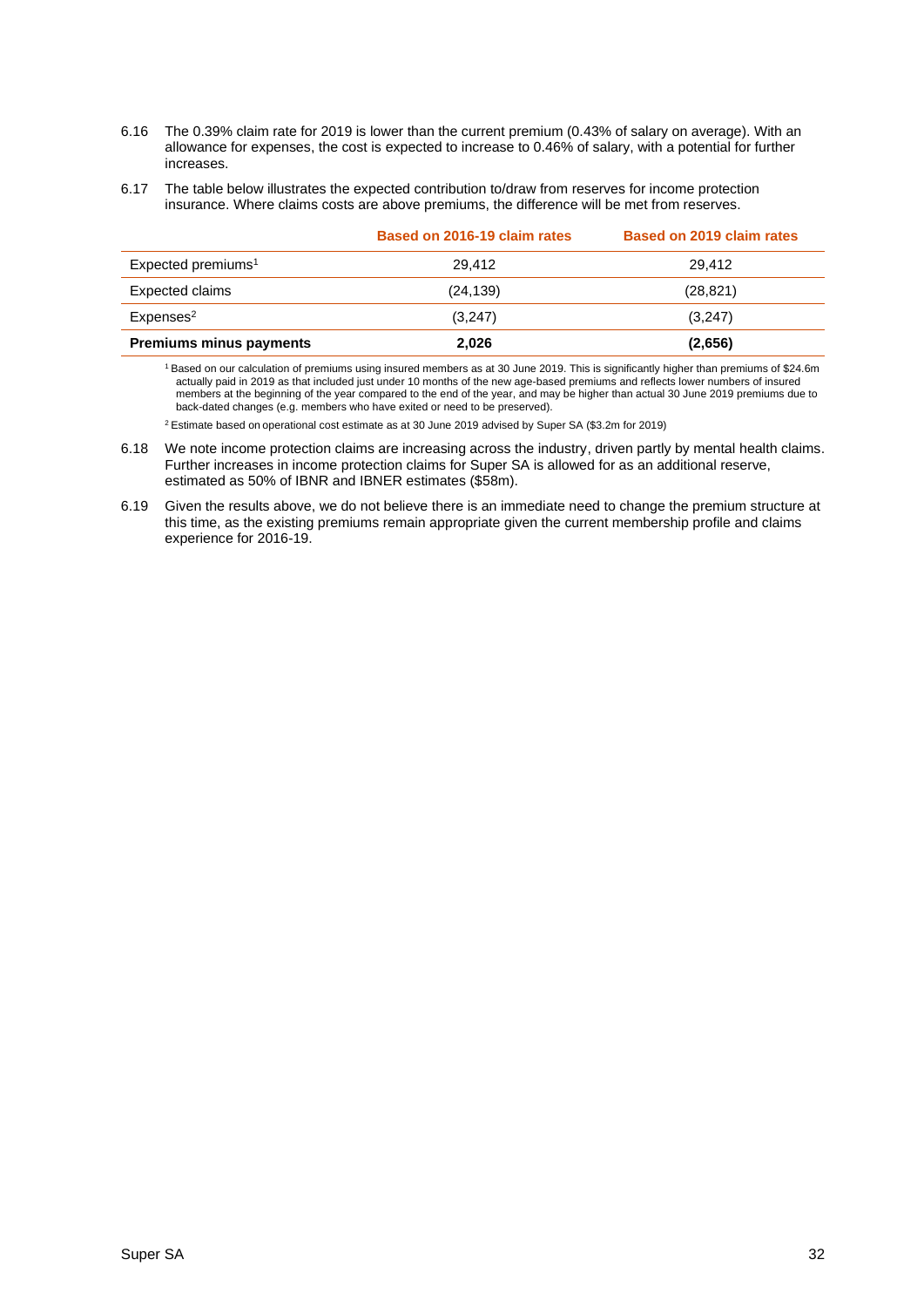6.16 The 0.39% claim rate for 2019 is lower than the current premium (0.43% of salary on average). With an allowance for expenses, the cost is expected to increase to 0.46% of salary, with a potential for further increases.

6.17 The table below illustrates the expected contribution to/draw from reserves for income protection insurance. Where claims costs are above premiums, the difference will be met from reserves.

| | Based on 2016-19 claim rates | Based on 2019 claim rates |
|---|---|---|
| Expected premiums[1] | 29,412 | 29,412 |
| Expected claims | (24,139) | (28,821) |
| Expenses[2] | (3,247) | (3,247) |
| **Premiums minus payments** | **2,026** | **(2,656)** |

[1] Based on our calculation of premiums using insured members as at 30 June 2019. This is significantly higher than premiums of $24.6m actually paid in 2019 as that included just under 10 months of the new age-based premiums and reflects lower numbers of insured members at the beginning of the year compared to the end of the year, and may be higher than actual 30 June 2019 premiums due to back-dated changes (e.g. members who have exited or need to be preserved).

[2] Estimate based on operational cost estimate as at 30 June 2019 advised by Super SA ($3.2m for 2019)

6.18 We note income protection claims are increasing across the industry, driven partly by mental health claims. Further increases in income protection claims for Super SA is allowed for as an additional reserve, estimated as 50% of IBNR and IBNER estimates ($58m).

6.19 Given the results above, we do not believe there is an immediate need to change the premium structure at this time, as the existing premiums remain appropriate given the current membership profile and claims experience for 2016-19.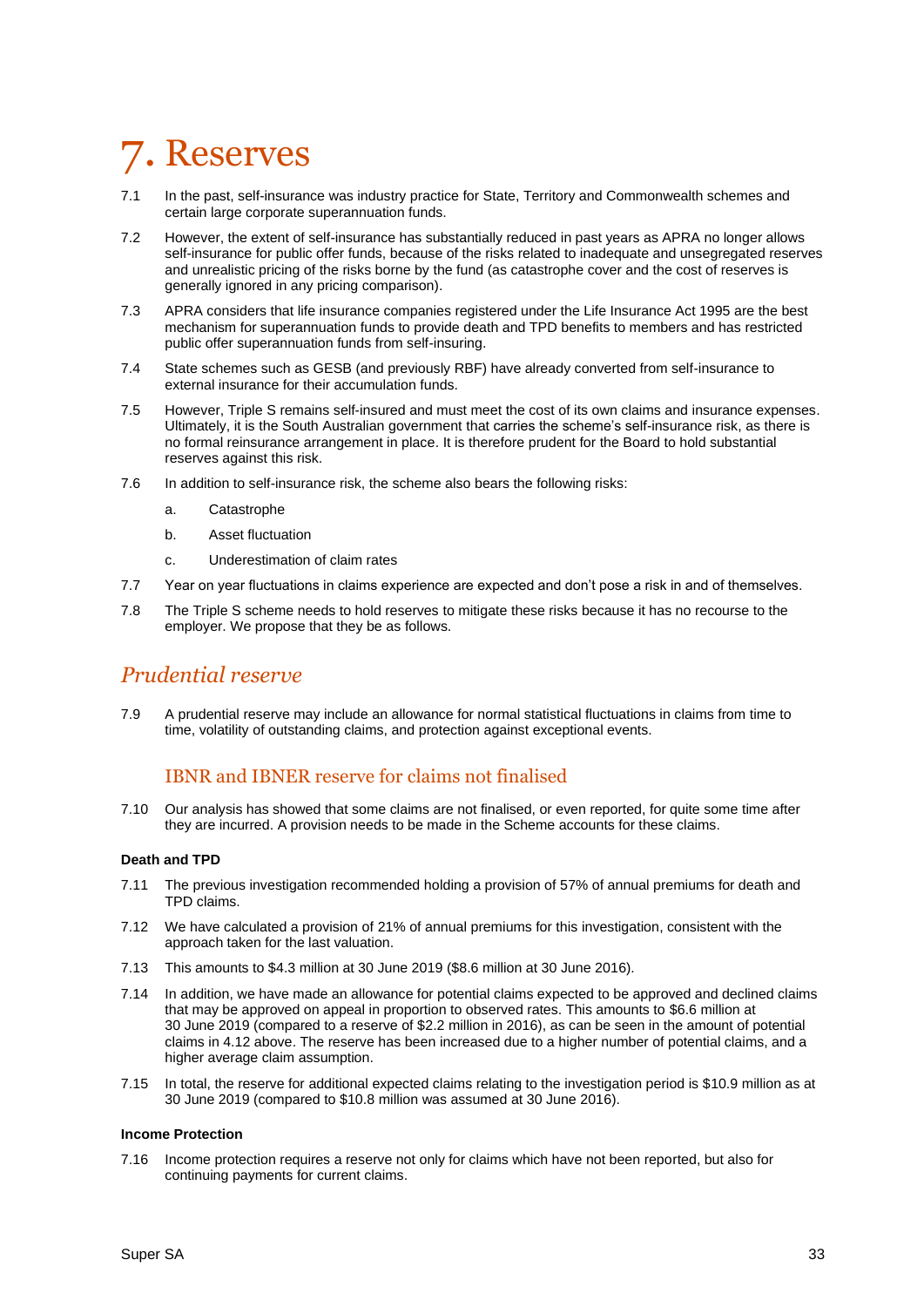# 7. Reserves

7.1 In the past, self-insurance was industry practice for State, Territory and Commonwealth schemes and certain large corporate superannuation funds.

7.2 However, the extent of self-insurance has substantially reduced in past years as APRA no longer allows self-insurance for public offer funds, because of the risks related to inadequate and unsegregated reserves and unrealistic pricing of the risks borne by the fund (as catastrophe cover and the cost of reserves is generally ignored in any pricing comparison).

7.3 APRA considers that life insurance companies registered under the Life Insurance Act 1995 are the best mechanism for superannuation funds to provide death and TPD benefits to members and has restricted public offer superannuation funds from self-insuring.

7.4 State schemes such as GESB (and previously RBF) have already converted from self-insurance to external insurance for their accumulation funds.

7.5 However, Triple S remains self-insured and must meet the cost of its own claims and insurance expenses. Ultimately, it is the South Australian government that carries the scheme's self-insurance risk, as there is no formal reinsurance arrangement in place. It is therefore prudent for the Board to hold substantial reserves against this risk.

7.6 In addition to self-insurance risk, the scheme also bears the following risks:

a. Catastrophe

b. Asset fluctuation

c. Underestimation of claim rates

7.7 Year on year fluctuations in claims experience are expected and don't pose a risk in and of themselves.

7.8 The Triple S scheme needs to hold reserves to mitigate these risks because it has no recourse to the employer. We propose that they be as follows.

## *Prudential reserve*

7.9 A prudential reserve may include an allowance for normal statistical fluctuations in claims from time to time, volatility of outstanding claims, and protection against exceptional events.

### IBNR and IBNER reserve for claims not finalised

7.10 Our analysis has showed that some claims are not finalised, or even reported, for quite some time after they are incurred. A provision needs to be made in the Scheme accounts for these claims.

**Death and TPD**

7.11 The previous investigation recommended holding a provision of 57% of annual premiums for death and TPD claims.

7.12 We have calculated a provision of 21% of annual premiums for this investigation, consistent with the approach taken for the last valuation.

7.13 This amounts to $4.3 million at 30 June 2019 ($8.6 million at 30 June 2016).

7.14 In addition, we have made an allowance for potential claims expected to be approved and declined claims that may be approved on appeal in proportion to observed rates. This amounts to $6.6 million at 30 June 2019 (compared to a reserve of $2.2 million in 2016), as can be seen in the amount of potential claims in 4.12 above. The reserve has been increased due to a higher number of potential claims, and a higher average claim assumption.

7.15 In total, the reserve for additional expected claims relating to the investigation period is $10.9 million as at 30 June 2019 (compared to $10.8 million was assumed at 30 June 2016).

**Income Protection**

7.16 Income protection requires a reserve not only for claims which have not been reported, but also for continuing payments for current claims.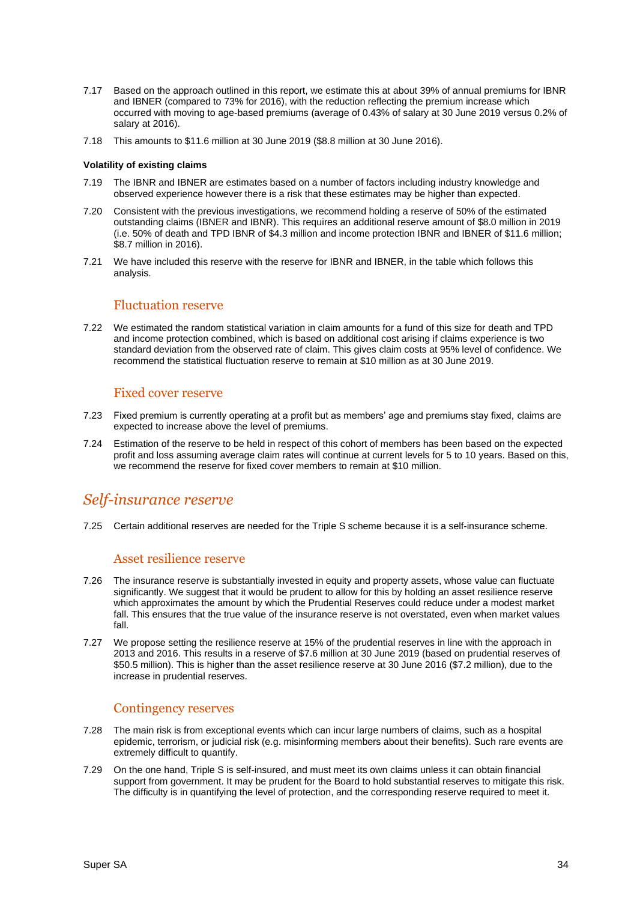7.17 Based on the approach outlined in this report, we estimate this at about 39% of annual premiums for IBNR and IBNER (compared to 73% for 2016), with the reduction reflecting the premium increase which occurred with moving to age-based premiums (average of 0.43% of salary at 30 June 2019 versus 0.2% of salary at 2016).

7.18 This amounts to $11.6 million at 30 June 2019 ($8.8 million at 30 June 2016).

**Volatility of existing claims**

7.19 The IBNR and IBNER are estimates based on a number of factors including industry knowledge and observed experience however there is a risk that these estimates may be higher than expected.

7.20 Consistent with the previous investigations, we recommend holding a reserve of 50% of the estimated outstanding claims (IBNER and IBNR). This requires an additional reserve amount of $8.0 million in 2019 (i.e. 50% of death and TPD IBNR of $4.3 million and income protection IBNR and IBNER of $11.6 million; $8.7 million in 2016).

7.21 We have included this reserve with the reserve for IBNR and IBNER, in the table which follows this analysis.

### Fluctuation reserve

7.22 We estimated the random statistical variation in claim amounts for a fund of this size for death and TPD and income protection combined, which is based on additional cost arising if claims experience is two standard deviation from the observed rate of claim. This gives claim costs at 95% level of confidence. We recommend the statistical fluctuation reserve to remain at $10 million as at 30 June 2019.

### Fixed cover reserve

7.23 Fixed premium is currently operating at a profit but as members' age and premiums stay fixed, claims are expected to increase above the level of premiums.

7.24 Estimation of the reserve to be held in respect of this cohort of members has been based on the expected profit and loss assuming average claim rates will continue at current levels for 5 to 10 years. Based on this, we recommend the reserve for fixed cover members to remain at $10 million.

## *Self-insurance reserve*

7.25 Certain additional reserves are needed for the Triple S scheme because it is a self-insurance scheme.

### Asset resilience reserve

7.26 The insurance reserve is substantially invested in equity and property assets, whose value can fluctuate significantly. We suggest that it would be prudent to allow for this by holding an asset resilience reserve which approximates the amount by which the Prudential Reserves could reduce under a modest market fall. This ensures that the true value of the insurance reserve is not overstated, even when market values fall.

7.27 We propose setting the resilience reserve at 15% of the prudential reserves in line with the approach in 2013 and 2016. This results in a reserve of $7.6 million at 30 June 2019 (based on prudential reserves of $50.5 million). This is higher than the asset resilience reserve at 30 June 2016 ($7.2 million), due to the increase in prudential reserves.

### Contingency reserves

7.28 The main risk is from exceptional events which can incur large numbers of claims, such as a hospital epidemic, terrorism, or judicial risk (e.g. misinforming members about their benefits). Such rare events are extremely difficult to quantify.

7.29 On the one hand, Triple S is self-insured, and must meet its own claims unless it can obtain financial support from government. It may be prudent for the Board to hold substantial reserves to mitigate this risk. The difficulty is in quantifying the level of protection, and the corresponding reserve required to meet it.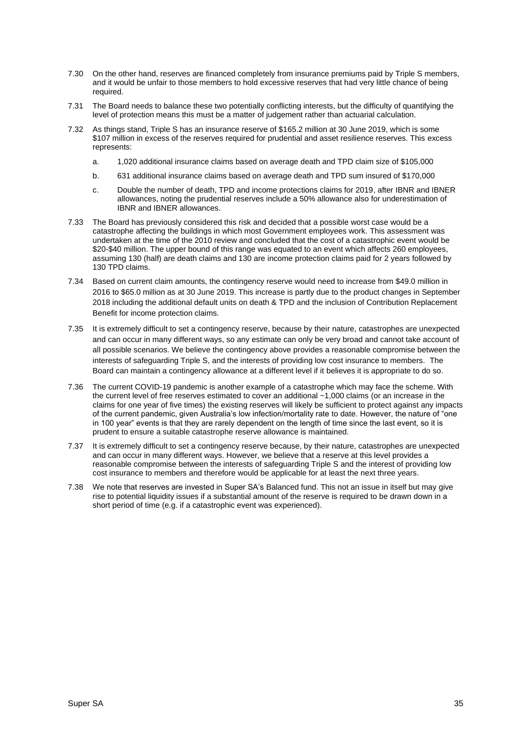7.30 On the other hand, reserves are financed completely from insurance premiums paid by Triple S members, and it would be unfair to those members to hold excessive reserves that had very little chance of being required.

7.31 The Board needs to balance these two potentially conflicting interests, but the difficulty of quantifying the level of protection means this must be a matter of judgement rather than actuarial calculation.

7.32 As things stand, Triple S has an insurance reserve of $165.2 million at 30 June 2019, which is some $107 million in excess of the reserves required for prudential and asset resilience reserves. This excess represents:

  a. 1,020 additional insurance claims based on average death and TPD claim size of $105,000

  b. 631 additional insurance claims based on average death and TPD sum insured of $170,000

  c. Double the number of death, TPD and income protections claims for 2019, after IBNR and IBNER allowances, noting the prudential reserves include a 50% allowance also for underestimation of IBNR and IBNER allowances.

7.33 The Board has previously considered this risk and decided that a possible worst case would be a catastrophe affecting the buildings in which most Government employees work. This assessment was undertaken at the time of the 2010 review and concluded that the cost of a catastrophic event would be $20-$40 million. The upper bound of this range was equated to an event which affects 260 employees, assuming 130 (half) are death claims and 130 are income protection claims paid for 2 years followed by 130 TPD claims.

7.34 Based on current claim amounts, the contingency reserve would need to increase from $49.0 million in 2016 to $65.0 million as at 30 June 2019. This increase is partly due to the product changes in September 2018 including the additional default units on death & TPD and the inclusion of Contribution Replacement Benefit for income protection claims.

7.35 It is extremely difficult to set a contingency reserve, because by their nature, catastrophes are unexpected and can occur in many different ways, so any estimate can only be very broad and cannot take account of all possible scenarios. We believe the contingency above provides a reasonable compromise between the interests of safeguarding Triple S, and the interests of providing low cost insurance to members. The Board can maintain a contingency allowance at a different level if it believes it is appropriate to do so.

7.36 The current COVID-19 pandemic is another example of a catastrophe which may face the scheme. With the current level of free reserves estimated to cover an additional ~1,000 claims (or an increase in the claims for one year of five times) the existing reserves will likely be sufficient to protect against any impacts of the current pandemic, given Australia's low infection/mortality rate to date. However, the nature of "one in 100 year" events is that they are rarely dependent on the length of time since the last event, so it is prudent to ensure a suitable catastrophe reserve allowance is maintained.

7.37 It is extremely difficult to set a contingency reserve because, by their nature, catastrophes are unexpected and can occur in many different ways. However, we believe that a reserve at this level provides a reasonable compromise between the interests of safeguarding Triple S and the interest of providing low cost insurance to members and therefore would be applicable for at least the next three years.

7.38 We note that reserves are invested in Super SA's Balanced fund. This not an issue in itself but may give rise to potential liquidity issues if a substantial amount of the reserve is required to be drawn down in a short period of time (e.g. if a catastrophic event was experienced).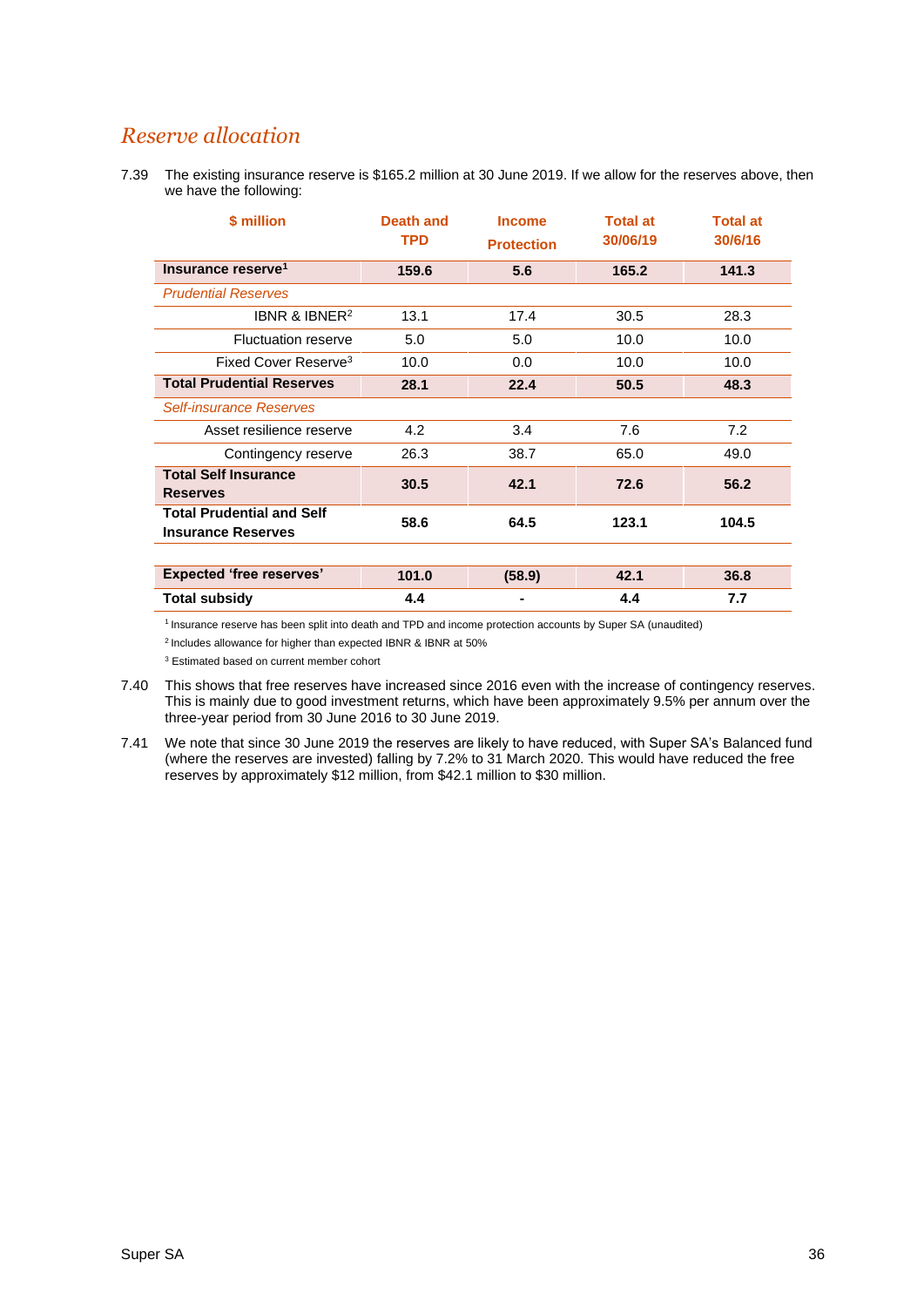## *Reserve allocation*

7.39 The existing insurance reserve is $165.2 million at 30 June 2019. If we allow for the reserves above, then we have the following:

| $ million | Death and TPD | Income Protection | Total at 30/06/19 | Total at 30/6/16 |
|---|---|---|---|---|
| **Insurance reserve[1]** | **159.6** | **5.6** | **165.2** | **141.3** |
| *Prudential Reserves* | | | | |
| IBNR & IBNER[2] | 13.1 | 17.4 | 30.5 | 28.3 |
| Fluctuation reserve | 5.0 | 5.0 | 10.0 | 10.0 |
| Fixed Cover Reserve[3] | 10.0 | 0.0 | 10.0 | 10.0 |
| **Total Prudential Reserves** | **28.1** | **22.4** | **50.5** | **48.3** |
| *Self-insurance Reserves* | | | | |
| Asset resilience reserve | 4.2 | 3.4 | 7.6 | 7.2 |
| Contingency reserve | 26.3 | 38.7 | 65.0 | 49.0 |
| **Total Self Insurance Reserves** | **30.5** | **42.1** | **72.6** | **56.2** |
| **Total Prudential and Self Insurance Reserves** | **58.6** | **64.5** | **123.1** | **104.5** |
| | | | | |
| **Expected 'free reserves'** | **101.0** | **(58.9)** | **42.1** | **36.8** |
| **Total subsidy** | **4.4** | **-** | **4.4** | **7.7** |

[1] Insurance reserve has been split into death and TPD and income protection accounts by Super SA (unaudited)

[2] Includes allowance for higher than expected IBNR & IBNR at 50%

[3] Estimated based on current member cohort

7.40 This shows that free reserves have increased since 2016 even with the increase of contingency reserves. This is mainly due to good investment returns, which have been approximately 9.5% per annum over the three-year period from 30 June 2016 to 30 June 2019.

7.41 We note that since 30 June 2019 the reserves are likely to have reduced, with Super SA's Balanced fund (where the reserves are invested) falling by 7.2% to 31 March 2020. This would have reduced the free reserves by approximately $12 million, from $42.1 million to $30 million.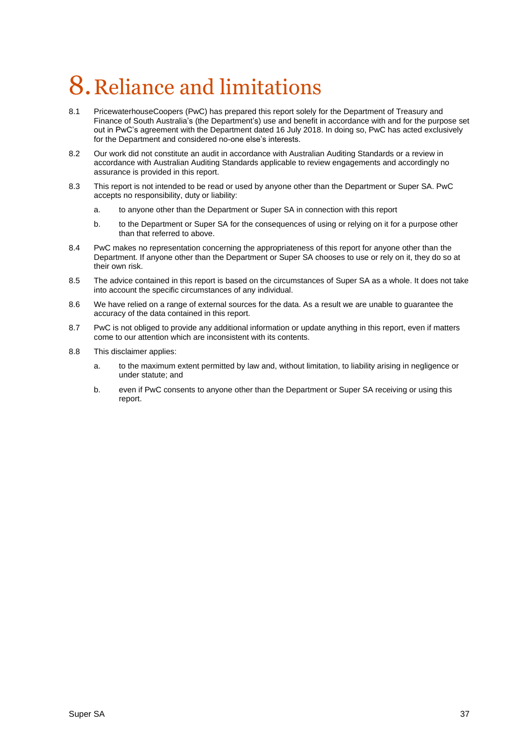# 8. Reliance and limitations

8.1 PricewaterhouseCoopers (PwC) has prepared this report solely for the Department of Treasury and Finance of South Australia's (the Department's) use and benefit in accordance with and for the purpose set out in PwC's agreement with the Department dated 16 July 2018. In doing so, PwC has acted exclusively for the Department and considered no-one else's interests.

8.2 Our work did not constitute an audit in accordance with Australian Auditing Standards or a review in accordance with Australian Auditing Standards applicable to review engagements and accordingly no assurance is provided in this report.

8.3 This report is not intended to be read or used by anyone other than the Department or Super SA. PwC accepts no responsibility, duty or liability:

  a. to anyone other than the Department or Super SA in connection with this report

  b. to the Department or Super SA for the consequences of using or relying on it for a purpose other than that referred to above.

8.4 PwC makes no representation concerning the appropriateness of this report for anyone other than the Department. If anyone other than the Department or Super SA chooses to use or rely on it, they do so at their own risk.

8.5 The advice contained in this report is based on the circumstances of Super SA as a whole. It does not take into account the specific circumstances of any individual.

8.6 We have relied on a range of external sources for the data. As a result we are unable to guarantee the accuracy of the data contained in this report.

8.7 PwC is not obliged to provide any additional information or update anything in this report, even if matters come to our attention which are inconsistent with its contents.

8.8 This disclaimer applies:

  a. to the maximum extent permitted by law and, without limitation, to liability arising in negligence or under statute; and

  b. even if PwC consents to anyone other than the Department or Super SA receiving or using this report.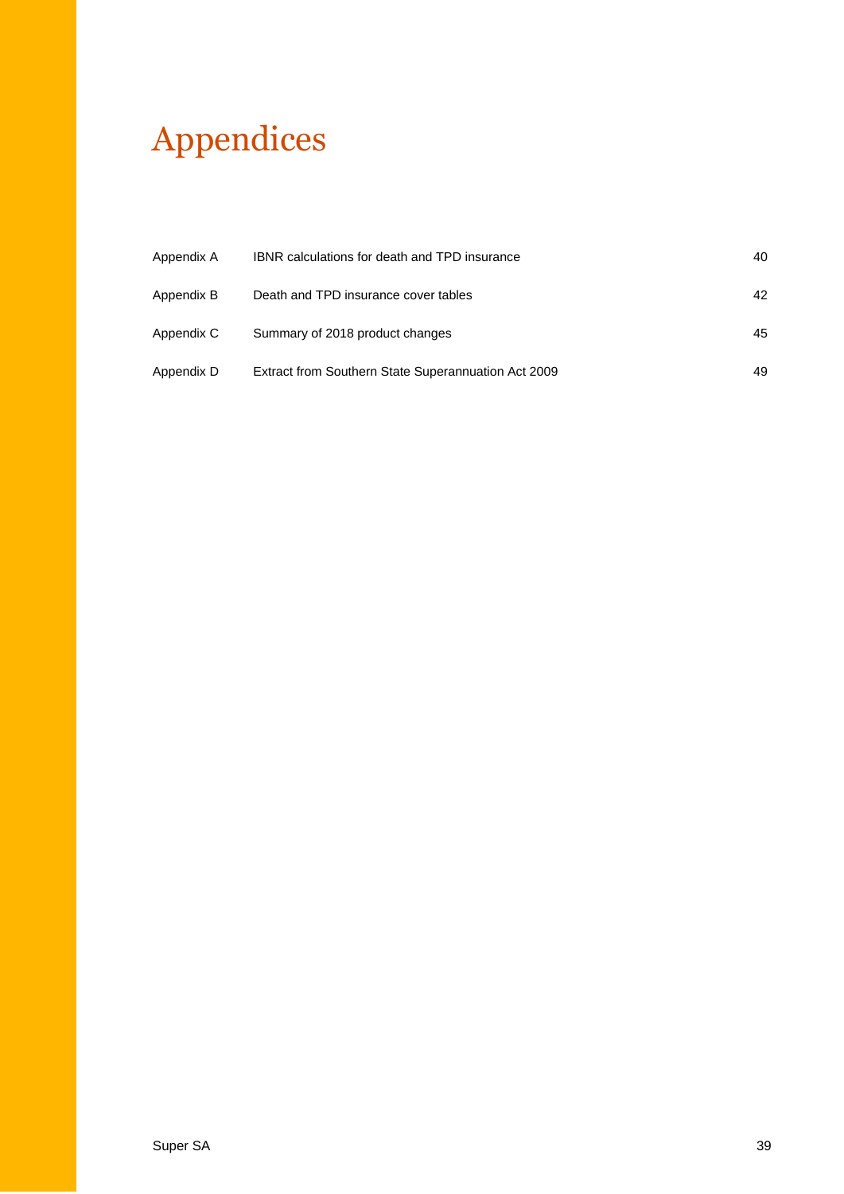# Appendices

| | | |
|---|---|---|
| Appendix A | IBNR calculations for death and TPD insurance | 40 |
| Appendix B | Death and TPD insurance cover tables | 42 |
| Appendix C | Summary of 2018 product changes | 45 |
| Appendix D | Extract from Southern State Superannuation Act 2009 | 49 |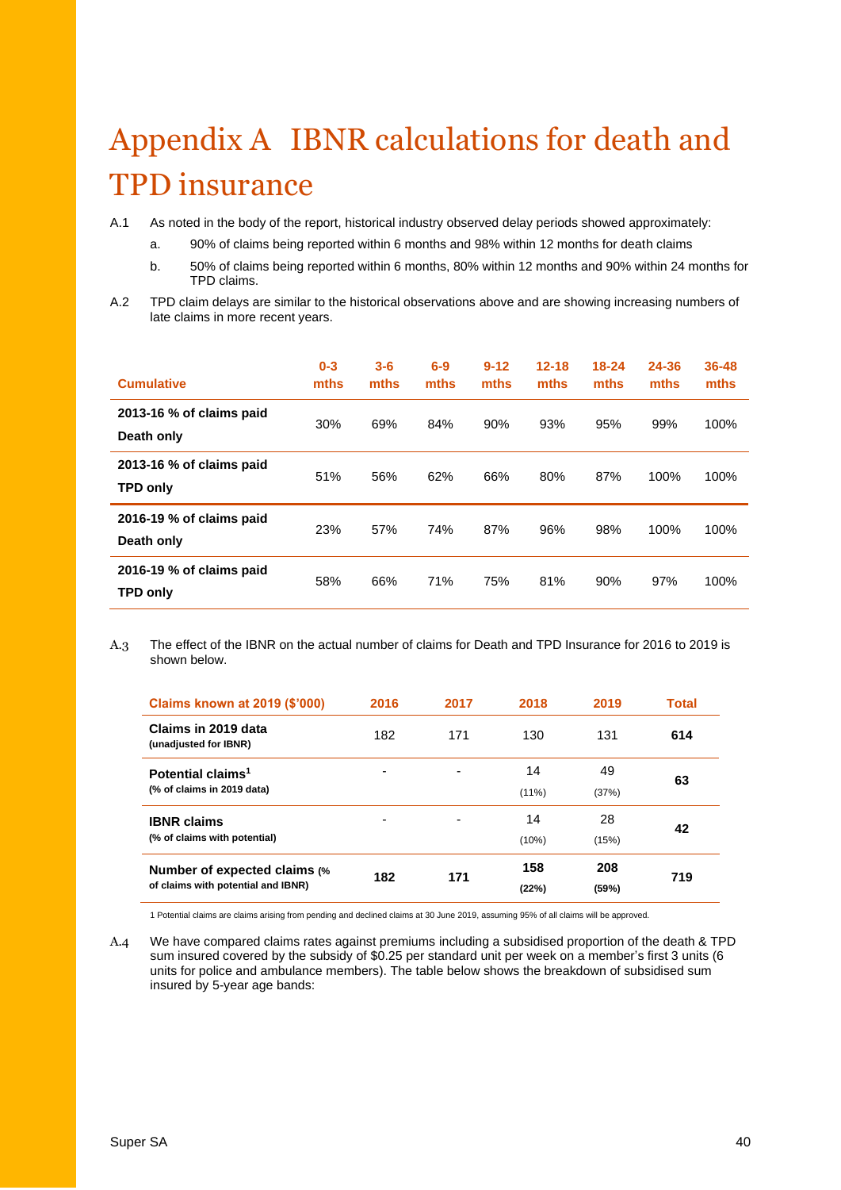# Appendix A IBNR calculations for death and TPD insurance

A.1 As noted in the body of the report, historical industry observed delay periods showed approximately:

a. 90% of claims being reported within 6 months and 98% within 12 months for death claims

b. 50% of claims being reported within 6 months, 80% within 12 months and 90% within 24 months for TPD claims.

A.2 TPD claim delays are similar to the historical observations above and are showing increasing numbers of late claims in more recent years.

| Cumulative | 0-3 mths | 3-6 mths | 6-9 mths | 9-12 mths | 12-18 mths | 18-24 mths | 24-36 mths | 36-48 mths |
|---|---|---|---|---|---|---|---|---|
| **2013-16 % of claims paid Death only** | 30% | 69% | 84% | 90% | 93% | 95% | 99% | 100% |
| **2013-16 % of claims paid TPD only** | 51% | 56% | 62% | 66% | 80% | 87% | 100% | 100% |
| **2016-19 % of claims paid Death only** | 23% | 57% | 74% | 87% | 96% | 98% | 100% | 100% |
| **2016-19 % of claims paid TPD only** | 58% | 66% | 71% | 75% | 81% | 90% | 97% | 100% |

A.3 The effect of the IBNR on the actual number of claims for Death and TPD Insurance for 2016 to 2019 is shown below.

| Claims known at 2019 ($'000) | 2016 | 2017 | 2018 | 2019 | Total |
|---|---|---|---|---|---|
| **Claims in 2019 data** (unadjusted for IBNR) | 182 | 171 | 130 | 131 | **614** |
| **Potential claims**[1] (% of claims in 2019 data) | - | - | 14 (11%) | 49 (37%) | **63** |
| **IBNR claims** (% of claims with potential) | - | - | 14 (10%) | 28 (15%) | **42** |
| **Number of expected claims** (% of claims with potential and IBNR) | **182** | **171** | **158 (22%)** | **208 (59%)** | **719** |

1 Potential claims are claims arising from pending and declined claims at 30 June 2019, assuming 95% of all claims will be approved.

A.4 We have compared claims rates against premiums including a subsidised proportion of the death & TPD sum insured covered by the subsidy of $0.25 per standard unit per week on a member's first 3 units (6 units for police and ambulance members). The table below shows the breakdown of subsidised sum insured by 5-year age bands: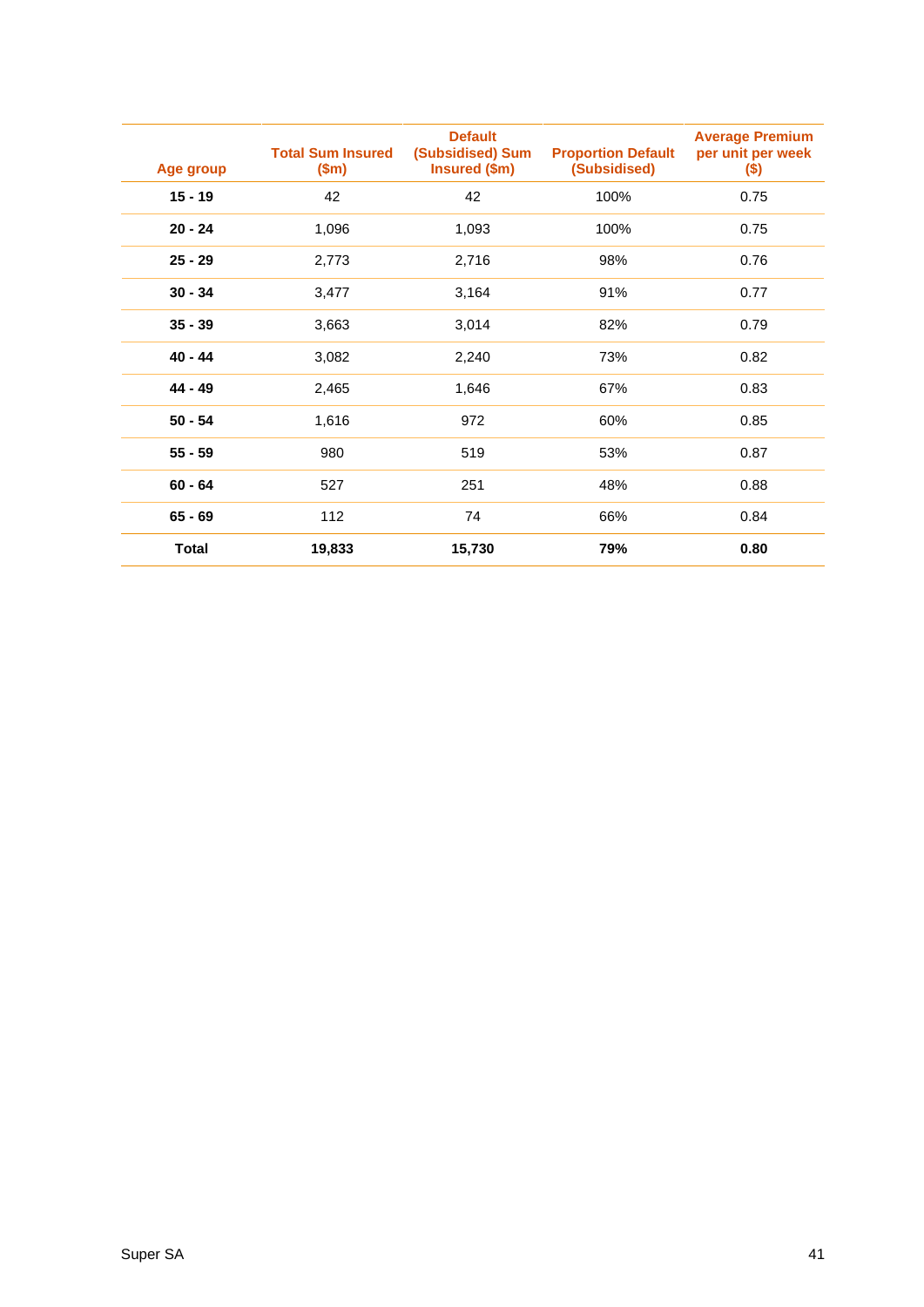| Age group | Total Sum Insured ($m) | Default (Subsidised) Sum Insured ($m) | Proportion Default (Subsidised) | Average Premium per unit per week ($) |
|---|---|---|---|---|
| **15 - 19** | 42 | 42 | 100% | 0.75 |
| **20 - 24** | 1,096 | 1,093 | 100% | 0.75 |
| **25 - 29** | 2,773 | 2,716 | 98% | 0.76 |
| **30 - 34** | 3,477 | 3,164 | 91% | 0.77 |
| **35 - 39** | 3,663 | 3,014 | 82% | 0.79 |
| **40 - 44** | 3,082 | 2,240 | 73% | 0.82 |
| **44 - 49** | 2,465 | 1,646 | 67% | 0.83 |
| **50 - 54** | 1,616 | 972 | 60% | 0.85 |
| **55 - 59** | 980 | 519 | 53% | 0.87 |
| **60 - 64** | 527 | 251 | 48% | 0.88 |
| **65 - 69** | 112 | 74 | 66% | 0.84 |
| **Total** | **19,833** | **15,730** | **79%** | **0.80** |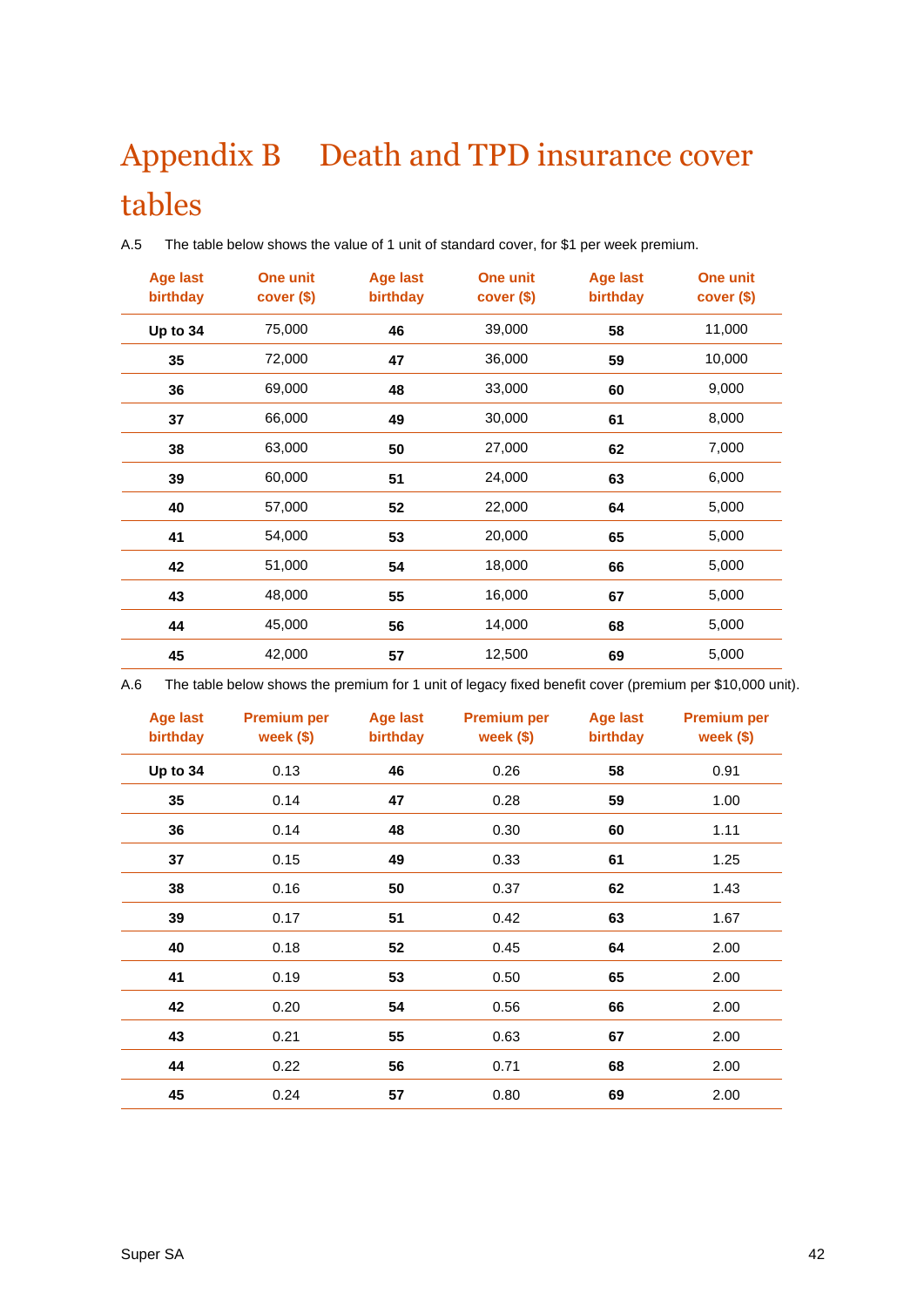# Appendix B Death and TPD insurance cover tables

A.5 The table below shows the value of 1 unit of standard cover, for $1 per week premium.

| Age last birthday | One unit cover ($) | Age last birthday | One unit cover ($) | Age last birthday | One unit cover ($) |
|---|---|---|---|---|---|
| **Up to 34** | 75,000 | **46** | 39,000 | **58** | 11,000 |
| **35** | 72,000 | **47** | 36,000 | **59** | 10,000 |
| **36** | 69,000 | **48** | 33,000 | **60** | 9,000 |
| **37** | 66,000 | **49** | 30,000 | **61** | 8,000 |
| **38** | 63,000 | **50** | 27,000 | **62** | 7,000 |
| **39** | 60,000 | **51** | 24,000 | **63** | 6,000 |
| **40** | 57,000 | **52** | 22,000 | **64** | 5,000 |
| **41** | 54,000 | **53** | 20,000 | **65** | 5,000 |
| **42** | 51,000 | **54** | 18,000 | **66** | 5,000 |
| **43** | 48,000 | **55** | 16,000 | **67** | 5,000 |
| **44** | 45,000 | **56** | 14,000 | **68** | 5,000 |
| **45** | 42,000 | **57** | 12,500 | **69** | 5,000 |

A.6 The table below shows the premium for 1 unit of legacy fixed benefit cover (premium per $10,000 unit).

| Age last birthday | Premium per week ($) | Age last birthday | Premium per week ($) | Age last birthday | Premium per week ($) |
|---|---|---|---|---|---|
| **Up to 34** | 0.13 | **46** | 0.26 | **58** | 0.91 |
| **35** | 0.14 | **47** | 0.28 | **59** | 1.00 |
| **36** | 0.14 | **48** | 0.30 | **60** | 1.11 |
| **37** | 0.15 | **49** | 0.33 | **61** | 1.25 |
| **38** | 0.16 | **50** | 0.37 | **62** | 1.43 |
| **39** | 0.17 | **51** | 0.42 | **63** | 1.67 |
| **40** | 0.18 | **52** | 0.45 | **64** | 2.00 |
| **41** | 0.19 | **53** | 0.50 | **65** | 2.00 |
| **42** | 0.20 | **54** | 0.56 | **66** | 2.00 |
| **43** | 0.21 | **55** | 0.63 | **67** | 2.00 |
| **44** | 0.22 | **56** | 0.71 | **68** | 2.00 |
| **45** | 0.24 | **57** | 0.80 | **69** | 2.00 |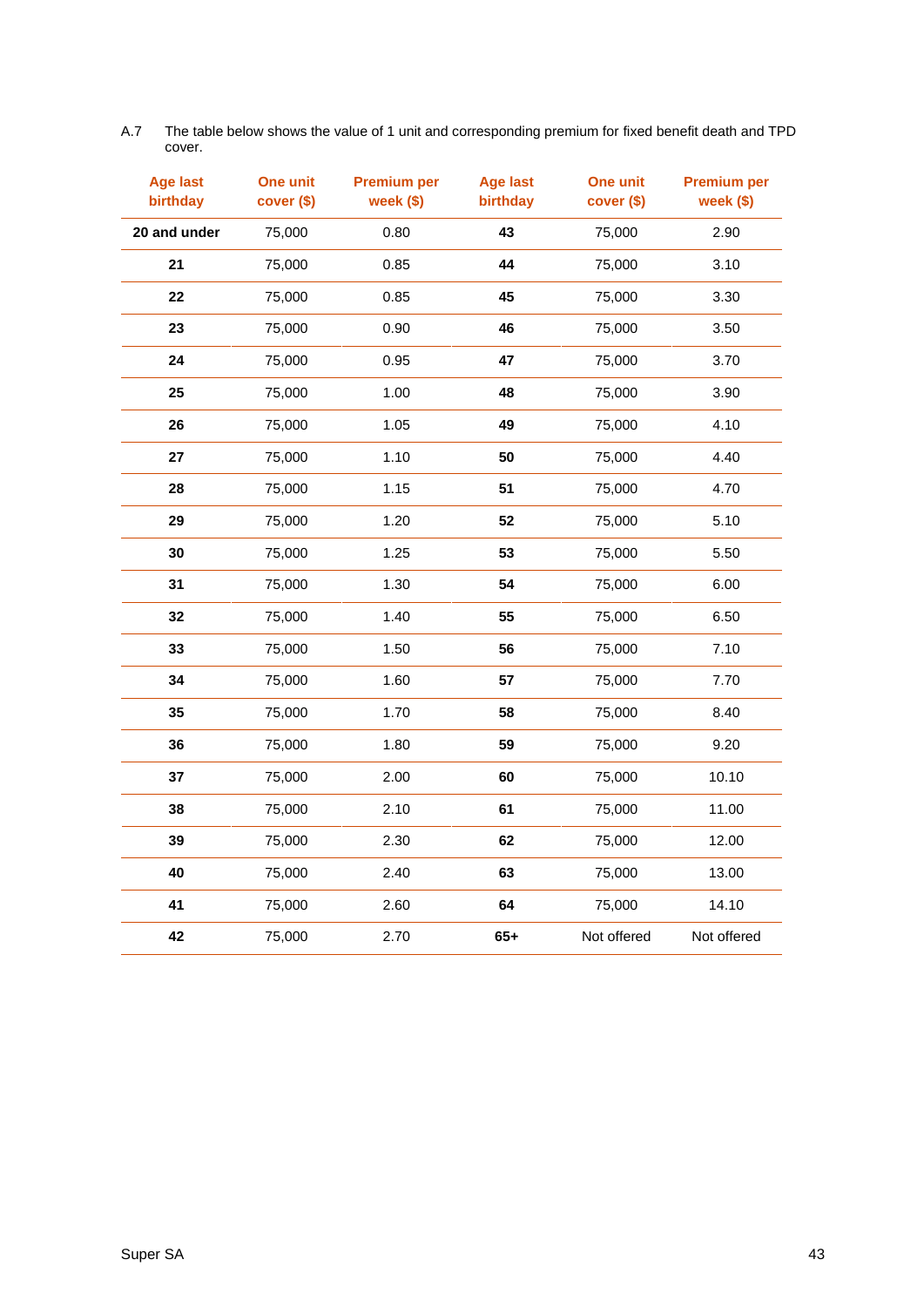A.7 The table below shows the value of 1 unit and corresponding premium for fixed benefit death and TPD cover.

| Age last birthday | One unit cover ($) | Premium per week ($) | Age last birthday | One unit cover ($) | Premium per week ($) |
|---|---|---|---|---|---|
| **20 and under** | 75,000 | 0.80 | **43** | 75,000 | 2.90 |
| **21** | 75,000 | 0.85 | **44** | 75,000 | 3.10 |
| **22** | 75,000 | 0.85 | **45** | 75,000 | 3.30 |
| **23** | 75,000 | 0.90 | **46** | 75,000 | 3.50 |
| **24** | 75,000 | 0.95 | **47** | 75,000 | 3.70 |
| **25** | 75,000 | 1.00 | **48** | 75,000 | 3.90 |
| **26** | 75,000 | 1.05 | **49** | 75,000 | 4.10 |
| **27** | 75,000 | 1.10 | **50** | 75,000 | 4.40 |
| **28** | 75,000 | 1.15 | **51** | 75,000 | 4.70 |
| **29** | 75,000 | 1.20 | **52** | 75,000 | 5.10 |
| **30** | 75,000 | 1.25 | **53** | 75,000 | 5.50 |
| **31** | 75,000 | 1.30 | **54** | 75,000 | 6.00 |
| **32** | 75,000 | 1.40 | **55** | 75,000 | 6.50 |
| **33** | 75,000 | 1.50 | **56** | 75,000 | 7.10 |
| **34** | 75,000 | 1.60 | **57** | 75,000 | 7.70 |
| **35** | 75,000 | 1.70 | **58** | 75,000 | 8.40 |
| **36** | 75,000 | 1.80 | **59** | 75,000 | 9.20 |
| **37** | 75,000 | 2.00 | **60** | 75,000 | 10.10 |
| **38** | 75,000 | 2.10 | **61** | 75,000 | 11.00 |
| **39** | 75,000 | 2.30 | **62** | 75,000 | 12.00 |
| **40** | 75,000 | 2.40 | **63** | 75,000 | 13.00 |
| **41** | 75,000 | 2.60 | **64** | 75,000 | 14.10 |
| **42** | 75,000 | 2.70 | **65+** | Not offered | Not offered |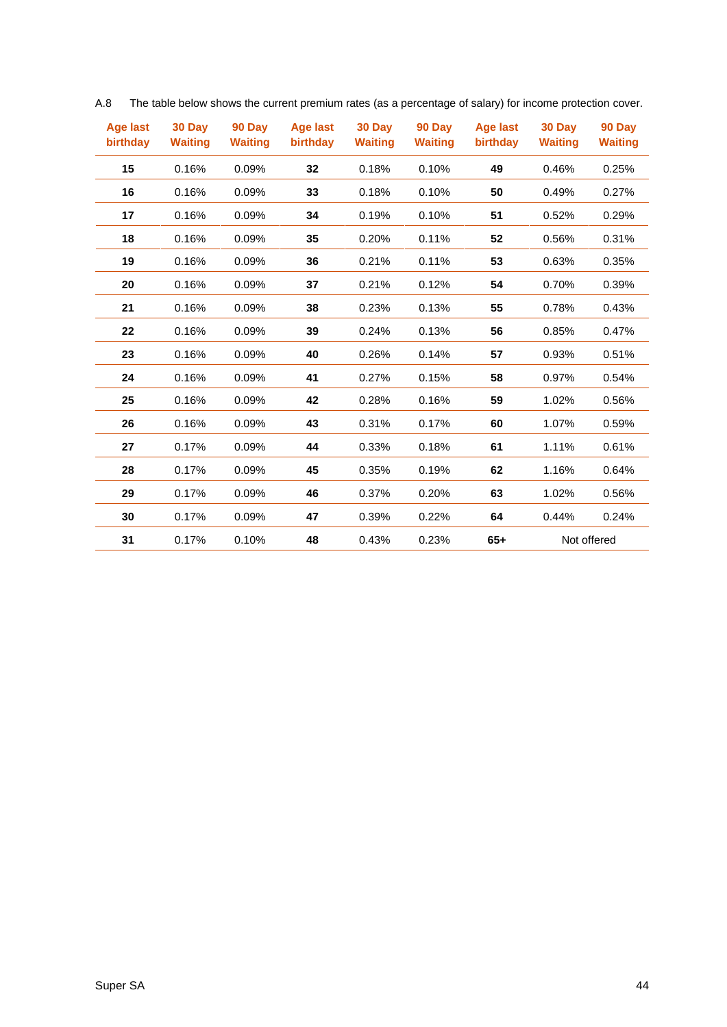A.8 The table below shows the current premium rates (as a percentage of salary) for income protection cover.

| Age last birthday | 30 Day Waiting | 90 Day Waiting | Age last birthday | 30 Day Waiting | 90 Day Waiting | Age last birthday | 30 Day Waiting | 90 Day Waiting |
|---|---|---|---|---|---|---|---|---|
| **15** | 0.16% | 0.09% | **32** | 0.18% | 0.10% | **49** | 0.46% | 0.25% |
| **16** | 0.16% | 0.09% | **33** | 0.18% | 0.10% | **50** | 0.49% | 0.27% |
| **17** | 0.16% | 0.09% | **34** | 0.19% | 0.10% | **51** | 0.52% | 0.29% |
| **18** | 0.16% | 0.09% | **35** | 0.20% | 0.11% | **52** | 0.56% | 0.31% |
| **19** | 0.16% | 0.09% | **36** | 0.21% | 0.11% | **53** | 0.63% | 0.35% |
| **20** | 0.16% | 0.09% | **37** | 0.21% | 0.12% | **54** | 0.70% | 0.39% |
| **21** | 0.16% | 0.09% | **38** | 0.23% | 0.13% | **55** | 0.78% | 0.43% |
| **22** | 0.16% | 0.09% | **39** | 0.24% | 0.13% | **56** | 0.85% | 0.47% |
| **23** | 0.16% | 0.09% | **40** | 0.26% | 0.14% | **57** | 0.93% | 0.51% |
| **24** | 0.16% | 0.09% | **41** | 0.27% | 0.15% | **58** | 0.97% | 0.54% |
| **25** | 0.16% | 0.09% | **42** | 0.28% | 0.16% | **59** | 1.02% | 0.56% |
| **26** | 0.16% | 0.09% | **43** | 0.31% | 0.17% | **60** | 1.07% | 0.59% |
| **27** | 0.17% | 0.09% | **44** | 0.33% | 0.18% | **61** | 1.11% | 0.61% |
| **28** | 0.17% | 0.09% | **45** | 0.35% | 0.19% | **62** | 1.16% | 0.64% |
| **29** | 0.17% | 0.09% | **46** | 0.37% | 0.20% | **63** | 1.02% | 0.56% |
| **30** | 0.17% | 0.09% | **47** | 0.39% | 0.22% | **64** | 0.44% | 0.24% |
| **31** | 0.17% | 0.10% | **48** | 0.43% | 0.23% | **65+** | Not offered | |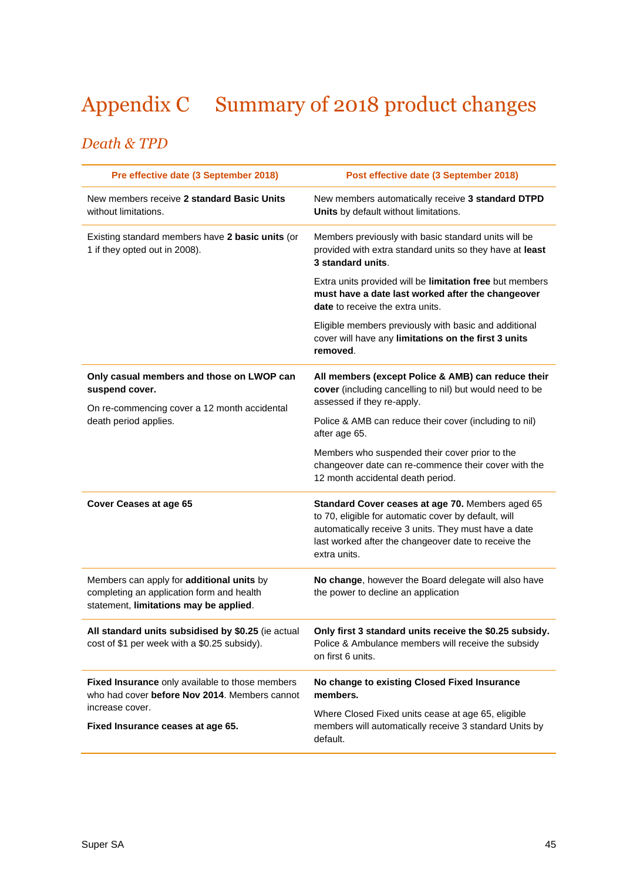# Appendix C Summary of 2018 product changes

## *Death & TPD*

| Pre effective date (3 September 2018) | Post effective date (3 September 2018) |
|---|---|
| New members receive **2 standard Basic Units** without limitations. | New members automatically receive **3 standard DTPD Units** by default without limitations. |
| Existing standard members have **2 basic units** (or 1 if they opted out in 2008). | Members previously with basic standard units will be provided with extra standard units so they have at **least 3 standard units**.<br><br>Extra units provided will be **limitation free** but members **must have a date last worked after the changeover date** to receive the extra units.<br><br>Eligible members previously with basic and additional cover will have any **limitations on the first 3 units removed**. |
| **Only casual members and those on LWOP can suspend cover.**<br><br>On re-commencing cover a 12 month accidental death period applies. | **All members (except Police & AMB) can reduce their cover** (including cancelling to nil) but would need to be assessed if they re-apply.<br><br>Police & AMB can reduce their cover (including to nil) after age 65.<br><br>Members who suspended their cover prior to the changeover date can re-commence their cover with the 12 month accidental death period. |
| **Cover Ceases at age 65** | **Standard Cover ceases at age 70.** Members aged 65 to 70, eligible for automatic cover by default, will automatically receive 3 units. They must have a date last worked after the changeover date to receive the extra units. |
| Members can apply for **additional units** by completing an application form and health statement, **limitations may be applied**. | **No change**, however the Board delegate will also have the power to decline an application |
| **All standard units subsidised by $0.25** (ie actual cost of $1 per week with a $0.25 subsidy). | **Only first 3 standard units receive the $0.25 subsidy.** Police & Ambulance members will receive the subsidy on first 6 units. |
| **Fixed Insurance** only available to those members who had cover **before Nov 2014**. Members cannot increase cover.<br><br>**Fixed Insurance ceases at age 65.** | **No change to existing Closed Fixed Insurance members.**<br><br>Where Closed Fixed units cease at age 65, eligible members will automatically receive 3 standard Units by default. |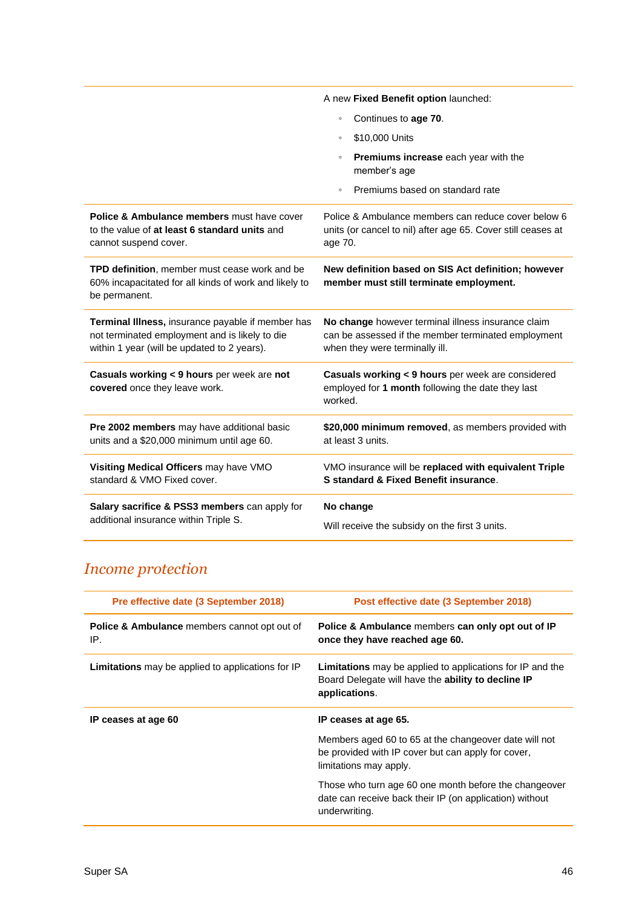| | |
|---|---|
| | A new **Fixed Benefit option** launched:<br>◦ Continues to **age 70**.<br>◦ $10,000 Units<br>◦ **Premiums increase** each year with the member's age<br>◦ Premiums based on standard rate |
| **Police & Ambulance members** must have cover to the value of **at least 6 standard units** and cannot suspend cover. | Police & Ambulance members can reduce cover below 6 units (or cancel to nil) after age 65. Cover still ceases at age 70. |
| **TPD definition**, member must cease work and be 60% incapacitated for all kinds of work and likely to be permanent. | **New definition based on SIS Act definition; however member must still terminate employment.** |
| **Terminal Illness,** insurance payable if member has not terminated employment and is likely to die within 1 year (will be updated to 2 years). | **No change** however terminal illness insurance claim can be assessed if the member terminated employment when they were terminally ill. |
| **Casuals working < 9 hours** per week are **not covered** once they leave work. | **Casuals working < 9 hours** per week are considered employed for **1 month** following the date they last worked. |
| **Pre 2002 members** may have additional basic units and a $20,000 minimum until age 60. | **$20,000 minimum removed**, as members provided with at least 3 units. |
| **Visiting Medical Officers** may have VMO standard & VMO Fixed cover. | VMO insurance will be **replaced with equivalent Triple S standard & Fixed Benefit insurance**. |
| **Salary sacrifice & PSS3 members** can apply for additional insurance within Triple S. | **No change**<br><br>Will receive the subsidy on the first 3 units. |

## *Income protection*

| Pre effective date (3 September 2018) | Post effective date (3 September 2018) |
|---|---|
| **Police & Ambulance** members cannot opt out of IP. | **Police & Ambulance** members **can only opt out of IP once they have reached age 60.** |
| **Limitations** may be applied to applications for IP | **Limitations** may be applied to applications for IP and the Board Delegate will have the **ability to decline IP applications**. |
| **IP ceases at age 60** | **IP ceases at age 65.**<br><br>Members aged 60 to 65 at the changeover date will not be provided with IP cover but can apply for cover, limitations may apply.<br><br>Those who turn age 60 one month before the changeover date can receive back their IP (on application) without underwriting. |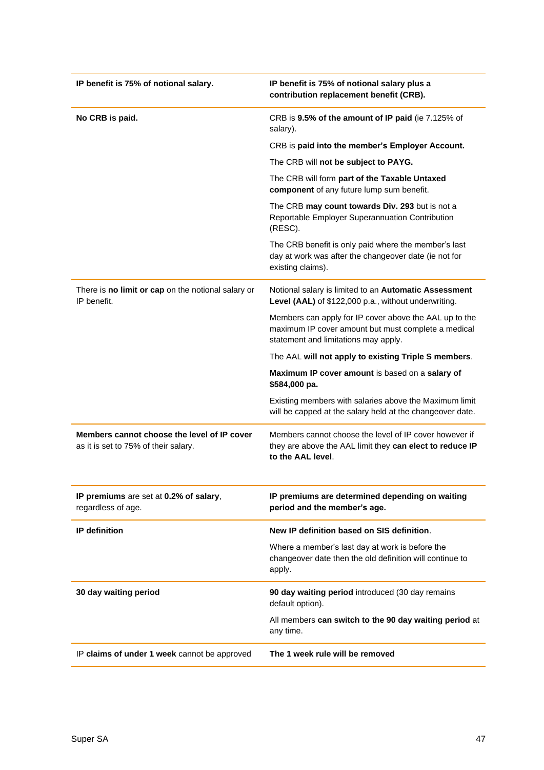| **IP benefit is 75% of notional salary.** | **IP benefit is 75% of notional salary plus a contribution replacement benefit (CRB).** |
|---|---|
| **No CRB is paid.** | CRB is **9.5% of the amount of IP paid** (ie 7.125% of salary).<br><br>CRB is **paid into the member's Employer Account.**<br><br>The CRB will **not be subject to PAYG.**<br><br>The CRB will form **part of the Taxable Untaxed component** of any future lump sum benefit.<br><br>The CRB **may count towards Div. 293** but is not a Reportable Employer Superannuation Contribution (RESC).<br><br>The CRB benefit is only paid where the member's last day at work was after the changeover date (ie not for existing claims). |
| There is **no limit or cap** on the notional salary or IP benefit. | Notional salary is limited to an **Automatic Assessment Level (AAL)** of $122,000 p.a., without underwriting.<br><br>Members can apply for IP cover above the AAL up to the maximum IP cover amount but must complete a medical statement and limitations may apply.<br><br>The AAL **will not apply to existing Triple S members**.<br><br>**Maximum IP cover amount** is based on a **salary of $584,000 pa.**<br><br>Existing members with salaries above the Maximum limit will be capped at the salary held at the changeover date. |
| **Members cannot choose the level of IP cover** as it is set to 75% of their salary. | Members cannot choose the level of IP cover however if they are above the AAL limit they **can elect to reduce IP to the AAL level**. |
| **IP premiums** are set at **0.2% of salary**, regardless of age. | **IP premiums are determined depending on waiting period and the member's age.** |
| **IP definition** | **New IP definition based on SIS definition**.<br><br>Where a member's last day at work is before the changeover date then the old definition will continue to apply. |
| **30 day waiting period** | **90 day waiting period** introduced (30 day remains default option).<br><br>All members **can switch to the 90 day waiting period** at any time. |
| IP **claims of under 1 week** cannot be approved | **The 1 week rule will be removed** |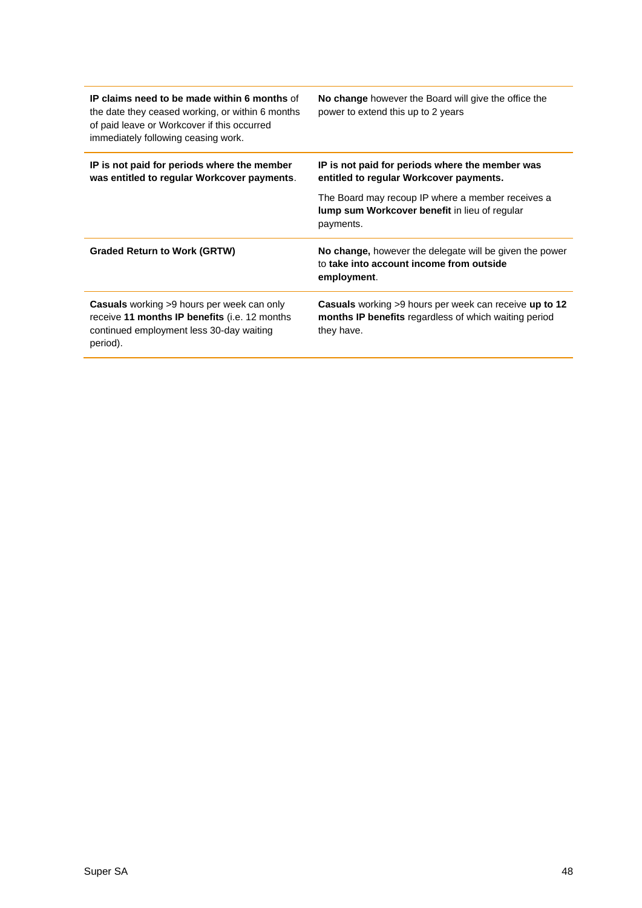| | |
|---|---|
| **IP claims need to be made within 6 months** of the date they ceased working, or within 6 months of paid leave or Workcover if this occurred immediately following ceasing work. | **No change** however the Board will give the office the power to extend this up to 2 years |
| **IP is not paid for periods where the member was entitled to regular Workcover payments**. | **IP is not paid for periods where the member was entitled to regular Workcover payments.**<br><br>The Board may recoup IP where a member receives a **lump sum Workcover benefit** in lieu of regular payments. |
| **Graded Return to Work (GRTW)** | **No change,** however the delegate will be given the power to **take into account income from outside employment**. |
| **Casuals** working >9 hours per week can only receive **11 months IP benefits** (i.e. 12 months continued employment less 30-day waiting period). | **Casuals** working >9 hours per week can receive **up to 12 months IP benefits** regardless of which waiting period they have. |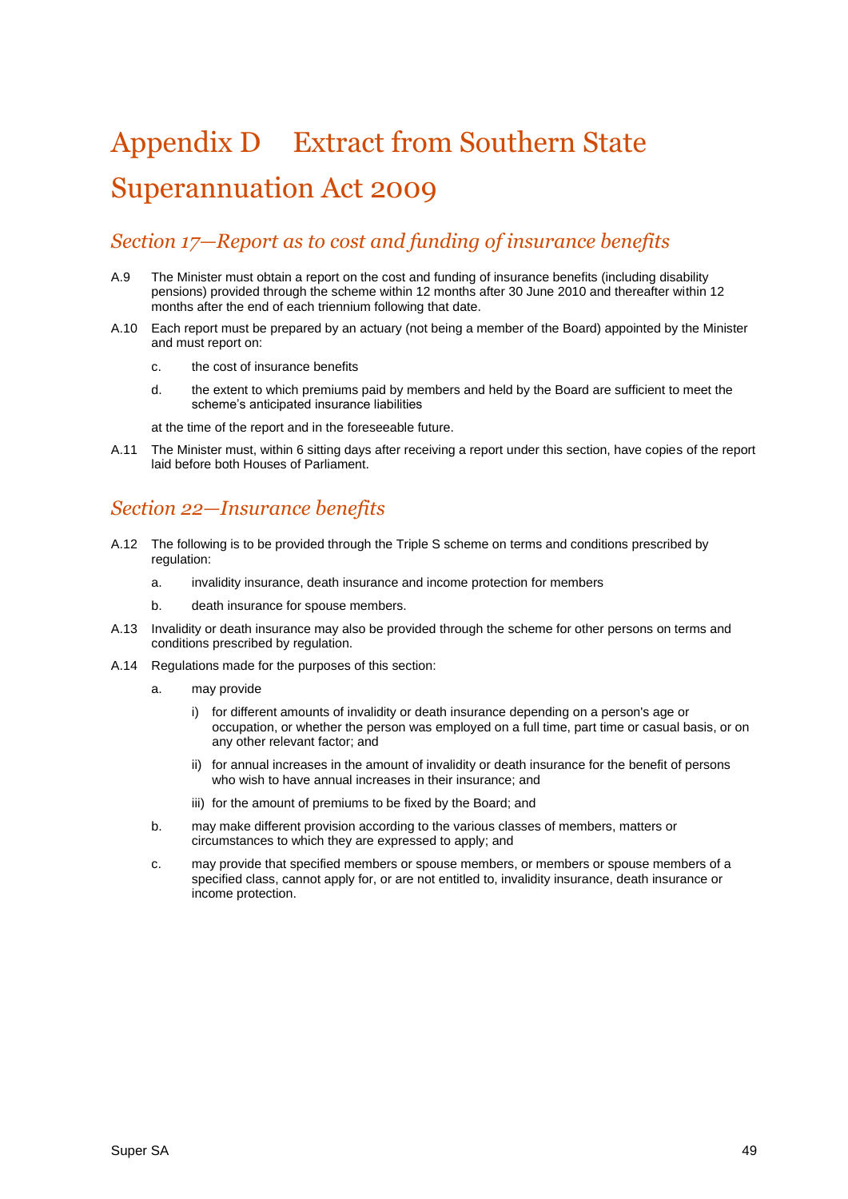# Appendix D Extract from Southern State Superannuation Act 2009

## *Section 17—Report as to cost and funding of insurance benefits*

A.9 The Minister must obtain a report on the cost and funding of insurance benefits (including disability pensions) provided through the scheme within 12 months after 30 June 2010 and thereafter within 12 months after the end of each triennium following that date.

A.10 Each report must be prepared by an actuary (not being a member of the Board) appointed by the Minister and must report on:

c. the cost of insurance benefits

d. the extent to which premiums paid by members and held by the Board are sufficient to meet the scheme's anticipated insurance liabilities

at the time of the report and in the foreseeable future.

A.11 The Minister must, within 6 sitting days after receiving a report under this section, have copies of the report laid before both Houses of Parliament.

## *Section 22—Insurance benefits*

A.12 The following is to be provided through the Triple S scheme on terms and conditions prescribed by regulation:

a. invalidity insurance, death insurance and income protection for members

b. death insurance for spouse members.

A.13 Invalidity or death insurance may also be provided through the scheme for other persons on terms and conditions prescribed by regulation.

A.14 Regulations made for the purposes of this section:

a. may provide

   i) for different amounts of invalidity or death insurance depending on a person's age or occupation, or whether the person was employed on a full time, part time or casual basis, or on any other relevant factor; and

   ii) for annual increases in the amount of invalidity or death insurance for the benefit of persons who wish to have annual increases in their insurance; and

   iii) for the amount of premiums to be fixed by the Board; and

b. may make different provision according to the various classes of members, matters or circumstances to which they are expressed to apply; and

c. may provide that specified members or spouse members, or members or spouse members of a specified class, cannot apply for, or are not entitled to, invalidity insurance, death insurance or income protection.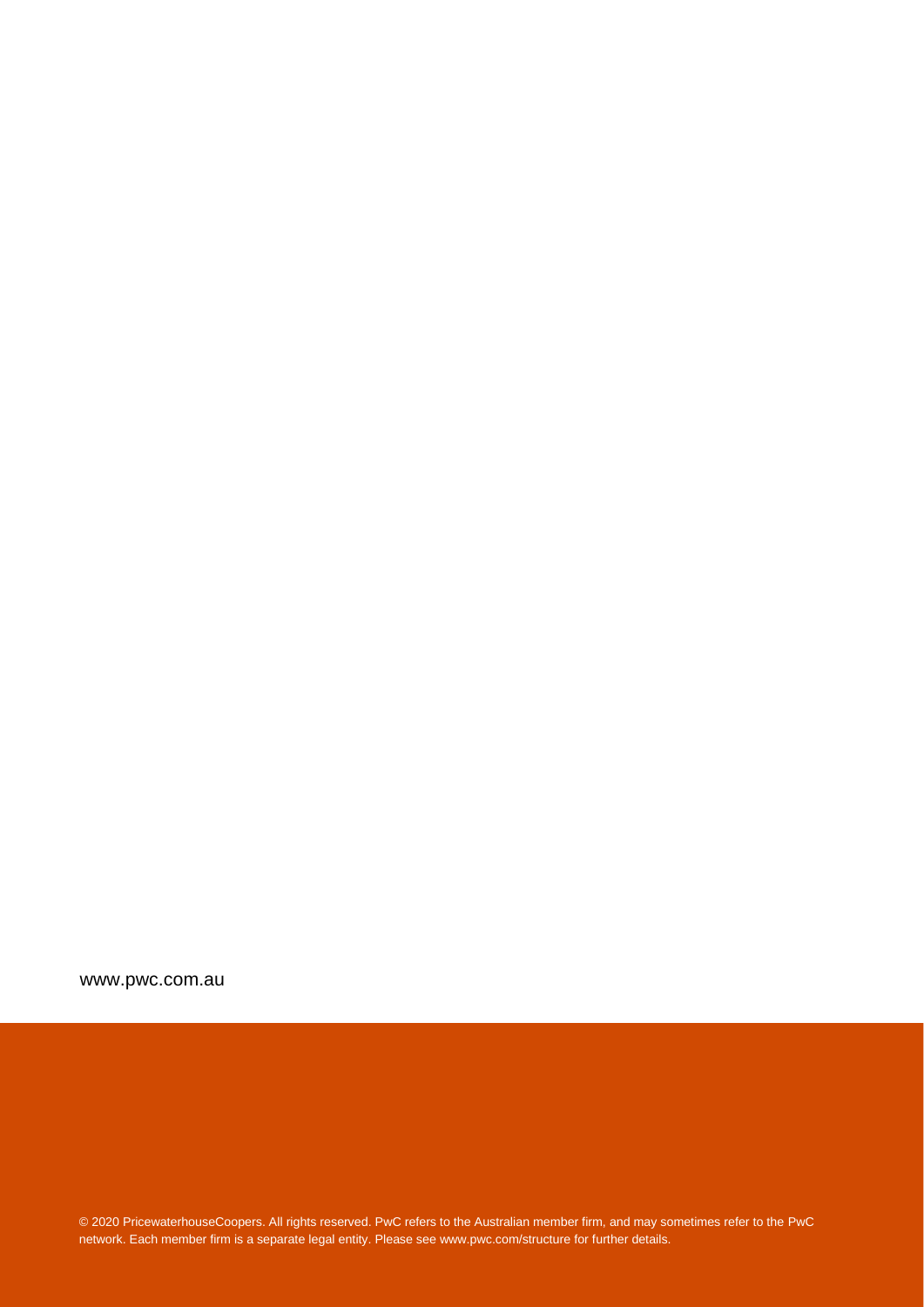www.pwc.com.au

© 2020 PricewaterhouseCoopers. All rights reserved. PwC refers to the Australian member firm, and may sometimes refer to the PwC network. Each member firm is a separate legal entity. Please see www.pwc.com/structure for further details.